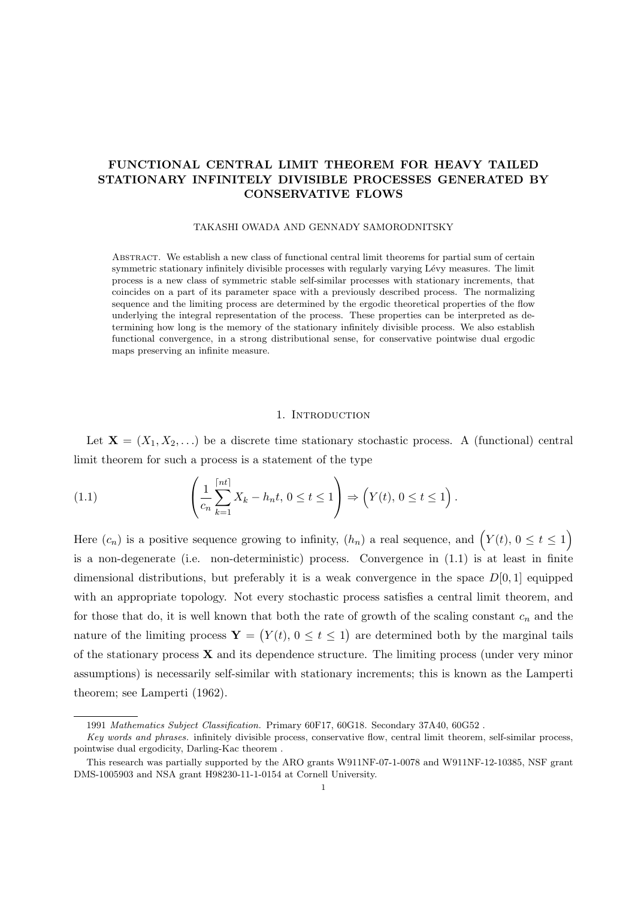# FUNCTIONAL CENTRAL LIMIT THEOREM FOR HEAVY TAILED STATIONARY INFINITELY DIVISIBLE PROCESSES GENERATED BY CONSERVATIVE FLOWS

TAKASHI OWADA AND GENNADY SAMORODNITSKY

Abstract. We establish a new class of functional central limit theorems for partial sum of certain symmetric stationary infinitely divisible processes with regularly varying Lévy measures. The limit process is a new class of symmetric stable self-similar processes with stationary increments, that coincides on a part of its parameter space with a previously described process. The normalizing sequence and the limiting process are determined by the ergodic theoretical properties of the flow underlying the integral representation of the process. These properties can be interpreted as determining how long is the memory of the stationary infinitely divisible process. We also establish functional convergence, in a strong distributional sense, for conservative pointwise dual ergodic maps preserving an infinite measure.

## 1. Introduction

Let $\mathbf{X} = (X_1, X_2, \ldots)$ be a discrete time stationary stochastic process. A (functional) central limit theorem for such a process is a statement of the type

$$\left( \frac{1}{c_n} \sum_{k=1}^{\lceil nt \rceil} X_k - h_n t, \; 0 \le t \le 1 \right) \Rightarrow \Big( Y(t), \; 0 \le t \le 1 \Big) . \tag{1.1}$$

Here $(c_n)$ is a positive sequence growing to infinity, $(h_n)$ a real sequence, and $\Big(Y(t), \, 0 \le t \le 1\Big)$ is a non-degenerate (i.e. non-deterministic) process. Convergence in (1.1) is at least in finite dimensional distributions, but preferably it is a weak convergence in the space $D[0,1]$ equipped with an appropriate topology. Not every stochastic process satisfies a central limit theorem, and for those that do, it is well known that both the rate of growth of the scaling constant $c_n$ and the nature of the limiting process $\mathbf{Y} = \big(Y(t), \, 0 \le t \le 1\big)$ are determined both by the marginal tails of the stationary process $\mathbf{X}$ and its dependence structure. The limiting process (under very minor assumptions) is necessarily self-similar with stationary increments; this is known as the Lamperti theorem; see Lamperti (1962).

---

1991 *Mathematics Subject Classification.* Primary 60F17, 60G18. Secondary 37A40, 60G52 .

*Key words and phrases.* infinitely divisible process, conservative flow, central limit theorem, self-similar process, pointwise dual ergodicity, Darling-Kac theorem .

This research was partially supported by the ARO grants W911NF-07-1-0078 and W911NF-12-10385, NSF grant DMS-1005903 and NSA grant H98230-11-1-0154 at Cornell University.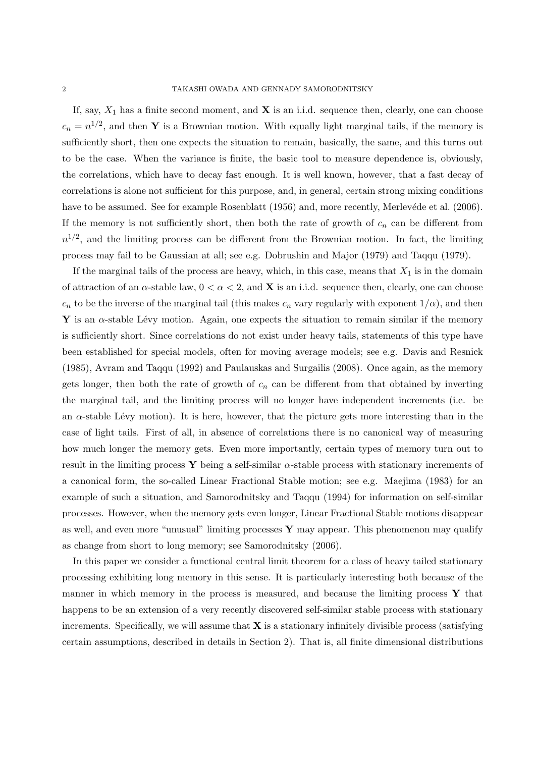If, say, $X_1$ has a finite second moment, and $\mathbf{X}$ is an i.i.d. sequence then, clearly, one can choose $c_n = n^{1/2}$, and then $\mathbf{Y}$ is a Brownian motion. With equally light marginal tails, if the memory is sufficiently short, then one expects the situation to remain, basically, the same, and this turns out to be the case. When the variance is finite, the basic tool to measure dependence is, obviously, the correlations, which have to decay fast enough. It is well known, however, that a fast decay of correlations is alone not sufficient for this purpose, and, in general, certain strong mixing conditions have to be assumed. See for example Rosenblatt (1956) and, more recently, Merlevéde et al. (2006). If the memory is not sufficiently short, then both the rate of growth of $c_n$ can be different from $n^{1/2}$, and the limiting process can be different from the Brownian motion. In fact, the limiting process may fail to be Gaussian at all; see e.g. Dobrushin and Major (1979) and Taqqu (1979).

If the marginal tails of the process are heavy, which, in this case, means that $X_1$ is in the domain of attraction of an $\alpha$-stable law, $0 < \alpha < 2$, and $\mathbf{X}$ is an i.i.d. sequence then, clearly, one can choose $c_n$ to be the inverse of the marginal tail (this makes $c_n$ vary regularly with exponent $1/\alpha$), and then $\mathbf{Y}$ is an $\alpha$-stable Lévy motion. Again, one expects the situation to remain similar if the memory is sufficiently short. Since correlations do not exist under heavy tails, statements of this type have been established for special models, often for moving average models; see e.g. Davis and Resnick (1985), Avram and Taqqu (1992) and Paulauskas and Surgailis (2008). Once again, as the memory gets longer, then both the rate of growth of $c_n$ can be different from that obtained by inverting the marginal tail, and the limiting process will no longer have independent increments (i.e. be an $\alpha$-stable Lévy motion). It is here, however, that the picture gets more interesting than in the case of light tails. First of all, in absence of correlations there is no canonical way of measuring how much longer the memory gets. Even more importantly, certain types of memory turn out to result in the limiting process $\mathbf{Y}$ being a self-similar $\alpha$-stable process with stationary increments of a canonical form, the so-called Linear Fractional Stable motion; see e.g. Maejima (1983) for an example of such a situation, and Samorodnitsky and Taqqu (1994) for information on self-similar processes. However, when the memory gets even longer, Linear Fractional Stable motions disappear as well, and even more "unusual" limiting processes $\mathbf{Y}$ may appear. This phenomenon may qualify as change from short to long memory; see Samorodnitsky (2006).

In this paper we consider a functional central limit theorem for a class of heavy tailed stationary processing exhibiting long memory in this sense. It is particularly interesting both because of the manner in which memory in the process is measured, and because the limiting process $\mathbf{Y}$ that happens to be an extension of a very recently discovered self-similar stable process with stationary increments. Specifically, we will assume that $\mathbf{X}$ is a stationary infinitely divisible process (satisfying certain assumptions, described in details in Section 2). That is, all finite dimensional distributions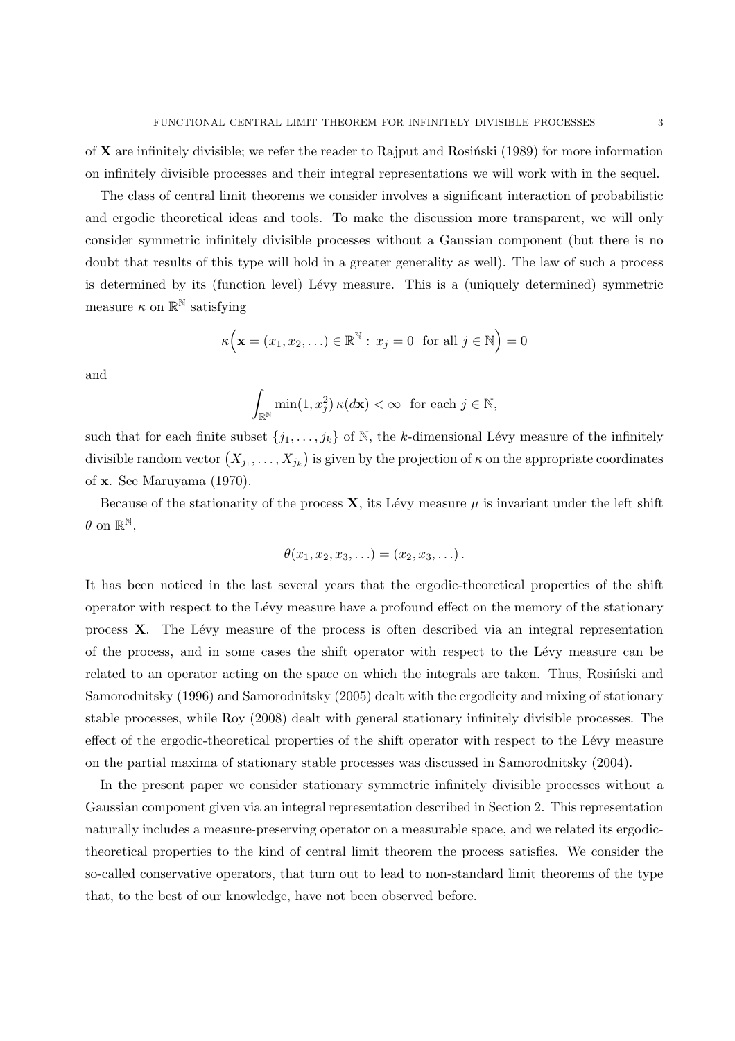of $\mathbf{X}$ are infinitely divisible; we refer the reader to Rajput and Rosiński (1989) for more information on infinitely divisible processes and their integral representations we will work with in the sequel.

The class of central limit theorems we consider involves a significant interaction of probabilistic and ergodic theoretical ideas and tools. To make the discussion more transparent, we will only consider symmetric infinitely divisible processes without a Gaussian component (but there is no doubt that results of this type will hold in a greater generality as well). The law of such a process is determined by its (function level) Lévy measure. This is a (uniquely determined) symmetric measure $\kappa$ on $\mathbb{R}^{\mathbb{N}}$ satisfying

$$\kappa\Big(\mathbf{x} = (x_1, x_2, \ldots) \in \mathbb{R}^{\mathbb{N}} : \, x_j = 0 \ \text{ for all } j \in \mathbb{N}\Big) = 0$$

and

$$\int_{\mathbb{R}^{\mathbb{N}}} \min(1, x_j^2) \, \kappa(d\mathbf{x}) < \infty \ \text{ for each } j \in \mathbb{N},$$

such that for each finite subset $\{j_1, \ldots, j_k\}$ of $\mathbb{N}$, the $k$-dimensional Lévy measure of the infinitely divisible random vector $(X_{j_1}, \ldots, X_{j_k})$ is given by the projection of $\kappa$ on the appropriate coordinates of $\mathbf{x}$. See Maruyama (1970).

Because of the stationarity of the process $\mathbf{X}$, its Lévy measure $\mu$ is invariant under the left shift $\theta$ on $\mathbb{R}^{\mathbb{N}}$,

$$\theta(x_1, x_2, x_3, \ldots) = (x_2, x_3, \ldots).$$

It has been noticed in the last several years that the ergodic-theoretical properties of the shift operator with respect to the Lévy measure have a profound effect on the memory of the stationary process $\mathbf{X}$. The Lévy measure of the process is often described via an integral representation of the process, and in some cases the shift operator with respect to the Lévy measure can be related to an operator acting on the space on which the integrals are taken. Thus, Rosiński and Samorodnitsky (1996) and Samorodnitsky (2005) dealt with the ergodicity and mixing of stationary stable processes, while Roy (2008) dealt with general stationary infinitely divisible processes. The effect of the ergodic-theoretical properties of the shift operator with respect to the Lévy measure on the partial maxima of stationary stable processes was discussed in Samorodnitsky (2004).

In the present paper we consider stationary symmetric infinitely divisible processes without a Gaussian component given via an integral representation described in Section 2. This representation naturally includes a measure-preserving operator on a measurable space, and we related its ergodic-theoretical properties to the kind of central limit theorem the process satisfies. We consider the so-called conservative operators, that turn out to lead to non-standard limit theorems of the type that, to the best of our knowledge, have not been observed before.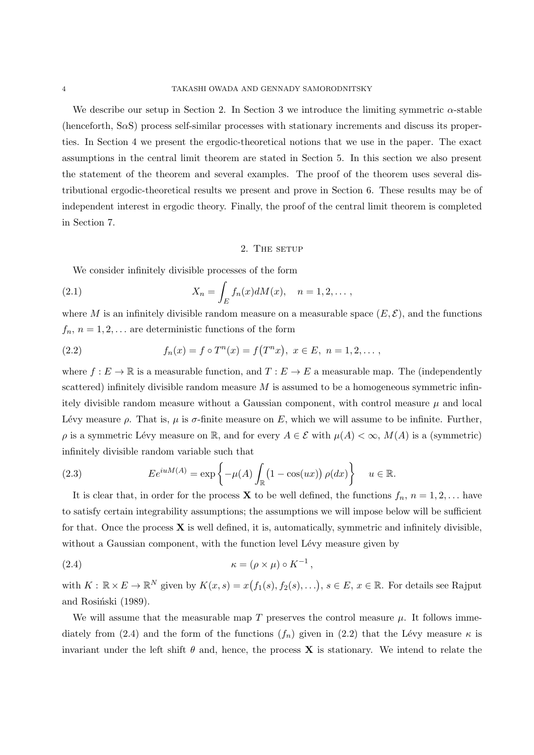We describe our setup in Section 2. In Section 3 we introduce the limiting symmetric $\alpha$-stable (henceforth, S$\alpha$S) process self-similar processes with stationary increments and discuss its properties. In Section 4 we present the ergodic-theoretical notions that we use in the paper. The exact assumptions in the central limit theorem are stated in Section 5. In this section we also present the statement of the theorem and several examples. The proof of the theorem uses several distributional ergodic-theoretical results we present and prove in Section 6. These results may be of independent interest in ergodic theory. Finally, the proof of the central limit theorem is completed in Section 7.

## 2. The setup

We consider infinitely divisible processes of the form

$$X_n = \int_E f_n(x) dM(x), \quad n = 1, 2, \dots, \tag{2.1}$$

where $M$ is an infinitely divisible random measure on a measurable space $(E, \mathcal{E})$, and the functions $f_n$, $n = 1, 2, \dots$ are deterministic functions of the form

$$f_n(x) = f \circ T^n(x) = f\big(T^n x\big), \ x \in E, \ n = 1, 2, \dots, \tag{2.2}$$

where $f : E \to \mathbb{R}$ is a measurable function, and $T : E \to E$ a measurable map. The (independently scattered) infinitely divisible random measure $M$ is assumed to be a homogeneous symmetric infinitely divisible random measure without a Gaussian component, with control measure $\mu$ and local Lévy measure $\rho$. That is, $\mu$ is $\sigma$-finite measure on $E$, which we will assume to be infinite. Further, $\rho$ is a symmetric Lévy measure on $\mathbb{R}$, and for every $A \in \mathcal{E}$ with $\mu(A) < \infty$, $M(A)$ is a (symmetric) infinitely divisible random variable such that

$$Ee^{iuM(A)} = \exp\left\{ -\mu(A) \int_{\mathbb{R}} \big(1 - \cos(ux)\big)\, \rho(dx) \right\} \quad u \in \mathbb{R}. \tag{2.3}$$

It is clear that, in order for the process $\mathbf{X}$ to be well defined, the functions $f_n$, $n = 1, 2, \dots$ have to satisfy certain integrability assumptions; the assumptions we will impose below will be sufficient for that. Once the process $\mathbf{X}$ is well defined, it is, automatically, symmetric and infinitely divisible, without a Gaussian component, with the function level Lévy measure given by

$$\kappa = (\rho \times \mu) \circ K^{-1}\,, \tag{2.4}$$

with $K : \mathbb{R} \times E \to \mathbb{R}^{\mathbb{N}}$ given by $K(x, s) = x\big(f_1(s), f_2(s), \dots\big)$, $s \in E$, $x \in \mathbb{R}$. For details see Rajput and Rosiński (1989).

We will assume that the measurable map $T$ preserves the control measure $\mu$. It follows immediately from (2.4) and the form of the functions $(f_n)$ given in (2.2) that the Lévy measure $\kappa$ is invariant under the left shift $\theta$ and, hence, the process $\mathbf{X}$ is stationary. We intend to relate the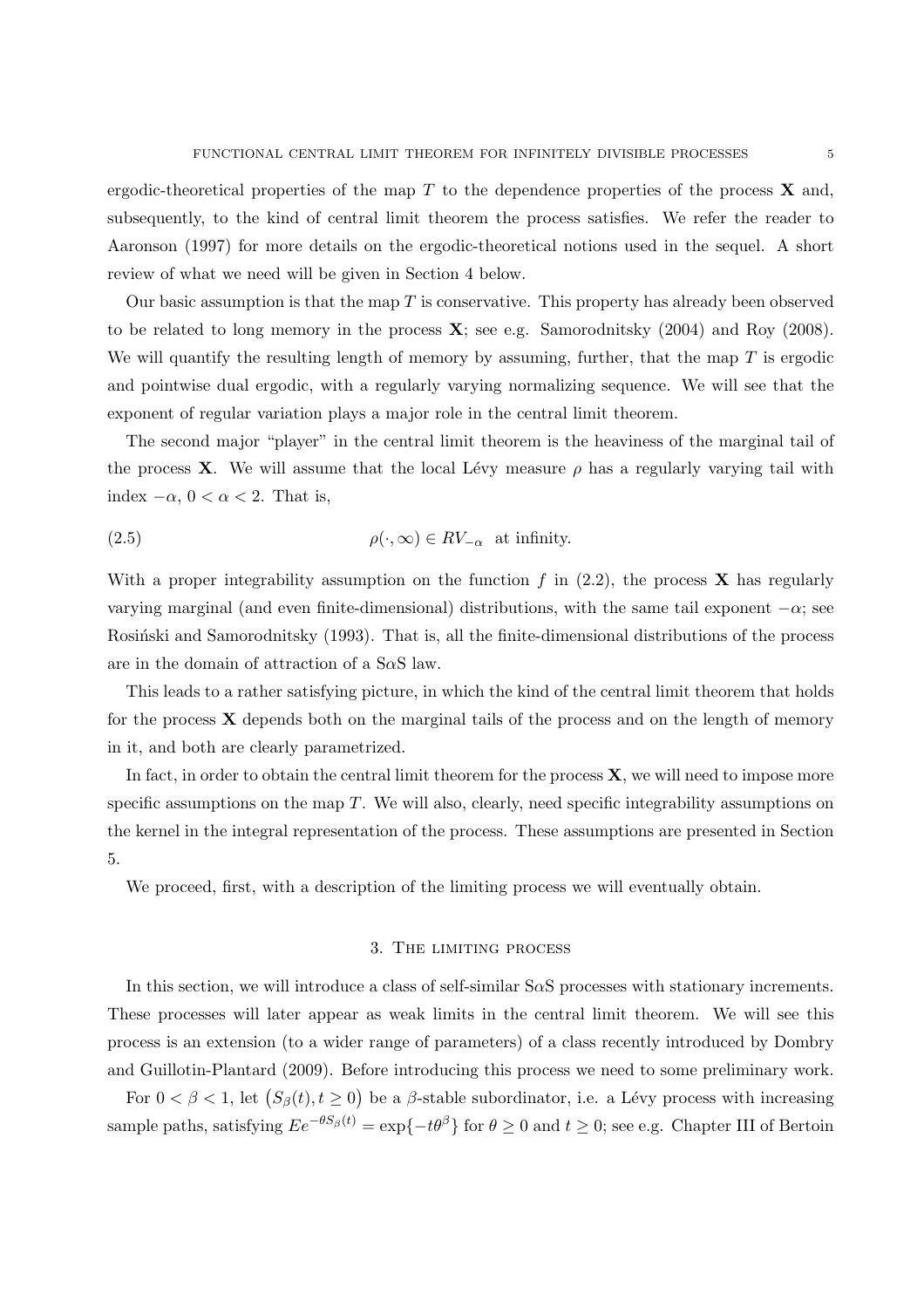ergodic-theoretical properties of the map $T$ to the dependence properties of the process $\mathbf{X}$ and, subsequently, to the kind of central limit theorem the process satisfies. We refer the reader to Aaronson (1997) for more details on the ergodic-theoretical notions used in the sequel. A short review of what we need will be given in Section 4 below.

Our basic assumption is that the map $T$ is conservative. This property has already been observed to be related to long memory in the process $\mathbf{X}$; see e.g. Samorodnitsky (2004) and Roy (2008). We will quantify the resulting length of memory by assuming, further, that the map $T$ is ergodic and pointwise dual ergodic, with a regularly varying normalizing sequence. We will see that the exponent of regular variation plays a major role in the central limit theorem.

The second major "player" in the central limit theorem is the heaviness of the marginal tail of the process $\mathbf{X}$. We will assume that the local Lévy measure $\rho$ has a regularly varying tail with index $-\alpha$, $0 < \alpha < 2$. That is,

$$\rho(\cdot, \infty) \in RV_{-\alpha} \text{ at infinity.} \tag{2.5}$$

With a proper integrability assumption on the function $f$ in (2.2), the process $\mathbf{X}$ has regularly varying marginal (and even finite-dimensional) distributions, with the same tail exponent $-\alpha$; see Rosiński and Samorodnitsky (1993). That is, all the finite-dimensional distributions of the process are in the domain of attraction of a S$\alpha$S law.

This leads to a rather satisfying picture, in which the kind of the central limit theorem that holds for the process $\mathbf{X}$ depends both on the marginal tails of the process and on the length of memory in it, and both are clearly parametrized.

In fact, in order to obtain the central limit theorem for the process $\mathbf{X}$, we will need to impose more specific assumptions on the map $T$. We will also, clearly, need specific integrability assumptions on the kernel in the integral representation of the process. These assumptions are presented in Section 5.

We proceed, first, with a description of the limiting process we will eventually obtain.

## 3. The limiting process

In this section, we will introduce a class of self-similar S$\alpha$S processes with stationary increments. These processes will later appear as weak limits in the central limit theorem. We will see this process is an extension (to a wider range of parameters) of a class recently introduced by Dombry and Guillotin-Plantard (2009). Before introducing this process we need to some preliminary work.

For $0 < \beta < 1$, let $\big(S_\beta(t), t \geq 0\big)$ be a $\beta$-stable subordinator, i.e. a Lévy process with increasing sample paths, satisfying $Ee^{-\theta S_\beta(t)} = \exp\{-t\theta^\beta\}$ for $\theta \geq 0$ and $t \geq 0$; see e.g. Chapter III of Bertoin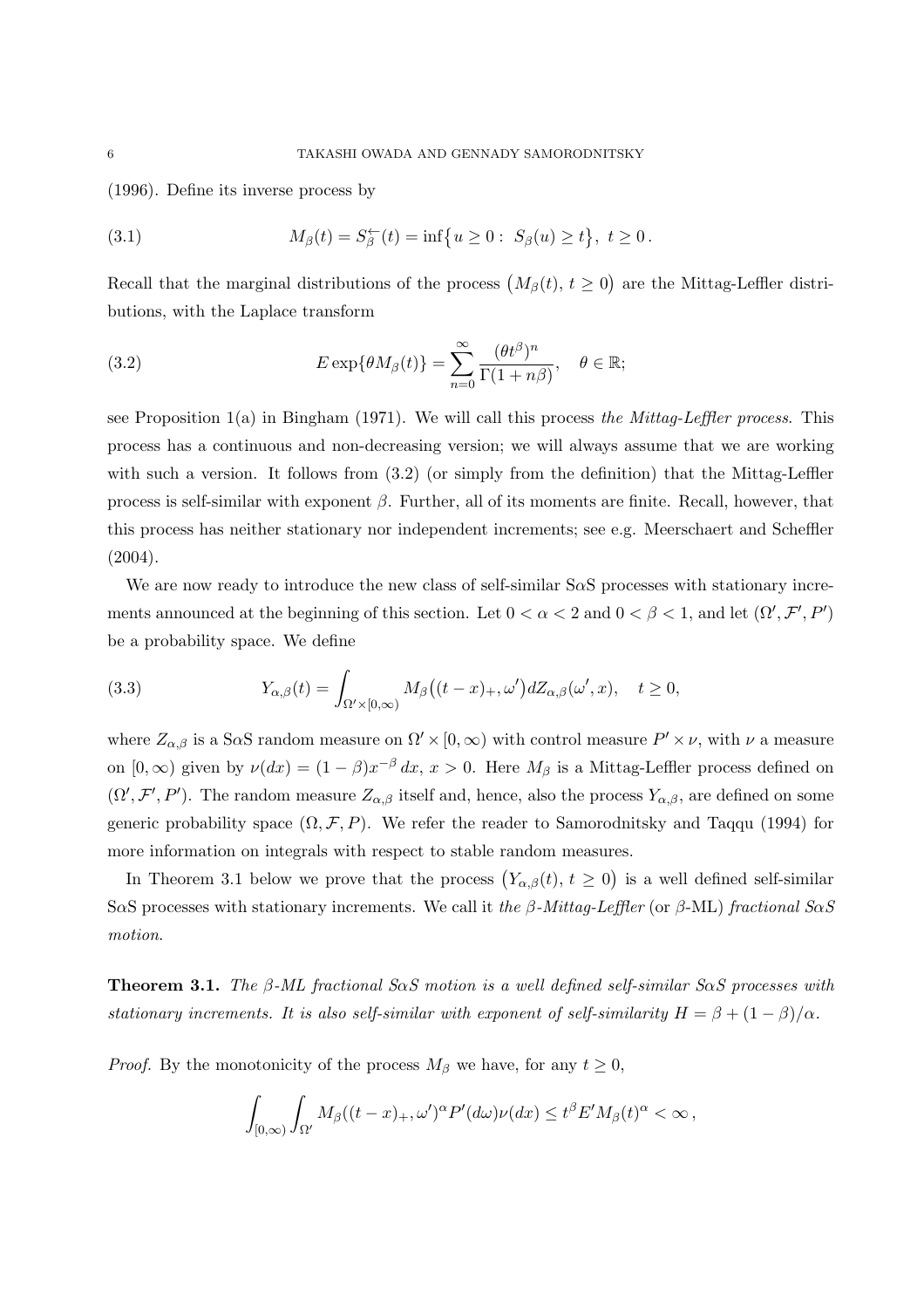(1996). Define its inverse process by

$$M_\beta(t) = S_\beta^{\leftarrow}(t) = \inf\{u \geq 0 : \ S_\beta(u) \geq t\}, \ t \geq 0\,. \tag{3.1}$$

Recall that the marginal distributions of the process $\big(M_\beta(t),\, t \geq 0\big)$ are the Mittag-Leffler distributions, with the Laplace transform

$$E \exp\{\theta M_\beta(t)\} = \sum_{n=0}^{\infty} \frac{(\theta t^\beta)^n}{\Gamma(1+n\beta)}, \quad \theta \in \mathbb{R}; \tag{3.2}$$

see Proposition 1(a) in Bingham (1971). We will call this process *the Mittag-Leffler process.* This process has a continuous and non-decreasing version; we will always assume that we are working with such a version. It follows from (3.2) (or simply from the definition) that the Mittag-Leffler process is self-similar with exponent $\beta$. Further, all of its moments are finite. Recall, however, that this process has neither stationary nor independent increments; see e.g. Meerschaert and Scheffler (2004).

We are now ready to introduce the new class of self-similar S$\alpha$S processes with stationary increments announced at the beginning of this section. Let $0 < \alpha < 2$ and $0 < \beta < 1$, and let $(\Omega', \mathcal{F}', P')$ be a probability space. We define

$$Y_{\alpha,\beta}(t) = \int_{\Omega' \times [0,\infty)} M_\beta\big((t-x)_+, \omega'\big) dZ_{\alpha,\beta}(\omega', x), \quad t \geq 0, \tag{3.3}$$

where $Z_{\alpha,\beta}$ is a S$\alpha$S random measure on $\Omega' \times [0,\infty)$ with control measure $P' \times \nu$, with $\nu$ a measure on $[0,\infty)$ given by $\nu(dx) = (1-\beta)x^{-\beta}\, dx$, $x > 0$. Here $M_\beta$ is a Mittag-Leffler process defined on $(\Omega', \mathcal{F}', P')$. The random measure $Z_{\alpha,\beta}$ itself and, hence, also the process $Y_{\alpha,\beta}$, are defined on some generic probability space $(\Omega, \mathcal{F}, P)$. We refer the reader to Samorodnitsky and Taqqu (1994) for more information on integrals with respect to stable random measures.

In Theorem 3.1 below we prove that the process $\big(Y_{\alpha,\beta}(t),\, t \geq 0\big)$ is a well defined self-similar S$\alpha$S processes with stationary increments. We call it *the $\beta$-Mittag-Leffler* (or $\beta$-ML) *fractional S$\alpha$S motion.*

**Theorem 3.1.** *The $\beta$-ML fractional S$\alpha$S motion is a well defined self-similar S$\alpha$S processes with stationary increments. It is also self-similar with exponent of self-similarity $H = \beta + (1-\beta)/\alpha$.*

*Proof.* By the monotonicity of the process $M_\beta$ we have, for any $t \geq 0$,

$$\int_{[0,\infty)} \int_{\Omega'} M_\beta((t-x)_+, \omega')^\alpha P'(d\omega)\nu(dx) \leq t^\beta E' M_\beta(t)^\alpha < \infty\,,$$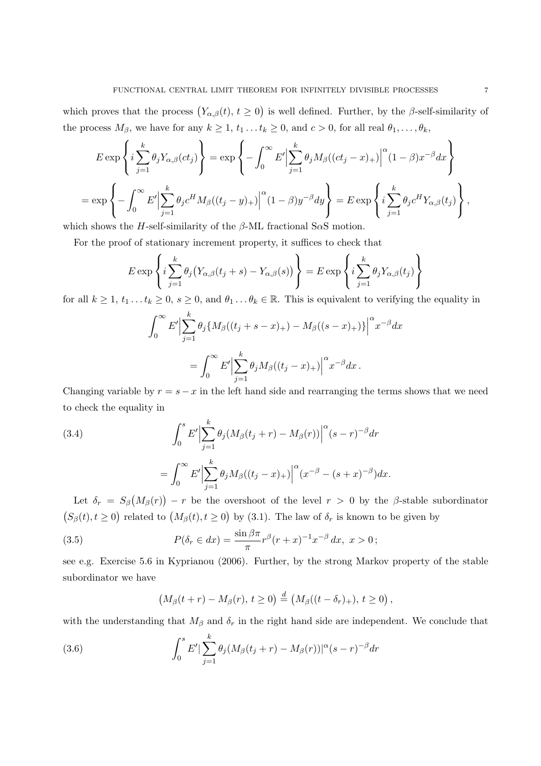which proves that the process $\big(Y_{\alpha,\beta}(t),\, t\geq 0\big)$ is well defined. Further, by the $\beta$-self-similarity of the process $M_\beta$, we have for any $k\geq 1$, $t_1\dots t_k\geq 0$, and $c>0$, for all real $\theta_1,\dots,\theta_k$,

$$E\exp\left\{i\sum_{j=1}^k \theta_j Y_{\alpha,\beta}(ct_j)\right\} = \exp\left\{-\int_0^\infty E'\Big|\sum_{j=1}^k \theta_j M_\beta((ct_j-x)_+)\Big|^\alpha (1-\beta)x^{-\beta}dx\right\}$$

$$= \exp\left\{-\int_0^\infty E'\Big|\sum_{j=1}^k \theta_j c^H M_\beta((t_j-y)_+)\Big|^\alpha (1-\beta)y^{-\beta}dy\right\} = E\exp\left\{i\sum_{j=1}^k \theta_j c^H Y_{\alpha,\beta}(t_j)\right\},$$

which shows the $H$-self-similarity of the $\beta$-ML fractional S$\alpha$S motion.

For the proof of stationary increment property, it suffices to check that

$$E\exp\left\{i\sum_{j=1}^k \theta_j\big(Y_{\alpha,\beta}(t_j+s)-Y_{\alpha,\beta}(s)\big)\right\} = E\exp\left\{i\sum_{j=1}^k \theta_j Y_{\alpha,\beta}(t_j)\right\}$$

for all $k\geq 1$, $t_1\dots t_k\geq 0$, $s\geq 0$, and $\theta_1\dots\theta_k\in\mathbb{R}$. This is equivalent to verifying the equality in

$$\int_0^\infty E'\Big|\sum_{j=1}^k \theta_j\{M_\beta((t_j+s-x)_+)-M_\beta((s-x)_+)\}\Big|^\alpha x^{-\beta}dx$$

$$= \int_0^\infty E'\Big|\sum_{j=1}^k \theta_j M_\beta((t_j-x)_+)\Big|^\alpha x^{-\beta}dx\,.$$

Changing variable by $r=s-x$ in the left hand side and rearranging the terms shows that we need to check the equality in

$$\int_0^s E'\Big|\sum_{j=1}^k \theta_j(M_\beta(t_j+r)-M_\beta(r))\Big|^\alpha (s-r)^{-\beta}dr \tag{3.4}$$

$$= \int_0^\infty E'\Big|\sum_{j=1}^k \theta_j M_\beta((t_j-x)_+)\Big|^\alpha (x^{-\beta}-(s+x)^{-\beta})dx.$$

Let $\delta_r = S_\beta\big(M_\beta(r)\big)-r$ be the overshoot of the level $r>0$ by the $\beta$-stable subordinator $\big(S_\beta(t),t\geq 0\big)$ related to $\big(M_\beta(t),t\geq 0\big)$ by (3.1). The law of $\delta_r$ is known to be given by

$$P(\delta_r\in dx) = \frac{\sin\beta\pi}{\pi}r^\beta(r+x)^{-1}x^{-\beta}\,dx,\ x>0\,; \tag{3.5}$$

see e.g. Exercise 5.6 in Kyprianou (2006). Further, by the strong Markov property of the stable subordinator we have

$$\big(M_\beta(t+r)-M_\beta(r),\, t\geq 0\big) \stackrel{d}{=} \big(M_\beta((t-\delta_r)_+),\, t\geq 0\big)\,,$$

with the understanding that $M_\beta$ and $\delta_r$ in the right hand side are independent. We conclude that

$$\int_0^s E'|\sum_{j=1}^k \theta_j(M_\beta(t_j+r)-M_\beta(r))|^\alpha (s-r)^{-\beta}dr \tag{3.6}$$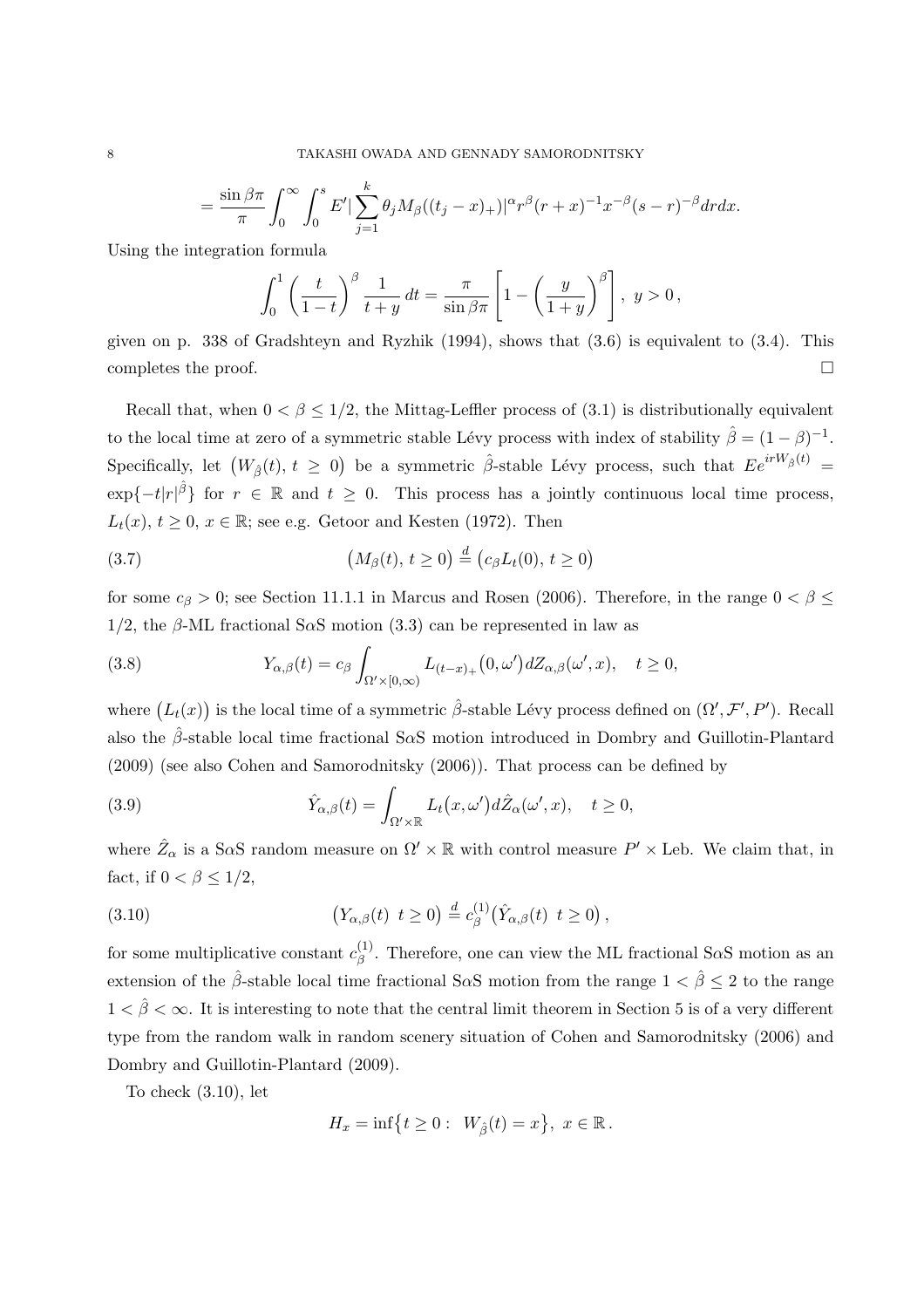$$= \frac{\sin \beta\pi}{\pi} \int_0^\infty \int_0^s E' \Big| \sum_{j=1}^k \theta_j M_\beta((t_j - x)_+) \Big|^\alpha r^\beta (r+x)^{-1} x^{-\beta} (s-r)^{-\beta} dr dx.$$

Using the integration formula

$$\int_0^1 \left( \frac{t}{1-t} \right)^\beta \frac{1}{t+y} \, dt = \frac{\pi}{\sin \beta\pi} \left[ 1 - \left( \frac{y}{1+y} \right)^\beta \right], \ y > 0 \,,$$

given on p. 338 of Gradshteyn and Ryzhik (1994), shows that (3.6) is equivalent to (3.4). This completes the proof. □

Recall that, when $0 < \beta \le 1/2$, the Mittag-Leffler process of (3.1) is distributionally equivalent to the local time at zero of a symmetric stable Lévy process with index of stability $\hat\beta = (1-\beta)^{-1}$. Specifically, let $\big(W_{\hat\beta}(t), \, t \ge 0\big)$ be a symmetric $\hat\beta$-stable Lévy process, such that $Ee^{irW_{\hat\beta}(t)} = \exp\{-t|r|^{\hat\beta}\}$ for $r \in \mathbb{R}$ and $t \ge 0$. This process has a jointly continuous local time process, $L_t(x)$, $t \ge 0$, $x \in \mathbb{R}$; see e.g. Getoor and Kesten (1972). Then

$$\big(M_\beta(t), \, t \ge 0\big) \stackrel{d}{=} \big(c_\beta L_t(0), \, t \ge 0\big) \tag{3.7}$$

for some $c_\beta > 0$; see Section 11.1.1 in Marcus and Rosen (2006). Therefore, in the range $0 < \beta \le 1/2$, the $\beta$-ML fractional S$\alpha$S motion (3.3) can be represented in law as

$$Y_{\alpha,\beta}(t) = c_\beta \int_{\Omega' \times [0,\infty)} L_{(t-x)_+}\big(0, \omega'\big) dZ_{\alpha,\beta}(\omega', x), \quad t \ge 0, \tag{3.8}$$

where $\big(L_t(x)\big)$ is the local time of a symmetric $\hat\beta$-stable Lévy process defined on $(\Omega', \mathcal{F}', P')$. Recall also the $\hat\beta$-stable local time fractional S$\alpha$S motion introduced in Dombry and Guillotin-Plantard (2009) (see also Cohen and Samorodnitsky (2006)). That process can be defined by

$$\hat Y_{\alpha,\beta}(t) = \int_{\Omega' \times \mathbb{R}} L_t\big(x, \omega'\big) d\hat Z_\alpha(\omega', x), \quad t \ge 0, \tag{3.9}$$

where $\hat Z_\alpha$ is a S$\alpha$S random measure on $\Omega' \times \mathbb{R}$ with control measure $P' \times$ Leb. We claim that, in fact, if $0 < \beta \le 1/2$,

$$\big(Y_{\alpha,\beta}(t) \ \ t \ge 0\big) \stackrel{d}{=} c_\beta^{(1)} \big(\hat Y_{\alpha,\beta}(t) \ \ t \ge 0\big) \,, \tag{3.10}$$

for some multiplicative constant $c_\beta^{(1)}$. Therefore, one can view the ML fractional S$\alpha$S motion as an extension of the $\hat\beta$-stable local time fractional S$\alpha$S motion from the range $1 < \hat\beta \le 2$ to the range $1 < \hat\beta < \infty$. It is interesting to note that the central limit theorem in Section 5 is of a very different type from the random walk in random scenery situation of Cohen and Samorodnitsky (2006) and Dombry and Guillotin-Plantard (2009).

To check (3.10), let

$$H_x = \inf\big\{t \ge 0 : \ W_{\hat\beta}(t) = x\big\}, \ x \in \mathbb{R} \,.$$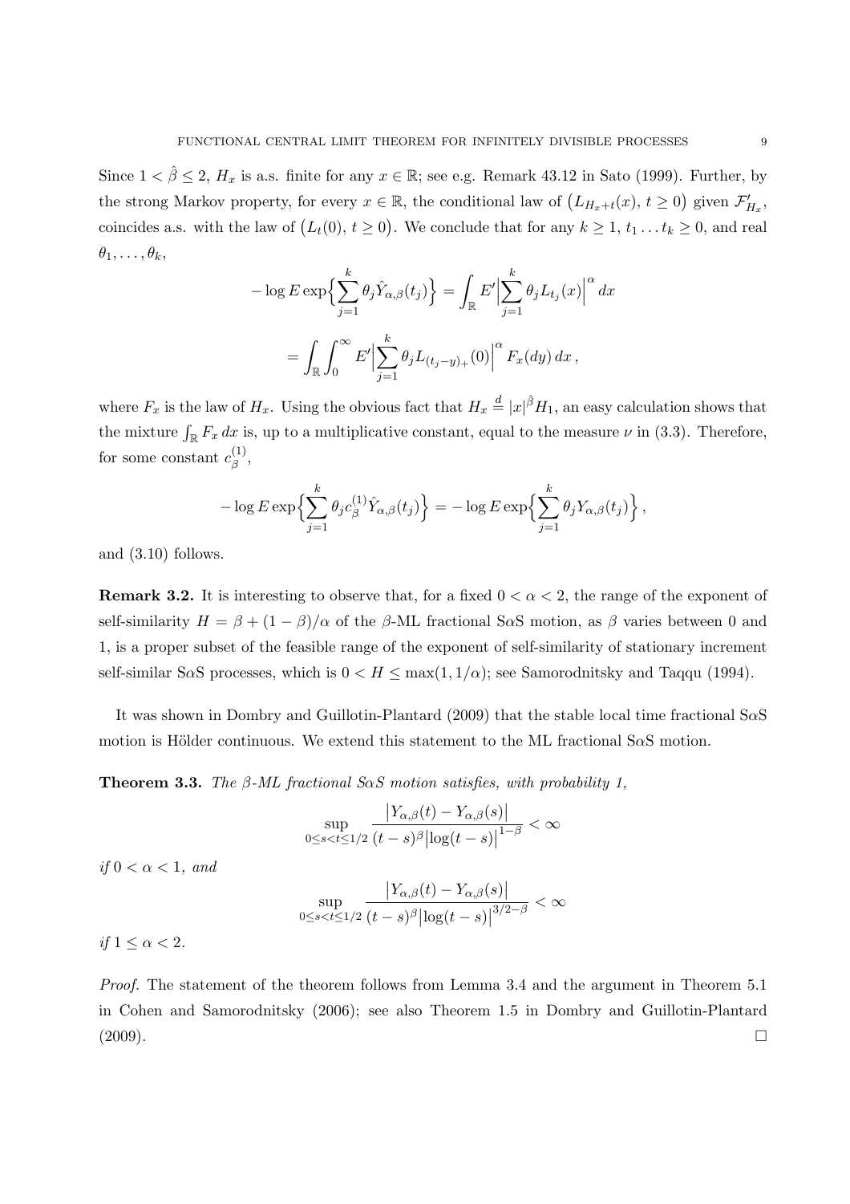Since $1 < \hat{\beta} \le 2$, $H_x$ is a.s. finite for any $x \in \mathbb{R}$; see e.g. Remark 43.12 in Sato (1999). Further, by the strong Markov property, for every $x \in \mathbb{R}$, the conditional law of $\big(L_{H_x+t}(x),\, t \ge 0\big)$ given $\mathcal{F}'_{H_x}$, coincides a.s. with the law of $\big(L_t(0),\, t \ge 0\big)$. We conclude that for any $k \ge 1$, $t_1 \dots t_k \ge 0$, and real $\theta_1, \dots, \theta_k$,

$$
\begin{aligned}
-\log E \exp\Big\{ \sum_{j=1}^k \theta_j \hat{Y}_{\alpha,\beta}(t_j) \Big\} &= \int_{\mathbb{R}} E' \Big| \sum_{j=1}^k \theta_j L_{t_j}(x) \Big|^\alpha dx \\
&= \int_{\mathbb{R}} \int_0^\infty E' \Big| \sum_{j=1}^k \theta_j L_{(t_j - y)_+}(0) \Big|^\alpha F_x(dy)\, dx \,,
\end{aligned}
$$

where $F_x$ is the law of $H_x$. Using the obvious fact that $H_x \stackrel{d}{=} |x|^{\hat{\beta}} H_1$, an easy calculation shows that the mixture $\int_{\mathbb{R}} F_x \, dx$ is, up to a multiplicative constant, equal to the measure $\nu$ in (3.3). Therefore, for some constant $c_\beta^{(1)}$,

$$
-\log E \exp\Big\{ \sum_{j=1}^k \theta_j c_\beta^{(1)} \hat{Y}_{\alpha,\beta}(t_j) \Big\} = -\log E \exp\Big\{ \sum_{j=1}^k \theta_j Y_{\alpha,\beta}(t_j) \Big\} \,,
$$

and (3.10) follows.

**Remark 3.2.** It is interesting to observe that, for a fixed $0 < \alpha < 2$, the range of the exponent of self-similarity $H = \beta + (1-\beta)/\alpha$ of the $\beta$-ML fractional S$\alpha$S motion, as $\beta$ varies between 0 and 1, is a proper subset of the feasible range of the exponent of self-similarity of stationary increment self-similar S$\alpha$S processes, which is $0 < H \le \max(1, 1/\alpha)$; see Samorodnitsky and Taqqu (1994).

It was shown in Dombry and Guillotin-Plantard (2009) that the stable local time fractional S$\alpha$S motion is Hölder continuous. We extend this statement to the ML fractional S$\alpha$S motion.

**Theorem 3.3.** *The $\beta$-ML fractional S$\alpha$S motion satisfies, with probability 1,*

$$
\sup_{0 \le s < t \le 1/2} \frac{\big|Y_{\alpha,\beta}(t) - Y_{\alpha,\beta}(s)\big|}{(t-s)^\beta \big|\log(t-s)\big|^{1-\beta}} < \infty
$$

*if $0 < \alpha < 1$, and*

$$
\sup_{0 \le s < t \le 1/2} \frac{\big|Y_{\alpha,\beta}(t) - Y_{\alpha,\beta}(s)\big|}{(t-s)^\beta \big|\log(t-s)\big|^{3/2-\beta}} < \infty
$$

*if $1 \le \alpha < 2$.*

*Proof.* The statement of the theorem follows from Lemma 3.4 and the argument in Theorem 5.1 in Cohen and Samorodnitsky (2006); see also Theorem 1.5 in Dombry and Guillotin-Plantard (2009). $\square$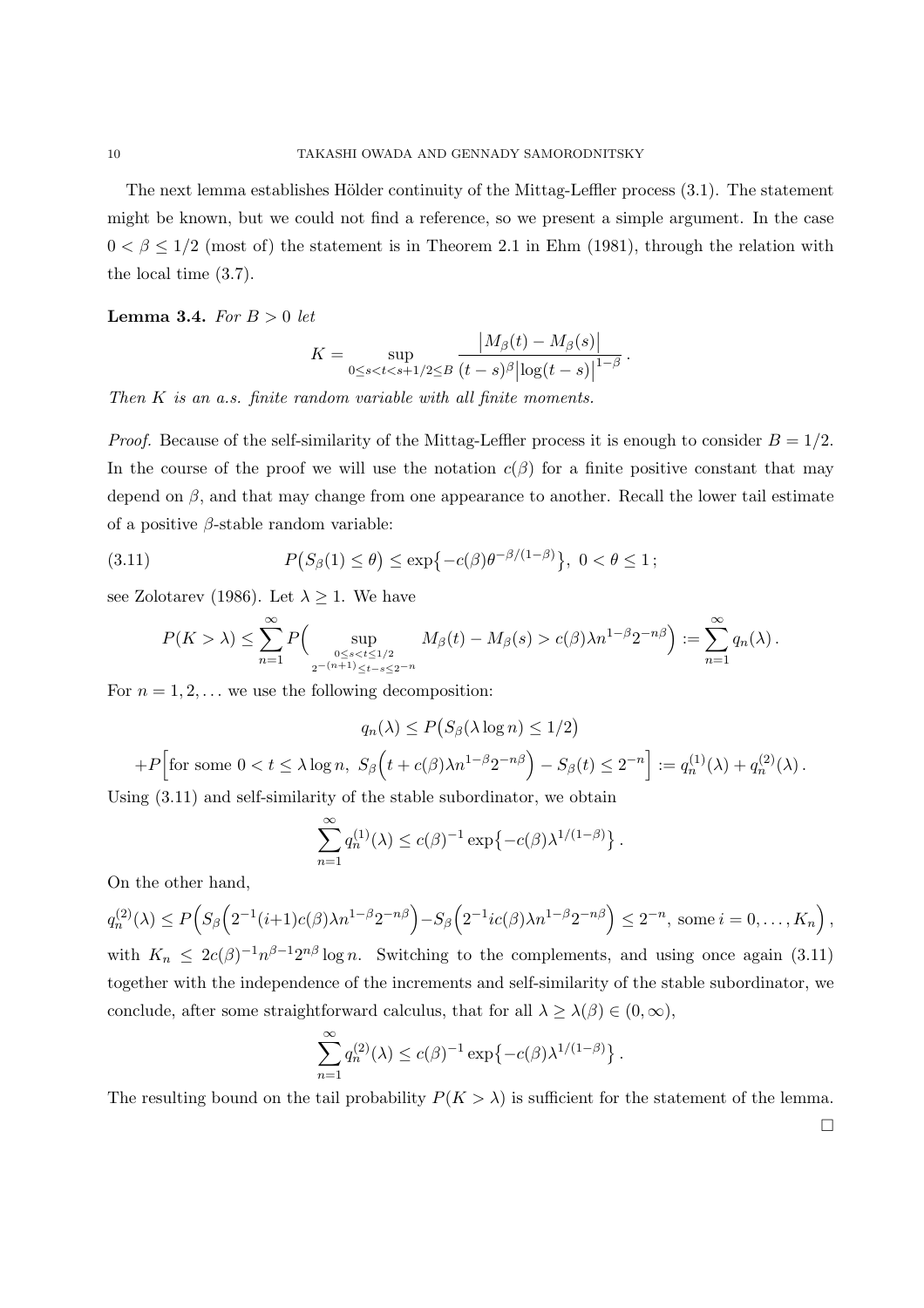The next lemma establishes Hölder continuity of the Mittag-Leffler process (3.1). The statement might be known, but we could not find a reference, so we present a simple argument. In the case $0 < \beta \leq 1/2$ (most of) the statement is in Theorem 2.1 in Ehm (1981), through the relation with the local time (3.7).

**Lemma 3.4.** *For $B > 0$ let*

$$K = \sup_{0 \leq s < t < s+1/2 \leq B} \frac{\big|M_\beta(t) - M_\beta(s)\big|}{(t-s)^\beta \big|\log(t-s)\big|^{1-\beta}}\,.$$

*Then $K$ is an a.s. finite random variable with all finite moments.*

*Proof.* Because of the self-similarity of the Mittag-Leffler process it is enough to consider $B = 1/2$. In the course of the proof we will use the notation $c(\beta)$ for a finite positive constant that may depend on $\beta$, and that may change from one appearance to another. Recall the lower tail estimate of a positive $\beta$-stable random variable:

$$P\big(S_\beta(1) \leq \theta\big) \leq \exp\big\{-c(\beta)\theta^{-\beta/(1-\beta)}\big\},\ 0 < \theta \leq 1\,; \tag{3.11}$$

see Zolotarev (1986). Let $\lambda \geq 1$. We have

$$P(K > \lambda) \leq \sum_{n=1}^\infty P\Big(\sup_{\substack{0 \leq s < t \leq 1/2 \\ 2^{-(n+1)} \leq t-s \leq 2^{-n}}} M_\beta(t) - M_\beta(s) > c(\beta)\lambda n^{1-\beta} 2^{-n\beta}\Big) := \sum_{n=1}^\infty q_n(\lambda)\,.$$

For $n = 1, 2, \ldots$ we use the following decomposition:

$$q_n(\lambda) \leq P\big(S_\beta(\lambda \log n) \leq 1/2\big)$$

$$+P\Big[\text{for some } 0 < t \leq \lambda \log n,\ S_\beta\Big(t + c(\beta)\lambda n^{1-\beta}2^{-n\beta}\Big) - S_\beta(t) \leq 2^{-n}\Big] := q_n^{(1)}(\lambda) + q_n^{(2)}(\lambda)\,.$$

Using (3.11) and self-similarity of the stable subordinator, we obtain

$$\sum_{n=1}^\infty q_n^{(1)}(\lambda) \leq c(\beta)^{-1}\exp\big\{-c(\beta)\lambda^{1/(1-\beta)}\big\}\,.$$

On the other hand,

$$q_n^{(2)}(\lambda) \leq P\Big(S_\beta\Big(2^{-1}(i+1)c(\beta)\lambda n^{1-\beta}2^{-n\beta}\Big) - S_\beta\Big(2^{-1}ic(\beta)\lambda n^{1-\beta}2^{-n\beta}\Big) \leq 2^{-n},\ \text{some } i = 0, \ldots, K_n\Big)\,,$$

with $K_n \leq 2c(\beta)^{-1}n^{\beta-1}2^{n\beta}\log n$. Switching to the complements, and using once again (3.11) together with the independence of the increments and self-similarity of the stable subordinator, we conclude, after some straightforward calculus, that for all $\lambda \geq \lambda(\beta) \in (0, \infty)$,

$$\sum_{n=1}^\infty q_n^{(2)}(\lambda) \leq c(\beta)^{-1}\exp\big\{-c(\beta)\lambda^{1/(1-\beta)}\big\}\,.$$

The resulting bound on the tail probability $P(K > \lambda)$ is sufficient for the statement of the lemma. $\square$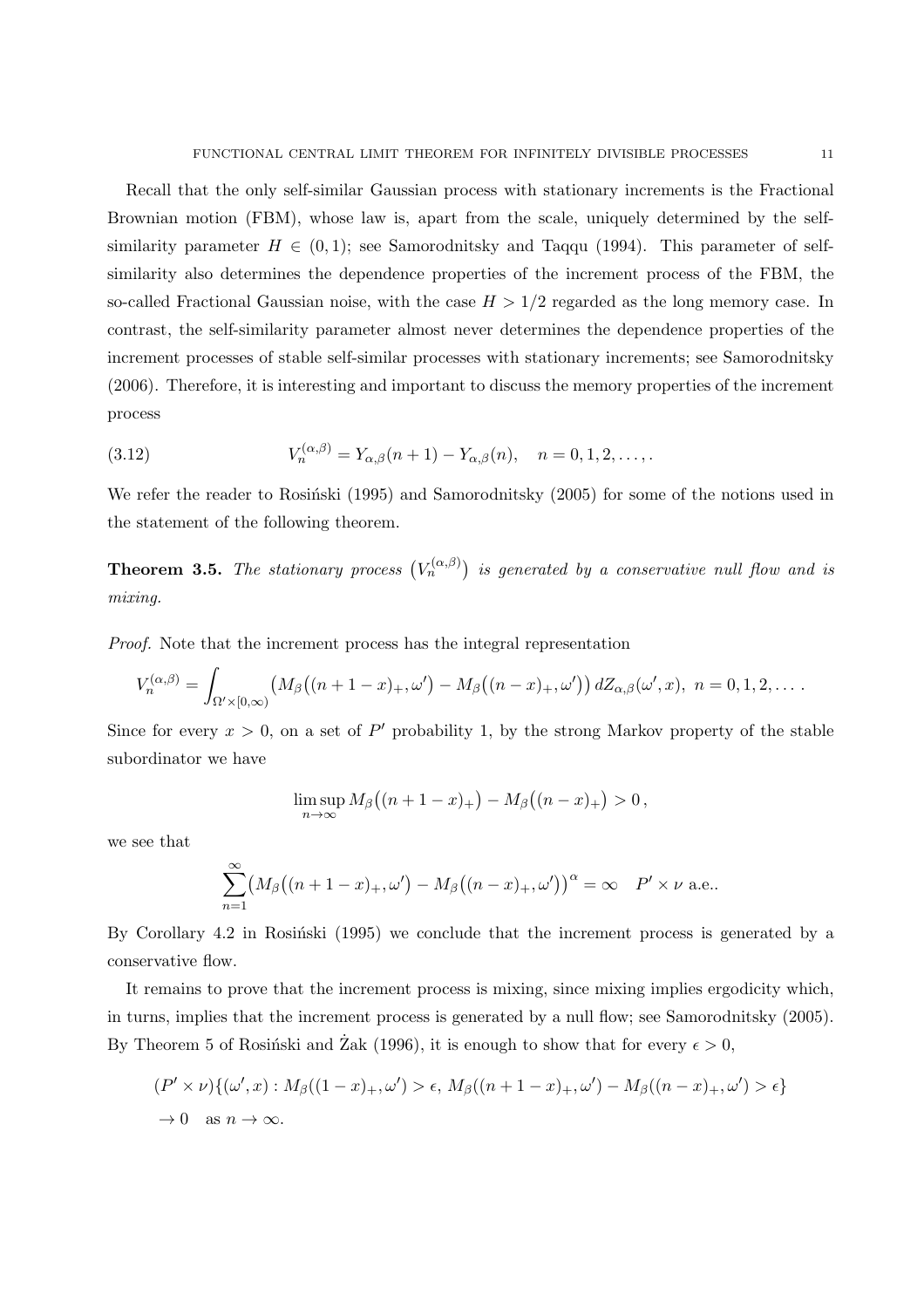Recall that the only self-similar Gaussian process with stationary increments is the Fractional Brownian motion (FBM), whose law is, apart from the scale, uniquely determined by the self-similarity parameter $H \in (0,1)$; see Samorodnitsky and Taqqu (1994). This parameter of self-similarity also determines the dependence properties of the increment process of the FBM, the so-called Fractional Gaussian noise, with the case $H > 1/2$ regarded as the long memory case. In contrast, the self-similarity parameter almost never determines the dependence properties of the increment processes of stable self-similar processes with stationary increments; see Samorodnitsky (2006). Therefore, it is interesting and important to discuss the memory properties of the increment process

$$V_n^{(\alpha,\beta)} = Y_{\alpha,\beta}(n+1) - Y_{\alpha,\beta}(n), \quad n = 0, 1, 2, \ldots, . \tag{3.12}$$

We refer the reader to Rosiński (1995) and Samorodnitsky (2005) for some of the notions used in the statement of the following theorem.

**Theorem 3.5.** *The stationary process* $\big(V_n^{(\alpha,\beta)}\big)$ *is generated by a conservative null flow and is mixing.*

*Proof.* Note that the increment process has the integral representation

$$V_n^{(\alpha,\beta)} = \int_{\Omega' \times [0,\infty)} \big(M_\beta\big((n+1-x)_+, \omega'\big) - M_\beta\big((n-x)_+, \omega'\big)\big)\, dZ_{\alpha,\beta}(\omega', x), \ n = 0, 1, 2, \ldots .$$

Since for every $x > 0$, on a set of $P'$ probability 1, by the strong Markov property of the stable subordinator we have

$$\limsup_{n\to\infty} M_\beta\big((n+1-x)_+\big) - M_\beta\big((n-x)_+\big) > 0\,,$$

we see that

$$\sum_{n=1}^{\infty} \big(M_\beta\big((n+1-x)_+, \omega'\big) - M_\beta\big((n-x)_+, \omega'\big)\big)^\alpha = \infty \quad P' \times \nu \text{ a.e..}$$

By Corollary 4.2 in Rosiński (1995) we conclude that the increment process is generated by a conservative flow.

It remains to prove that the increment process is mixing, since mixing implies ergodicity which, in turns, implies that the increment process is generated by a null flow; see Samorodnitsky (2005). By Theorem 5 of Rosiński and Żak (1996), it is enough to show that for every $\epsilon > 0$,

$$\begin{aligned}
&(P' \times \nu)\{(\omega', x) : M_\beta((1-x)_+, \omega') > \epsilon,\ M_\beta((n+1-x)_+, \omega') - M_\beta((n-x)_+, \omega') > \epsilon\} \\
&\to 0 \quad \text{as } n \to \infty.
\end{aligned}$$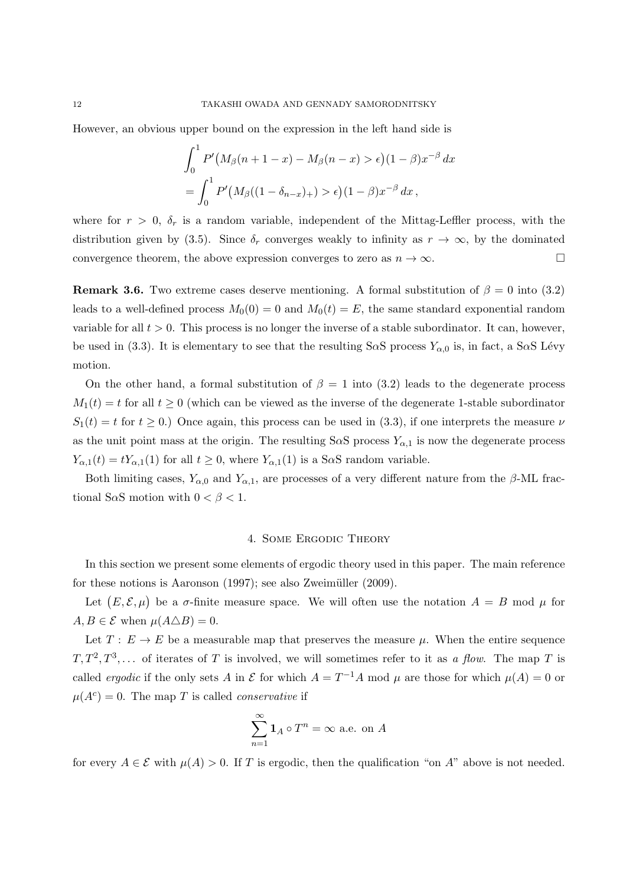However, an obvious upper bound on the expression in the left hand side is

$$
\int_0^1 P'\big(M_\beta(n+1-x) - M_\beta(n-x) > \epsilon\big)(1-\beta)x^{-\beta}\,dx
$$

$$
= \int_0^1 P'\big(M_\beta((1-\delta_{n-x})_+) > \epsilon\big)(1-\beta)x^{-\beta}\,dx\,,
$$

where for $r > 0$, $\delta_r$ is a random variable, independent of the Mittag-Leffler process, with the distribution given by (3.5). Since $\delta_r$ converges weakly to infinity as $r \to \infty$, by the dominated convergence theorem, the above expression converges to zero as $n \to \infty$. $\square$

**Remark 3.6.** Two extreme cases deserve mentioning. A formal substitution of $\beta = 0$ into (3.2) leads to a well-defined process $M_0(0) = 0$ and $M_0(t) = E$, the same standard exponential random variable for all $t > 0$. This process is no longer the inverse of a stable subordinator. It can, however, be used in (3.3). It is elementary to see that the resulting S$\alpha$S process $Y_{\alpha,0}$ is, in fact, a S$\alpha$S Lévy motion.

On the other hand, a formal substitution of $\beta = 1$ into (3.2) leads to the degenerate process $M_1(t) = t$ for all $t \geq 0$ (which can be viewed as the inverse of the degenerate 1-stable subordinator $S_1(t) = t$ for $t \geq 0$.) Once again, this process can be used in (3.3), if one interprets the measure $\nu$ as the unit point mass at the origin. The resulting S$\alpha$S process $Y_{\alpha,1}$ is now the degenerate process $Y_{\alpha,1}(t) = tY_{\alpha,1}(1)$ for all $t \geq 0$, where $Y_{\alpha,1}(1)$ is a S$\alpha$S random variable.

Both limiting cases, $Y_{\alpha,0}$ and $Y_{\alpha,1}$, are processes of a very different nature from the $\beta$-ML fractional S$\alpha$S motion with $0 < \beta < 1$.

## 4. Some Ergodic Theory

In this section we present some elements of ergodic theory used in this paper. The main reference for these notions is Aaronson (1997); see also Zweimüller (2009).

Let $\big(E, \mathcal{E}, \mu\big)$ be a $\sigma$-finite measure space. We will often use the notation $A = B \bmod \mu$ for $A, B \in \mathcal{E}$ when $\mu(A \triangle B) = 0$.

Let $T : E \to E$ be a measurable map that preserves the measure $\mu$. When the entire sequence $T, T^2, T^3, \ldots$ of iterates of $T$ is involved, we will sometimes refer to it as *a flow*. The map $T$ is called *ergodic* if the only sets $A$ in $\mathcal{E}$ for which $A = T^{-1}A \bmod \mu$ are those for which $\mu(A) = 0$ or $\mu(A^c) = 0$. The map $T$ is called *conservative* if

$$
\sum_{n=1}^{\infty} \mathbf{1}_A \circ T^n = \infty \text{ a.e. on } A
$$

for every $A \in \mathcal{E}$ with $\mu(A) > 0$. If $T$ is ergodic, then the qualification "on $A$" above is not needed.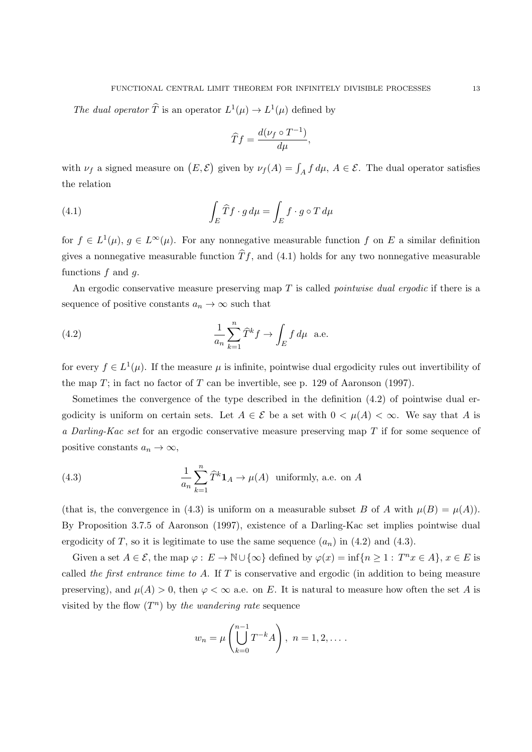*The dual operator* $\widehat{T}$ is an operator $L^1(\mu) \to L^1(\mu)$ defined by

$$\widehat{T}f = \frac{d(\nu_f \circ T^{-1})}{d\mu},$$

with $\nu_f$ a signed measure on $(E, \mathcal{E})$ given by $\nu_f(A) = \int_A f \, d\mu$, $A \in \mathcal{E}$. The dual operator satisfies the relation

$$\int_E \widehat{T}f \cdot g \, d\mu = \int_E f \cdot g \circ T \, d\mu \tag{4.1}$$

for $f \in L^1(\mu)$, $g \in L^\infty(\mu)$. For any nonnegative measurable function $f$ on $E$ a similar definition gives a nonnegative measurable function $\widehat{T}f$, and (4.1) holds for any two nonnegative measurable functions $f$ and $g$.

An ergodic conservative measure preserving map $T$ is called *pointwise dual ergodic* if there is a sequence of positive constants $a_n \to \infty$ such that

$$\frac{1}{a_n} \sum_{k=1}^{n} \widehat{T}^k f \to \int_E f \, d\mu \ \text{ a.e.} \tag{4.2}$$

for every $f \in L^1(\mu)$. If the measure $\mu$ is infinite, pointwise dual ergodicity rules out invertibility of the map $T$; in fact no factor of $T$ can be invertible, see p. 129 of Aaronson (1997).

Sometimes the convergence of the type described in the definition (4.2) of pointwise dual ergodicity is uniform on certain sets. Let $A \in \mathcal{E}$ be a set with $0 < \mu(A) < \infty$. We say that $A$ is *a Darling-Kac set* for an ergodic conservative measure preserving map $T$ if for some sequence of positive constants $a_n \to \infty$,

$$\frac{1}{a_n} \sum_{k=1}^{n} \widehat{T}^k \mathbf{1}_A \to \mu(A) \ \text{ uniformly, a.e. on } A \tag{4.3}$$

(that is, the convergence in (4.3) is uniform on a measurable subset $B$ of $A$ with $\mu(B) = \mu(A)$). By Proposition 3.7.5 of Aaronson (1997), existence of a Darling-Kac set implies pointwise dual ergodicity of $T$, so it is legitimate to use the same sequence $(a_n)$ in (4.2) and (4.3).

Given a set $A \in \mathcal{E}$, the map $\varphi : E \to \mathbb{N} \cup \{\infty\}$ defined by $\varphi(x) = \inf\{n \geq 1 : T^n x \in A\}$, $x \in E$ is called *the first entrance time to* $A$. If $T$ is conservative and ergodic (in addition to being measure preserving), and $\mu(A) > 0$, then $\varphi < \infty$ a.e. on $E$. It is natural to measure how often the set $A$ is visited by the flow $(T^n)$ by *the wandering rate* sequence

$$w_n = \mu\left(\bigcup_{k=0}^{n-1} T^{-k} A\right), \ n = 1, 2, \ldots .$$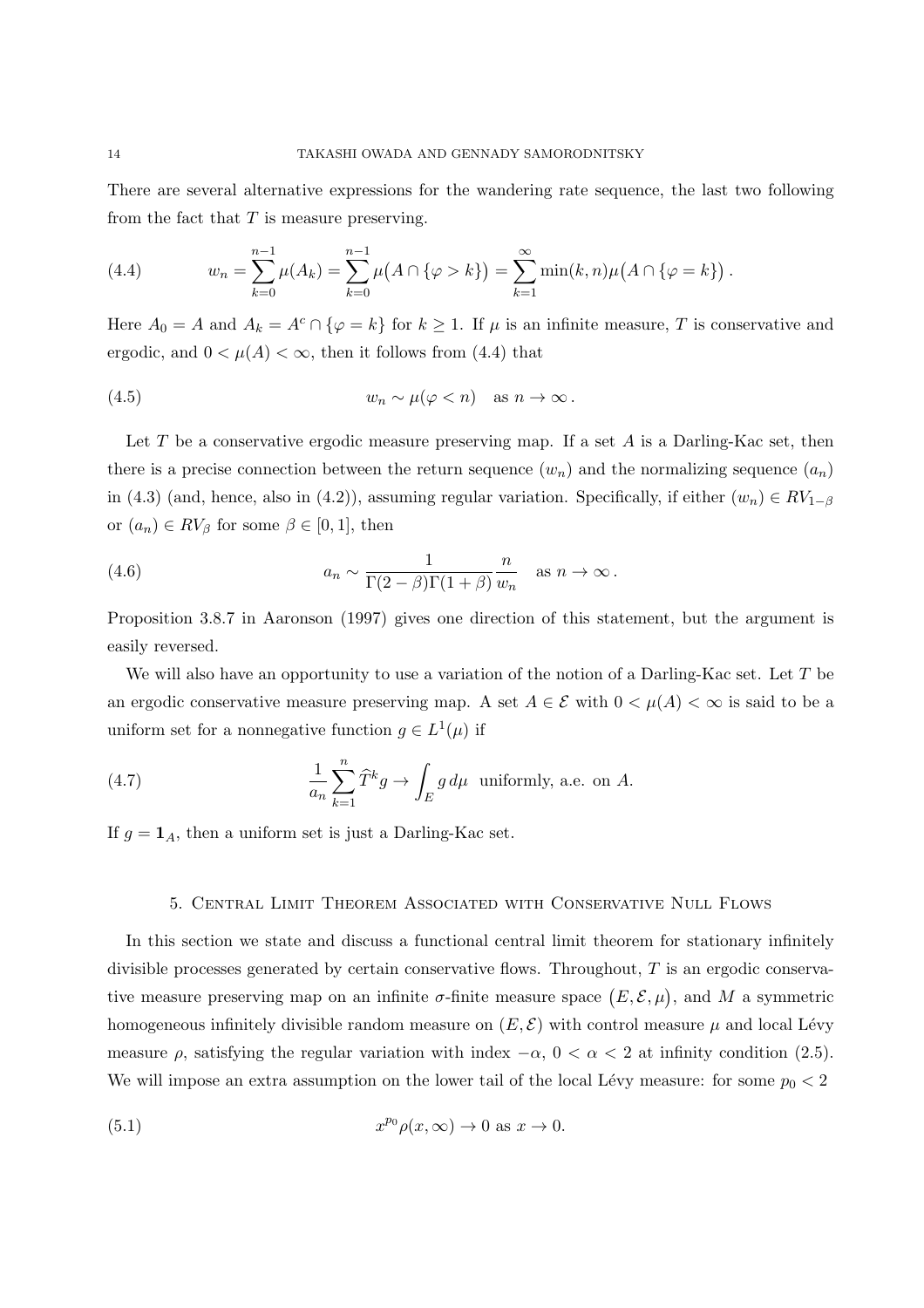There are several alternative expressions for the wandering rate sequence, the last two following from the fact that $T$ is measure preserving.

$$w_n = \sum_{k=0}^{n-1} \mu(A_k) = \sum_{k=0}^{n-1} \mu\big(A \cap \{\varphi > k\}\big) = \sum_{k=1}^{\infty} \min(k,n) \mu\big(A \cap \{\varphi = k\}\big) . \tag{4.4}$$

Here $A_0 = A$ and $A_k = A^c \cap \{\varphi = k\}$ for $k \geq 1$. If $\mu$ is an infinite measure, $T$ is conservative and ergodic, and $0 < \mu(A) < \infty$, then it follows from (4.4) that

$$w_n \sim \mu(\varphi < n) \quad \text{as } n \to \infty . \tag{4.5}$$

Let $T$ be a conservative ergodic measure preserving map. If a set $A$ is a Darling-Kac set, then there is a precise connection between the return sequence $(w_n)$ and the normalizing sequence $(a_n)$ in (4.3) (and, hence, also in (4.2)), assuming regular variation. Specifically, if either $(w_n) \in RV_{1-\beta}$ or $(a_n) \in RV_\beta$ for some $\beta \in [0,1]$, then

$$a_n \sim \frac{1}{\Gamma(2-\beta)\Gamma(1+\beta)} \frac{n}{w_n} \quad \text{as } n \to \infty . \tag{4.6}$$

Proposition 3.8.7 in Aaronson (1997) gives one direction of this statement, but the argument is easily reversed.

We will also have an opportunity to use a variation of the notion of a Darling-Kac set. Let $T$ be an ergodic conservative measure preserving map. A set $A \in \mathcal{E}$ with $0 < \mu(A) < \infty$ is said to be a uniform set for a nonnegative function $g \in L^1(\mu)$ if

$$\frac{1}{a_n} \sum_{k=1}^{n} \widehat{T}^k g \to \int_E g \, d\mu \ \text{ uniformly, a.e. on } A. \tag{4.7}$$

If $g = \mathbf{1}_A$, then a uniform set is just a Darling-Kac set.

## 5. Central Limit Theorem Associated with Conservative Null Flows

In this section we state and discuss a functional central limit theorem for stationary infinitely divisible processes generated by certain conservative flows. Throughout, $T$ is an ergodic conservative measure preserving map on an infinite $\sigma$-finite measure space $\big(E, \mathcal{E}, \mu\big)$, and $M$ a symmetric homogeneous infinitely divisible random measure on $(E, \mathcal{E})$ with control measure $\mu$ and local Lévy measure $\rho$, satisfying the regular variation with index $-\alpha$, $0 < \alpha < 2$ at infinity condition (2.5). We will impose an extra assumption on the lower tail of the local Lévy measure: for some $p_0 < 2$

$$x^{p_0} \rho(x, \infty) \to 0 \text{ as } x \to 0. \tag{5.1}$$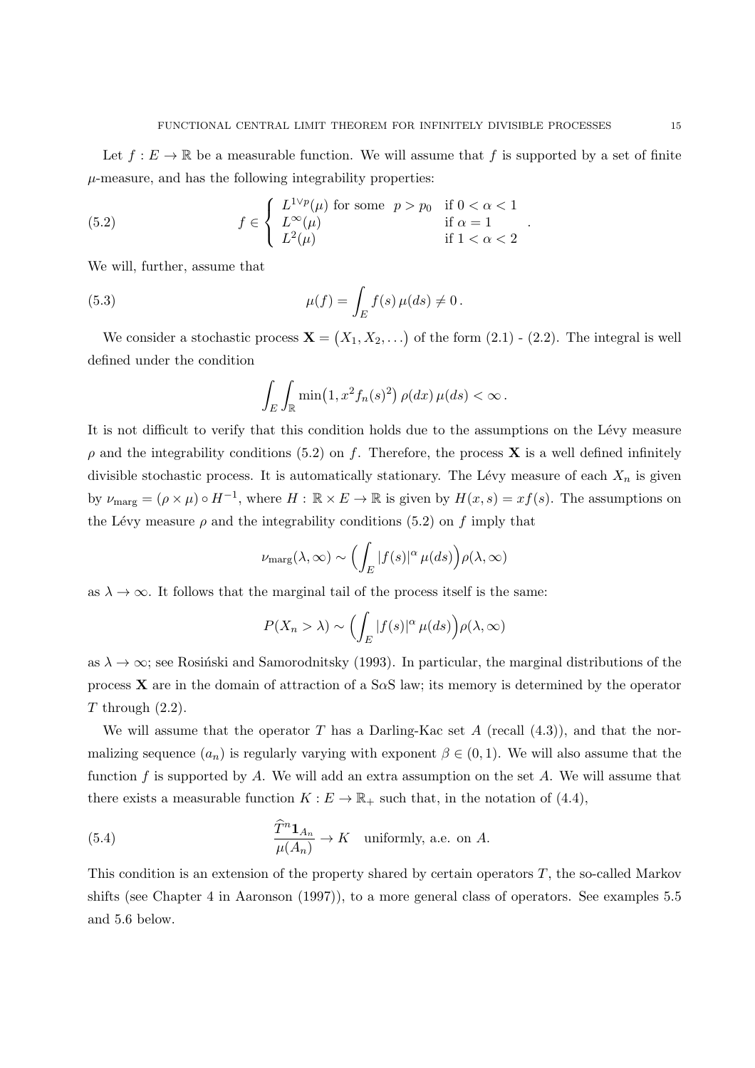Let $f : E \to \mathbb{R}$ be a measurable function. We will assume that $f$ is supported by a set of finite $\mu$-measure, and has the following integrability properties:

$$
f \in \begin{cases} L^{1\vee p}(\mu) \text{ for some } \ p > p_0 & \text{if } 0 < \alpha < 1 \\ L^{\infty}(\mu) & \text{if } \alpha = 1 \\ L^2(\mu) & \text{if } 1 < \alpha < 2 \end{cases} . \tag{5.2}
$$

We will, further, assume that

$$
\mu(f) = \int_E f(s)\, \mu(ds) \neq 0 \, . \tag{5.3}
$$

We consider a stochastic process $\mathbf{X} = \big(X_1, X_2, \ldots\big)$ of the form (2.1) - (2.2). The integral is well defined under the condition

$$
\int_E \int_{\mathbb{R}} \min\big(1, x^2 f_n(s)^2\big)\, \rho(dx)\, \mu(ds) < \infty \, .
$$

It is not difficult to verify that this condition holds due to the assumptions on the Lévy measure $\rho$ and the integrability conditions (5.2) on $f$. Therefore, the process $\mathbf{X}$ is a well defined infinitely divisible stochastic process. It is automatically stationary. The Lévy measure of each $X_n$ is given by $\nu_{\text{marg}} = (\rho \times \mu) \circ H^{-1}$, where $H : \mathbb{R} \times E \to \mathbb{R}$ is given by $H(x, s) = x f(s)$. The assumptions on the Lévy measure $\rho$ and the integrability conditions (5.2) on $f$ imply that

$$
\nu_{\text{marg}}(\lambda, \infty) \sim \Big( \int_E |f(s)|^{\alpha}\, \mu(ds) \Big) \rho(\lambda, \infty)
$$

as $\lambda \to \infty$. It follows that the marginal tail of the process itself is the same:

$$
P(X_n > \lambda) \sim \Big( \int_E |f(s)|^{\alpha}\, \mu(ds) \Big) \rho(\lambda, \infty)
$$

as $\lambda \to \infty$; see Rosiński and Samorodnitsky (1993). In particular, the marginal distributions of the process $\mathbf{X}$ are in the domain of attraction of a S$\alpha$S law; its memory is determined by the operator $T$ through (2.2).

We will assume that the operator $T$ has a Darling-Kac set $A$ (recall (4.3)), and that the normalizing sequence $(a_n)$ is regularly varying with exponent $\beta \in (0, 1)$. We will also assume that the function $f$ is supported by $A$. We will add an extra assumption on the set $A$. We will assume that there exists a measurable function $K : E \to \mathbb{R}_+$ such that, in the notation of (4.4),

$$
\frac{\widehat{T}^n \mathbf{1}_{A_n}}{\mu(A_n)} \to K \quad \text{uniformly, a.e. on } A. \tag{5.4}
$$

This condition is an extension of the property shared by certain operators $T$, the so-called Markov shifts (see Chapter 4 in Aaronson (1997)), to a more general class of operators. See examples 5.5 and 5.6 below.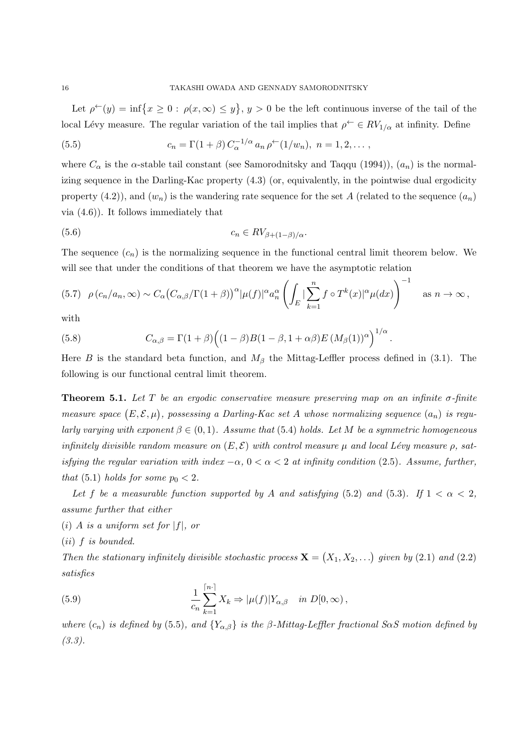Let $\rho^{\leftarrow}(y) = \inf\{x \geq 0 : \rho(x, \infty) \leq y\}$, $y > 0$ be the left continuous inverse of the tail of the local Lévy measure. The regular variation of the tail implies that $\rho^{\leftarrow} \in RV_{1/\alpha}$ at infinity. Define

$$c_n = \Gamma(1+\beta)\, C_\alpha^{-1/\alpha}\, a_n\, \rho^{\leftarrow}(1/w_n),\ n = 1, 2, \dots, \tag{5.5}$$

where $C_\alpha$ is the $\alpha$-stable tail constant (see Samorodnitsky and Taqqu (1994)), $(a_n)$ is the normalizing sequence in the Darling-Kac property (4.3) (or, equivalently, in the pointwise dual ergodicity property (4.2)), and $(w_n)$ is the wandering rate sequence for the set $A$ (related to the sequence $(a_n)$ via (4.6)). It follows immediately that

$$c_n \in RV_{\beta + (1-\beta)/\alpha}. \tag{5.6}$$

The sequence $(c_n)$ is the normalizing sequence in the functional central limit theorem below. We will see that under the conditions of that theorem we have the asymptotic relation

$$\rho\left(c_n/a_n, \infty\right) \sim C_\alpha \big(C_{\alpha,\beta}/\Gamma(1+\beta)\big)^\alpha |\mu(f)|^\alpha a_n^\alpha \left(\int_E |\sum_{k=1}^n f \circ T^k(x)|^\alpha \mu(dx)\right)^{-1} \quad \text{as } n \to \infty, \tag{5.7}$$

with

$$C_{\alpha,\beta} = \Gamma(1+\beta)\Big((1-\beta)B(1-\beta, 1+\alpha\beta)E\left(M_\beta(1)\right)^\alpha\Big)^{1/\alpha}. \tag{5.8}$$

Here $B$ is the standard beta function, and $M_\beta$ the Mittag-Leffler process defined in (3.1). The following is our functional central limit theorem.

**Theorem 5.1.** *Let $T$ be an ergodic conservative measure preserving map on an infinite $\sigma$-finite measure space $(E, \mathcal{E}, \mu)$, possessing a Darling-Kac set $A$ whose normalizing sequence $(a_n)$ is regularly varying with exponent $\beta \in (0, 1)$. Assume that* (5.4) *holds. Let $M$ be a symmetric homogeneous infinitely divisible random measure on $(E, \mathcal{E})$ with control measure $\mu$ and local Lévy measure $\rho$, satisfying the regular variation with index $-\alpha$, $0 < \alpha < 2$ at infinity condition* (2.5). *Assume, further, that* (5.1) *holds for some $p_0 < 2$.*

*Let $f$ be a measurable function supported by $A$ and satisfying* (5.2) *and* (5.3). *If $1 < \alpha < 2$, assume further that either*

*(i) $A$ is a uniform set for $|f|$, or*

*(ii) $f$ is bounded.*

*Then the stationary infinitely divisible stochastic process $\mathbf{X} = (X_1, X_2, \dots)$ given by* (2.1) *and* (2.2) *satisfies*

$$\frac{1}{c_n}\sum_{k=1}^{\lceil n\cdot\rceil} X_k \Rightarrow |\mu(f)| Y_{\alpha,\beta} \quad \text{in } D[0,\infty), \tag{5.9}$$

*where $(c_n)$ is defined by* (5.5), *and $\{Y_{\alpha,\beta}\}$ is the $\beta$-Mittag-Leffler fractional S$\alpha$S motion defined by (3.3).*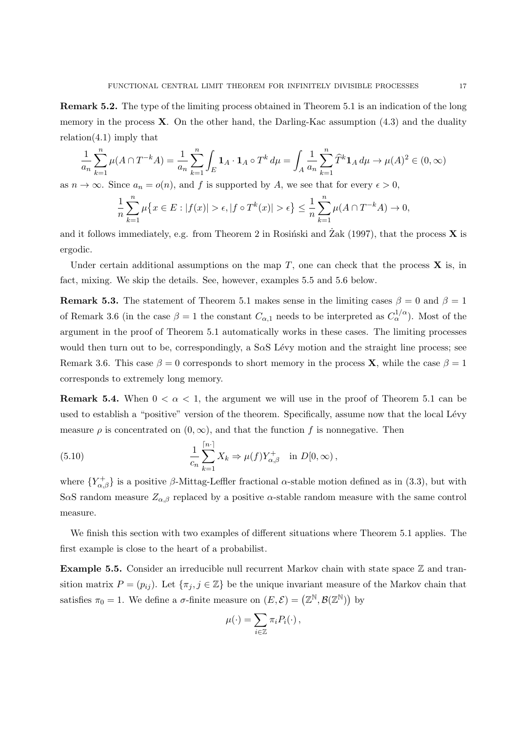**Remark 5.2.** The type of the limiting process obtained in Theorem 5.1 is an indication of the long memory in the process $\mathbf{X}$. On the other hand, the Darling-Kac assumption (4.3) and the duality relation(4.1) imply that

$$\frac{1}{a_n}\sum_{k=1}^n \mu(A\cap T^{-k}A) = \frac{1}{a_n}\sum_{k=1}^n \int_E \mathbf{1}_A \cdot \mathbf{1}_A \circ T^k \, d\mu = \int_A \frac{1}{a_n}\sum_{k=1}^n \widehat{T}^k \mathbf{1}_A \, d\mu \to \mu(A)^2 \in (0,\infty)$$

as $n\to\infty$. Since $a_n = o(n)$, and $f$ is supported by $A$, we see that for every $\epsilon > 0$,

$$\frac{1}{n}\sum_{k=1}^n \mu\big\{x\in E : |f(x)| > \epsilon, |f\circ T^k(x)| > \epsilon\big\} \le \frac{1}{n}\sum_{k=1}^n \mu(A\cap T^{-k}A) \to 0,$$

and it follows immediately, e.g. from Theorem 2 in Rosiński and Żak (1997), that the process $\mathbf{X}$ is ergodic.

Under certain additional assumptions on the map $T$, one can check that the process $\mathbf{X}$ is, in fact, mixing. We skip the details. See, however, examples 5.5 and 5.6 below.

**Remark 5.3.** The statement of Theorem 5.1 makes sense in the limiting cases $\beta = 0$ and $\beta = 1$ of Remark 3.6 (in the case $\beta = 1$ the constant $C_{\alpha,1}$ needs to be interpreted as $C_\alpha^{1/\alpha}$). Most of the argument in the proof of Theorem 5.1 automatically works in these cases. The limiting processes would then turn out to be, correspondingly, a S$\alpha$S Lévy motion and the straight line process; see Remark 3.6. This case $\beta = 0$ corresponds to short memory in the process $\mathbf{X}$, while the case $\beta = 1$ corresponds to extremely long memory.

**Remark 5.4.** When $0 < \alpha < 1$, the argument we will use in the proof of Theorem 5.1 can be used to establish a "positive" version of the theorem. Specifically, assume now that the local Lévy measure $\rho$ is concentrated on $(0,\infty)$, and that the function $f$ is nonnegative. Then

$$\frac{1}{c_n}\sum_{k=1}^{\lceil n\cdot\rceil} X_k \Rightarrow \mu(f) Y^+_{\alpha,\beta} \quad \text{in } D[0,\infty)\,, \tag{5.10}$$

where $\{Y^+_{\alpha,\beta}\}$ is a positive $\beta$-Mittag-Leffler fractional $\alpha$-stable motion defined as in (3.3), but with S$\alpha$S random measure $Z_{\alpha,\beta}$ replaced by a positive $\alpha$-stable random measure with the same control measure.

We finish this section with two examples of different situations where Theorem 5.1 applies. The first example is close to the heart of a probabilist.

**Example 5.5.** Consider an irreducible null recurrent Markov chain with state space $\mathbb{Z}$ and transition matrix $P = (p_{ij})$. Let $\{\pi_j, j\in\mathbb{Z}\}$ be the unique invariant measure of the Markov chain that satisfies $\pi_0 = 1$. We define a $\sigma$-finite measure on $(E,\mathcal{E}) = \big(\mathbb{Z}^{\mathbb{N}}, \mathcal{B}(\mathbb{Z}^{\mathbb{N}})\big)$ by

$$\mu(\cdot) = \sum_{i\in\mathbb{Z}} \pi_i P_i(\cdot)\,,$$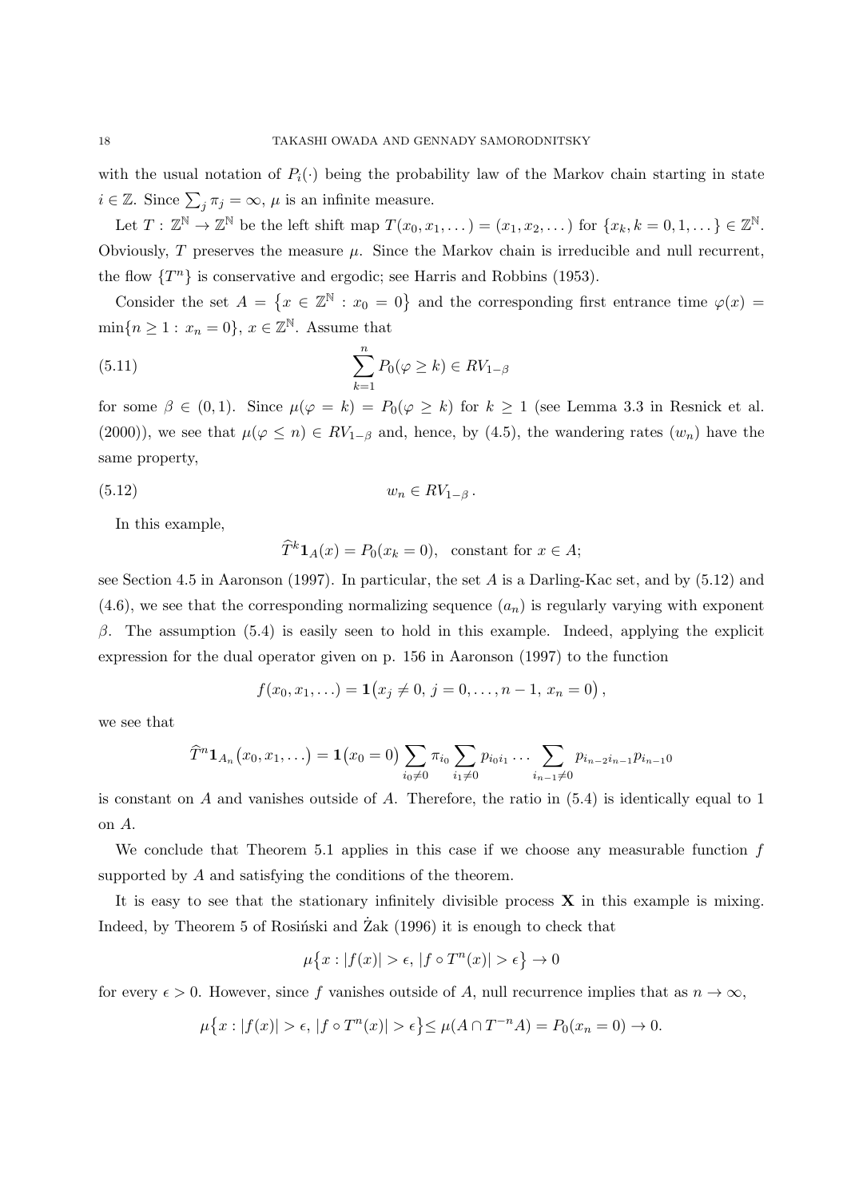with the usual notation of $P_i(\cdot)$ being the probability law of the Markov chain starting in state $i \in \mathbb{Z}$. Since $\sum_j \pi_j = \infty$, $\mu$ is an infinite measure.

Let $T : \mathbb{Z}^{\mathbb{N}} \to \mathbb{Z}^{\mathbb{N}}$ be the left shift map $T(x_0, x_1, \dots) = (x_1, x_2, \dots)$ for $\{x_k, k = 0, 1, \dots\} \in \mathbb{Z}^{\mathbb{N}}$. Obviously, $T$ preserves the measure $\mu$. Since the Markov chain is irreducible and null recurrent, the flow $\{T^n\}$ is conservative and ergodic; see Harris and Robbins (1953).

Consider the set $A = \{x \in \mathbb{Z}^{\mathbb{N}} : x_0 = 0\}$ and the corresponding first entrance time $\varphi(x) = \min\{n \geq 1 : x_n = 0\}$, $x \in \mathbb{Z}^{\mathbb{N}}$. Assume that

$$\sum_{k=1}^{n} P_0(\varphi \geq k) \in RV_{1-\beta} \tag{5.11}$$

for some $\beta \in (0, 1)$. Since $\mu(\varphi = k) = P_0(\varphi \geq k)$ for $k \geq 1$ (see Lemma 3.3 in Resnick et al. (2000)), we see that $\mu(\varphi \leq n) \in RV_{1-\beta}$ and, hence, by (4.5), the wandering rates $(w_n)$ have the same property,

$$w_n \in RV_{1-\beta}\,. \tag{5.12}$$

In this example,

$$\widehat{T}^k \mathbf{1}_A(x) = P_0(x_k = 0), \quad \text{constant for } x \in A;$$

see Section 4.5 in Aaronson (1997). In particular, the set $A$ is a Darling-Kac set, and by (5.12) and (4.6), we see that the corresponding normalizing sequence $(a_n)$ is regularly varying with exponent $\beta$. The assumption (5.4) is easily seen to hold in this example. Indeed, applying the explicit expression for the dual operator given on p. 156 in Aaronson (1997) to the function

$$f(x_0, x_1, \dots) = \mathbf{1}\big(x_j \neq 0,\ j = 0, \dots, n-1,\ x_n = 0\big)\,,$$

we see that

$$\widehat{T}^n \mathbf{1}_{A_n}\big(x_0, x_1, \dots\big) = \mathbf{1}\big(x_0 = 0\big) \sum_{i_0 \neq 0} \pi_{i_0} \sum_{i_1 \neq 0} p_{i_0 i_1} \dots \sum_{i_{n-1} \neq 0} p_{i_{n-2} i_{n-1}} p_{i_{n-1} 0}$$

is constant on $A$ and vanishes outside of $A$. Therefore, the ratio in (5.4) is identically equal to 1 on $A$.

We conclude that Theorem 5.1 applies in this case if we choose any measurable function $f$ supported by $A$ and satisfying the conditions of the theorem.

It is easy to see that the stationary infinitely divisible process $\mathbf{X}$ in this example is mixing. Indeed, by Theorem 5 of Rosiński and Żak (1996) it is enough to check that

$$\mu\big\{x : |f(x)| > \epsilon,\ |f \circ T^n(x)| > \epsilon\big\} \to 0$$

for every $\epsilon > 0$. However, since $f$ vanishes outside of $A$, null recurrence implies that as $n \to \infty$,

$$\mu\big\{x : |f(x)| > \epsilon,\ |f \circ T^n(x)| > \epsilon\big\} \leq \mu(A \cap T^{-n}A) = P_0(x_n = 0) \to 0.$$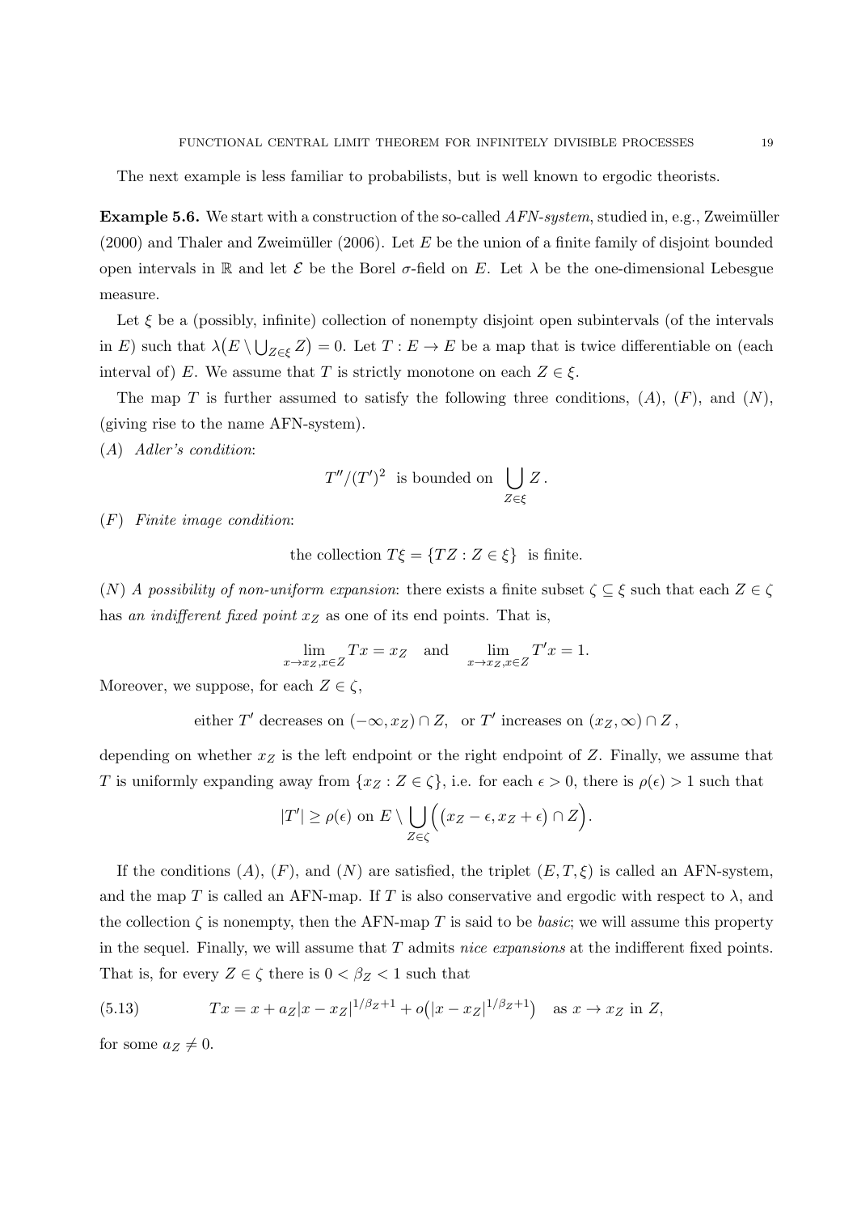The next example is less familiar to probabilists, but is well known to ergodic theorists.

**Example 5.6.** We start with a construction of the so-called *AFN-system*, studied in, e.g., Zweimüller (2000) and Thaler and Zweimüller (2006). Let $E$ be the union of a finite family of disjoint bounded open intervals in $\mathbb{R}$ and let $\mathcal{E}$ be the Borel $\sigma$-field on $E$. Let $\lambda$ be the one-dimensional Lebesgue measure.

Let $\xi$ be a (possibly, infinite) collection of nonempty disjoint open subintervals (of the intervals in $E$) such that $\lambda\big(E \setminus \bigcup_{Z\in\xi} Z\big) = 0$. Let $T : E \to E$ be a map that is twice differentiable on (each interval of) $E$. We assume that $T$ is strictly monotone on each $Z \in \xi$.

The map $T$ is further assumed to satisfy the following three conditions, $(A)$, $(F)$, and $(N)$, (giving rise to the name AFN-system).

$(A)$ *Adler's condition*:

$$T''/(T')^2 \text{ is bounded on } \bigcup_{Z\in\xi} Z\,.$$

$(F)$ *Finite image condition*:

$$\text{the collection } T\xi = \{TZ : Z \in \xi\} \text{ is finite.}$$

$(N)$ *A possibility of non-uniform expansion*: there exists a finite subset $\zeta \subseteq \xi$ such that each $Z \in \zeta$ has *an indifferent fixed point* $x_Z$ as one of its end points. That is,

$$\lim_{x\to x_Z, x\in Z} Tx = x_Z \quad \text{and} \quad \lim_{x\to x_Z, x\in Z} T'x = 1.$$

Moreover, we suppose, for each $Z \in \zeta$,

$$\text{either } T' \text{ decreases on } (-\infty, x_Z) \cap Z, \ \text{ or } T' \text{ increases on } (x_Z, \infty) \cap Z\,,$$

depending on whether $x_Z$ is the left endpoint or the right endpoint of $Z$. Finally, we assume that $T$ is uniformly expanding away from $\{x_Z : Z \in \zeta\}$, i.e. for each $\epsilon > 0$, there is $\rho(\epsilon) > 1$ such that

$$|T'| \geq \rho(\epsilon) \text{ on } E \setminus \bigcup_{Z\in\zeta} \Big( \big(x_Z - \epsilon, x_Z + \epsilon\big) \cap Z \Big).$$

If the conditions $(A)$, $(F)$, and $(N)$ are satisfied, the triplet $(E, T, \xi)$ is called an AFN-system, and the map $T$ is called an AFN-map. If $T$ is also conservative and ergodic with respect to $\lambda$, and the collection $\zeta$ is nonempty, then the AFN-map $T$ is said to be *basic*; we will assume this property in the sequel. Finally, we will assume that $T$ admits *nice expansions* at the indifferent fixed points. That is, for every $Z \in \zeta$ there is $0 < \beta_Z < 1$ such that

$$Tx = x + a_Z|x - x_Z|^{1/\beta_Z+1} + o\big(|x - x_Z|^{1/\beta_Z+1}\big) \quad \text{as } x \to x_Z \text{ in } Z, \tag{5.13}$$

for some $a_Z \neq 0$.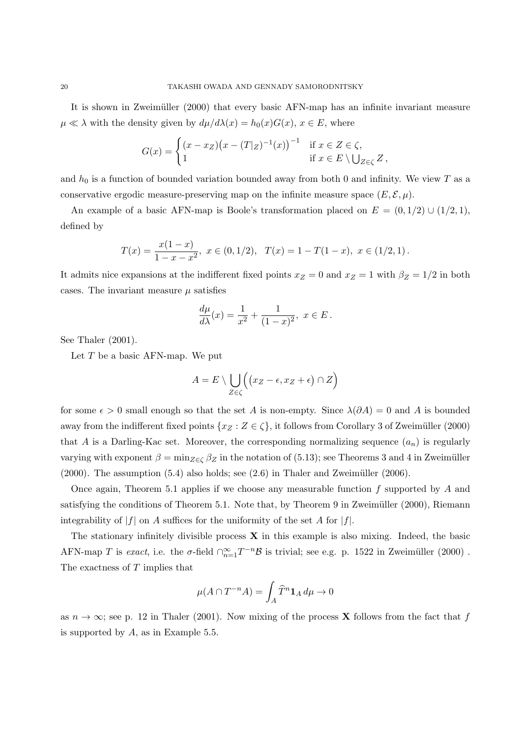It is shown in Zweimüller (2000) that every basic AFN-map has an infinite invariant measure $\mu \ll \lambda$ with the density given by $d\mu/d\lambda(x) = h_0(x)G(x)$, $x \in E$, where

$$G(x) = \begin{cases} (x - x_Z)\big(x - (T|_Z)^{-1}(x)\big)^{-1} & \text{if } x \in Z \in \zeta, \\ 1 & \text{if } x \in E \setminus \bigcup_{Z\in\zeta} Z \,, \end{cases}$$

and $h_0$ is a function of bounded variation bounded away from both 0 and infinity. We view $T$ as a conservative ergodic measure-preserving map on the infinite measure space $(E, \mathcal{E}, \mu)$.

An example of a basic AFN-map is Boole's transformation placed on $E = (0, 1/2) \cup (1/2, 1)$, defined by

$$T(x) = \frac{x(1-x)}{1-x-x^2}, \ x \in (0, 1/2), \quad T(x) = 1 - T(1-x), \ x \in (1/2, 1) \,.$$

It admits nice expansions at the indifferent fixed points $x_Z = 0$ and $x_Z = 1$ with $\beta_Z = 1/2$ in both cases. The invariant measure $\mu$ satisfies

$$\frac{d\mu}{d\lambda}(x) = \frac{1}{x^2} + \frac{1}{(1-x)^2}, \ x \in E \,.$$

See Thaler (2001).

Let $T$ be a basic AFN-map. We put

$$A = E \setminus \bigcup_{Z\in\zeta} \Big( \big(x_Z - \epsilon, x_Z + \epsilon\big) \cap Z \Big)$$

for some $\epsilon > 0$ small enough so that the set $A$ is non-empty. Since $\lambda(\partial A) = 0$ and $A$ is bounded away from the indifferent fixed points $\{x_Z : Z \in \zeta\}$, it follows from Corollary 3 of Zweimüller (2000) that $A$ is a Darling-Kac set. Moreover, the corresponding normalizing sequence $(a_n)$ is regularly varying with exponent $\beta = \min_{Z\in\zeta} \beta_Z$ in the notation of (5.13); see Theorems 3 and 4 in Zweimüller (2000). The assumption (5.4) also holds; see (2.6) in Thaler and Zweimüller (2006).

Once again, Theorem 5.1 applies if we choose any measurable function $f$ supported by $A$ and satisfying the conditions of Theorem 5.1. Note that, by Theorem 9 in Zweimüller (2000), Riemann integrability of $|f|$ on $A$ suffices for the uniformity of the set $A$ for $|f|$.

The stationary infinitely divisible process $\mathbf{X}$ in this example is also mixing. Indeed, the basic AFN-map $T$ is *exact*, i.e. the $\sigma$-field $\cap_{n=1}^{\infty} T^{-n}\mathcal{B}$ is trivial; see e.g. p. 1522 in Zweimüller (2000) . The exactness of $T$ implies that

$$\mu(A \cap T^{-n}A) = \int_A \widehat{T}^n \mathbf{1}_A \, d\mu \to 0$$

as $n \to \infty$; see p. 12 in Thaler (2001). Now mixing of the process $\mathbf{X}$ follows from the fact that $f$ is supported by $A$, as in Example 5.5.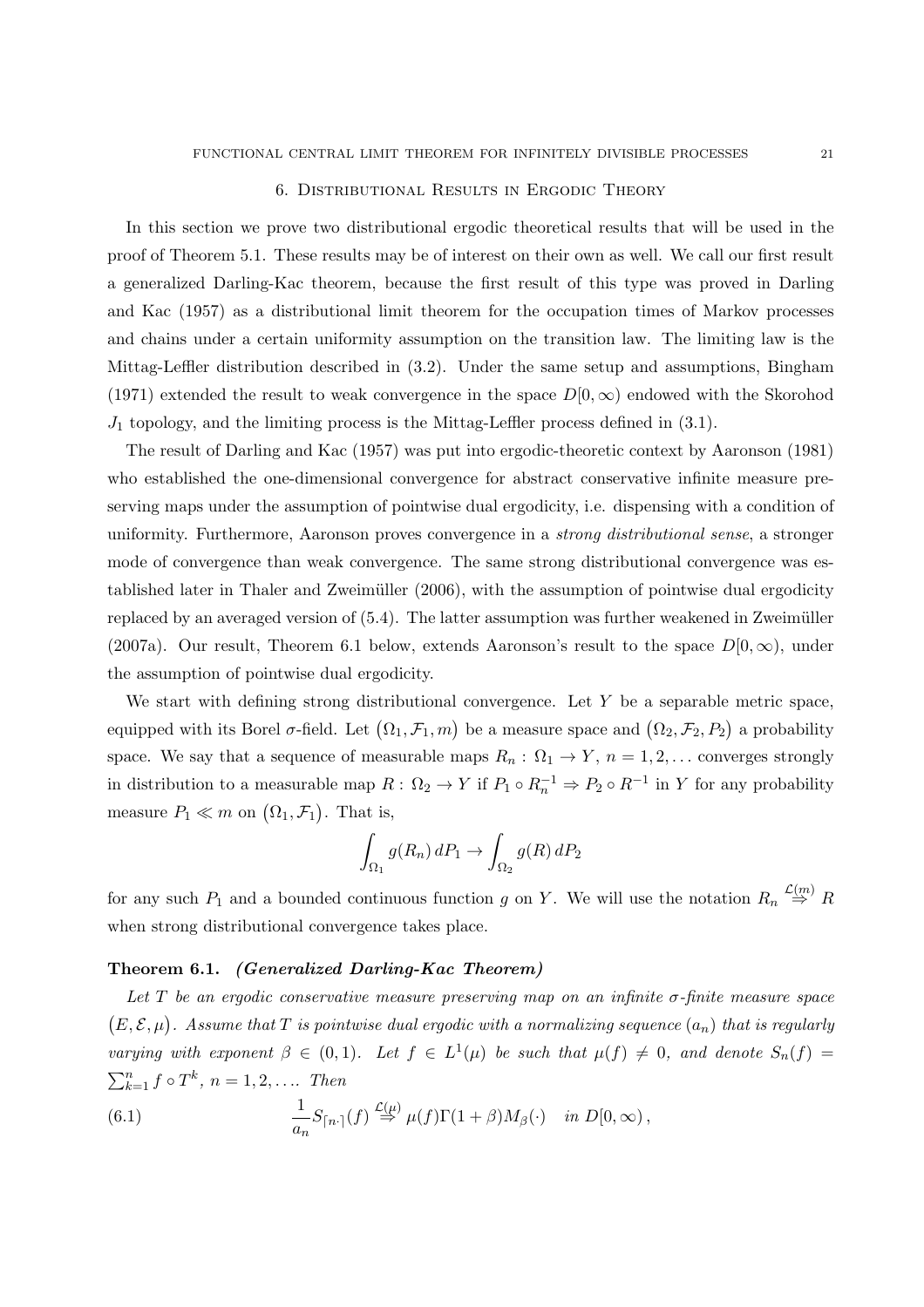## 6. Distributional Results in Ergodic Theory

In this section we prove two distributional ergodic theoretical results that will be used in the proof of Theorem 5.1. These results may be of interest on their own as well. We call our first result a generalized Darling-Kac theorem, because the first result of this type was proved in Darling and Kac (1957) as a distributional limit theorem for the occupation times of Markov processes and chains under a certain uniformity assumption on the transition law. The limiting law is the Mittag-Leffler distribution described in (3.2). Under the same setup and assumptions, Bingham (1971) extended the result to weak convergence in the space $D[0, \infty)$ endowed with the Skorohod $J_1$ topology, and the limiting process is the Mittag-Leffler process defined in (3.1).

The result of Darling and Kac (1957) was put into ergodic-theoretic context by Aaronson (1981) who established the one-dimensional convergence for abstract conservative infinite measure preserving maps under the assumption of pointwise dual ergodicity, i.e. dispensing with a condition of uniformity. Furthermore, Aaronson proves convergence in a *strong distributional sense*, a stronger mode of convergence than weak convergence. The same strong distributional convergence was established later in Thaler and Zweimüller (2006), with the assumption of pointwise dual ergodicity replaced by an averaged version of (5.4). The latter assumption was further weakened in Zweimüller (2007a). Our result, Theorem 6.1 below, extends Aaronson's result to the space $D[0, \infty)$, under the assumption of pointwise dual ergodicity.

We start with defining strong distributional convergence. Let $Y$ be a separable metric space, equipped with its Borel $\sigma$-field. Let $(\Omega_1, \mathcal{F}_1, m)$ be a measure space and $(\Omega_2, \mathcal{F}_2, P_2)$ a probability space. We say that a sequence of measurable maps $R_n : \Omega_1 \to Y$, $n = 1, 2, \ldots$ converges strongly in distribution to a measurable map $R : \Omega_2 \to Y$ if $P_1 \circ R_n^{-1} \Rightarrow P_2 \circ R^{-1}$ in $Y$ for any probability measure $P_1 \ll m$ on $(\Omega_1, \mathcal{F}_1)$. That is,

$$\int_{\Omega_1} g(R_n) \, dP_1 \to \int_{\Omega_2} g(R) \, dP_2$$

for any such $P_1$ and a bounded continuous function $g$ on $Y$. We will use the notation $R_n \overset{\mathcal{L}(m)}{\Rightarrow} R$ when strong distributional convergence takes place.

**Theorem 6.1.** ***(Generalized Darling-Kac Theorem)***

*Let $T$ be an ergodic conservative measure preserving map on an infinite $\sigma$-finite measure space $(E, \mathcal{E}, \mu)$. Assume that $T$ is pointwise dual ergodic with a normalizing sequence $(a_n)$ that is regularly varying with exponent $\beta \in (0, 1)$. Let $f \in L^1(\mu)$ be such that $\mu(f) \neq 0$, and denote $S_n(f) = \sum_{k=1}^{n} f \circ T^k$, $n = 1, 2, \ldots$. Then*

$$\frac{1}{a_n} S_{\lceil n \cdot \rceil}(f) \overset{\mathcal{L}(\mu)}{\Rightarrow} \mu(f) \Gamma(1 + \beta) M_\beta(\cdot) \quad \text{in } D[0, \infty), \tag{6.1}$$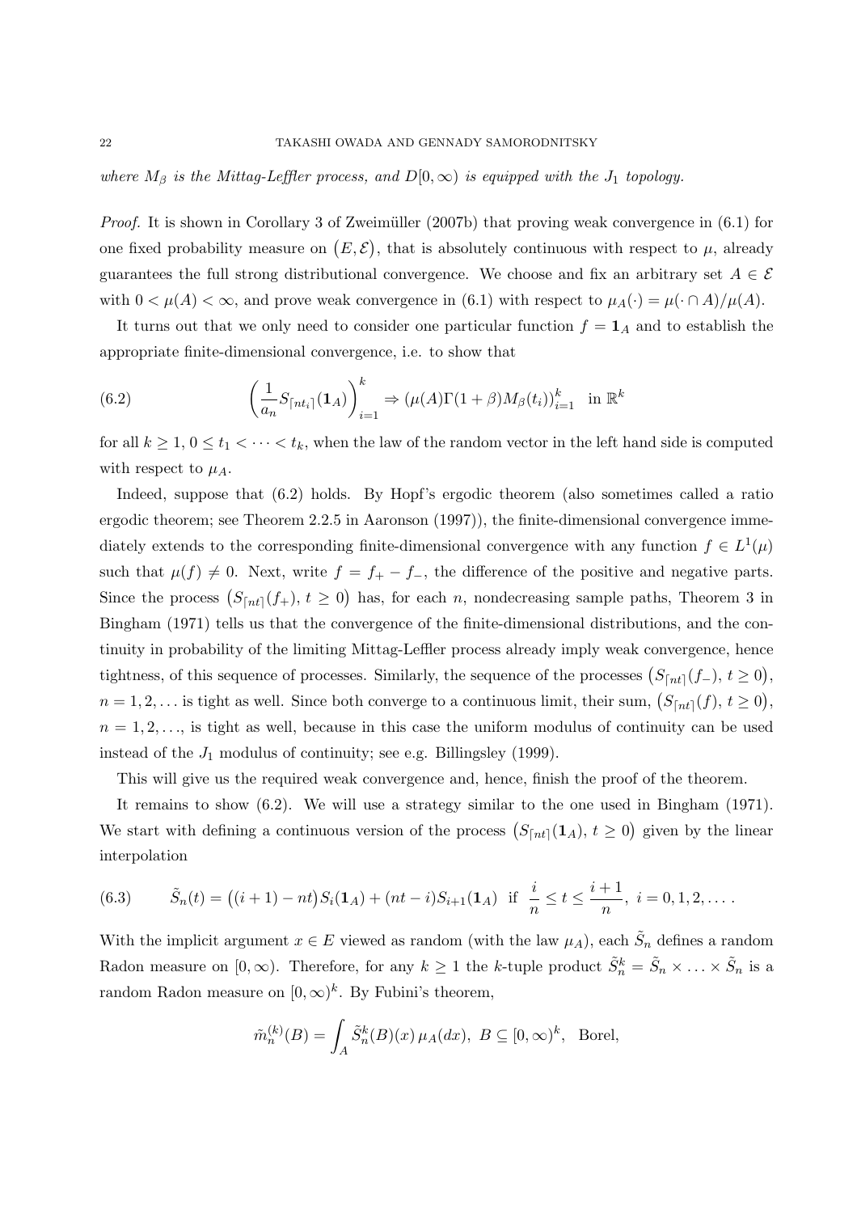*where $M_\beta$ is the Mittag-Leffler process, and $D[0,\infty)$ is equipped with the $J_1$ topology.*

*Proof.* It is shown in Corollary 3 of Zweimüller (2007b) that proving weak convergence in (6.1) for one fixed probability measure on $(E,\mathcal{E})$, that is absolutely continuous with respect to $\mu$, already guarantees the full strong distributional convergence. We choose and fix an arbitrary set $A \in \mathcal{E}$ with $0 < \mu(A) < \infty$, and prove weak convergence in (6.1) with respect to $\mu_A(\cdot) = \mu(\cdot \cap A)/\mu(A)$.

It turns out that we only need to consider one particular function $f = \mathbf{1}_A$ and to establish the appropriate finite-dimensional convergence, i.e. to show that

$$
\left(\frac{1}{a_n} S_{\lceil nt_i \rceil}(\mathbf{1}_A)\right)_{i=1}^k \Rightarrow \left(\mu(A)\Gamma(1+\beta)M_\beta(t_i)\right)_{i=1}^k \quad \text{in } \mathbb{R}^k \tag{6.2}
$$

for all $k \geq 1$, $0 \leq t_1 < \cdots < t_k$, when the law of the random vector in the left hand side is computed with respect to $\mu_A$.

Indeed, suppose that (6.2) holds. By Hopf's ergodic theorem (also sometimes called a ratio ergodic theorem; see Theorem 2.2.5 in Aaronson (1997)), the finite-dimensional convergence immediately extends to the corresponding finite-dimensional convergence with any function $f \in L^1(\mu)$ such that $\mu(f) \neq 0$. Next, write $f = f_+ - f_-$, the difference of the positive and negative parts. Since the process $\left(S_{\lceil nt \rceil}(f_+),\, t \geq 0\right)$ has, for each $n$, nondecreasing sample paths, Theorem 3 in Bingham (1971) tells us that the convergence of the finite-dimensional distributions, and the continuity in probability of the limiting Mittag-Leffler process already imply weak convergence, hence tightness, of this sequence of processes. Similarly, the sequence of the processes $\left(S_{\lceil nt \rceil}(f_-),\, t \geq 0\right)$, $n = 1, 2, \ldots$ is tight as well. Since both converge to a continuous limit, their sum, $\left(S_{\lceil nt \rceil}(f),\, t \geq 0\right)$, $n = 1, 2, \ldots$, is tight as well, because in this case the uniform modulus of continuity can be used instead of the $J_1$ modulus of continuity; see e.g. Billingsley (1999).

This will give us the required weak convergence and, hence, finish the proof of the theorem.

It remains to show (6.2). We will use a strategy similar to the one used in Bingham (1971). We start with defining a continuous version of the process $\left(S_{\lceil nt \rceil}(\mathbf{1}_A),\, t \geq 0\right)$ given by the linear interpolation

$$
\tilde{S}_n(t) = \big((i+1) - nt\big)S_i(\mathbf{1}_A) + (nt - i)S_{i+1}(\mathbf{1}_A) \quad \text{if } \frac{i}{n} \leq t \leq \frac{i+1}{n},\ i = 0, 1, 2, \ldots. \tag{6.3}
$$

With the implicit argument $x \in E$ viewed as random (with the law $\mu_A$), each $\tilde{S}_n$ defines a random Radon measure on $[0,\infty)$. Therefore, for any $k \geq 1$ the $k$-tuple product $\tilde{S}_n^k = \tilde{S}_n \times \ldots \times \tilde{S}_n$ is a random Radon measure on $[0,\infty)^k$. By Fubini's theorem,

$$
\tilde{m}_n^{(k)}(B) = \int_A \tilde{S}_n^k(B)(x)\,\mu_A(dx),\ B \subseteq [0,\infty)^k, \ \text{ Borel,}
$$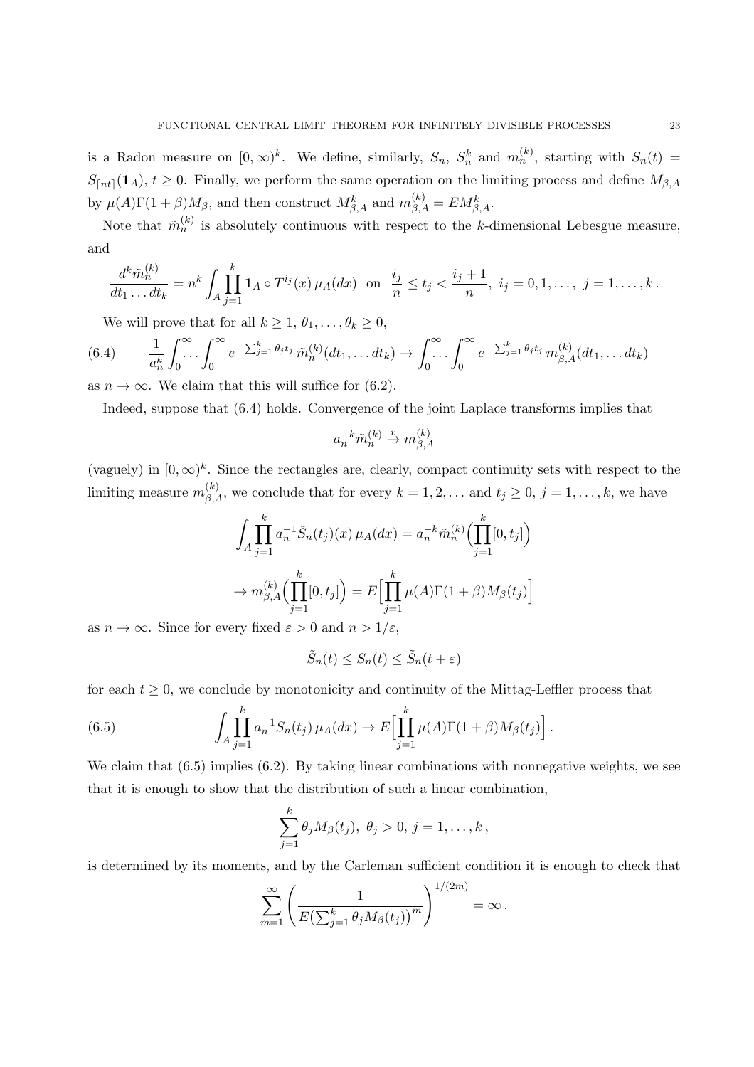is a Radon measure on $[0,\infty)^k$. We define, similarly, $S_n$, $S_n^k$ and $m_n^{(k)}$, starting with $S_n(t) = S_{\lceil nt\rceil}(\mathbf{1}_A)$, $t\geq 0$. Finally, we perform the same operation on the limiting process and define $M_{\beta,A}$ by $\mu(A)\Gamma(1+\beta)M_\beta$, and then construct $M_{\beta,A}^k$ and $m_{\beta,A}^{(k)} = EM_{\beta,A}^k$.

Note that $\tilde m_n^{(k)}$ is absolutely continuous with respect to the $k$-dimensional Lebesgue measure, and

$$
\frac{d^k\tilde m_n^{(k)}}{dt_1\dots dt_k} = n^k\int_A\prod_{j=1}^k \mathbf{1}_A\circ T^{i_j}(x)\,\mu_A(dx) \;\;\text{on}\;\; \frac{i_j}{n}\leq t_j<\frac{i_j+1}{n},\; i_j=0,1,\dots,\; j=1,\dots,k\,.
$$

We will prove that for all $k\geq 1$, $\theta_1,\dots,\theta_k\geq 0$,

$$
\frac{1}{a_n^k}\int_0^\infty\!\!\dots\int_0^\infty e^{-\sum_{j=1}^k\theta_jt_j}\,\tilde m_n^{(k)}(dt_1,\dots dt_k)\to\int_0^\infty\!\!\dots\int_0^\infty e^{-\sum_{j=1}^k\theta_jt_j}\,m_{\beta,A}^{(k)}(dt_1,\dots dt_k) \tag{6.4}
$$

as $n\to\infty$. We claim that this will suffice for (6.2).

Indeed, suppose that (6.4) holds. Convergence of the joint Laplace transforms implies that

$$
a_n^{-k}\tilde m_n^{(k)}\overset{v}{\to} m_{\beta,A}^{(k)}
$$

(vaguely) in $[0,\infty)^k$. Since the rectangles are, clearly, compact continuity sets with respect to the limiting measure $m_{\beta,A}^{(k)}$, we conclude that for every $k=1,2,\dots$ and $t_j\geq 0$, $j=1,\dots,k$, we have

$$
\int_A\prod_{j=1}^k a_n^{-1}\tilde S_n(t_j)(x)\,\mu_A(dx) = a_n^{-k}\tilde m_n^{(k)}\Big(\prod_{j=1}^k[0,t_j]\Big)
$$

$$
\to m_{\beta,A}^{(k)}\Big(\prod_{j=1}^k[0,t_j]\Big) = E\Big[\prod_{j=1}^k\mu(A)\Gamma(1+\beta)M_\beta(t_j)\Big]
$$

as $n\to\infty$. Since for every fixed $\varepsilon>0$ and $n>1/\varepsilon$,

$$
\tilde S_n(t)\leq S_n(t)\leq\tilde S_n(t+\varepsilon)
$$

for each $t\geq 0$, we conclude by monotonicity and continuity of the Mittag-Leffler process that

$$
\int_A\prod_{j=1}^k a_n^{-1}S_n(t_j)\,\mu_A(dx)\to E\Big[\prod_{j=1}^k\mu(A)\Gamma(1+\beta)M_\beta(t_j)\Big]\,. \tag{6.5}
$$

We claim that (6.5) implies (6.2). By taking linear combinations with nonnegative weights, we see that it is enough to show that the distribution of such a linear combination,

$$
\sum_{j=1}^k\theta_jM_\beta(t_j),\;\theta_j>0,\;j=1,\dots,k\,,
$$

is determined by its moments, and by the Carleman sufficient condition it is enough to check that

$$
\sum_{m=1}^\infty\left(\frac{1}{E\big(\sum_{j=1}^k\theta_jM_\beta(t_j)\big)^m}\right)^{1/(2m)}=\infty\,.
$$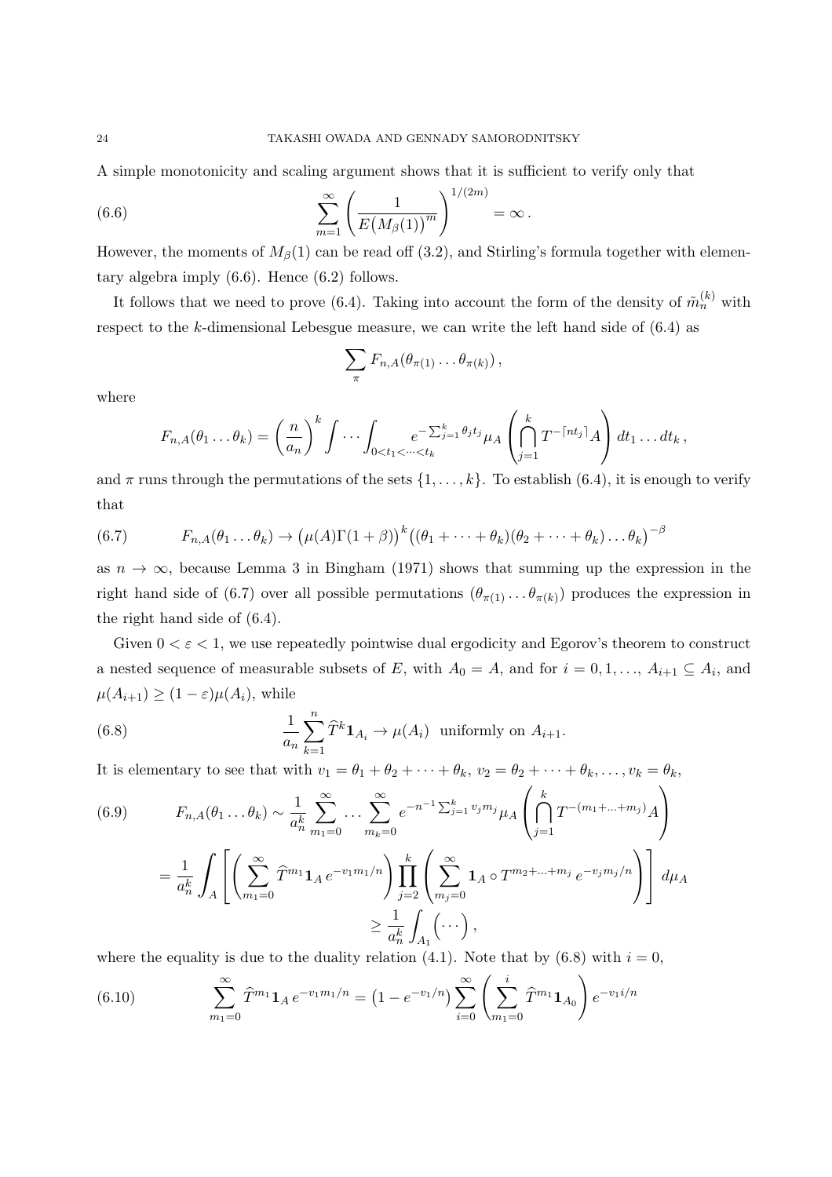A simple monotonicity and scaling argument shows that it is sufficient to verify only that

$$\sum_{m=1}^{\infty}\left(\frac{1}{E\big(M_\beta(1)\big)^m}\right)^{1/(2m)} = \infty\,. \tag{6.6}$$

However, the moments of $M_\beta(1)$ can be read off (3.2), and Stirling's formula together with elementary algebra imply (6.6). Hence (6.2) follows.

It follows that we need to prove (6.4). Taking into account the form of the density of $\tilde{m}_n^{(k)}$ with respect to the $k$-dimensional Lebesgue measure, we can write the left hand side of (6.4) as

$$\sum_{\pi} F_{n,A}(\theta_{\pi(1)}\dots\theta_{\pi(k)})\,,$$

where

$$F_{n,A}(\theta_1\dots\theta_k) = \left(\frac{n}{a_n}\right)^k \int\cdots\int_{0<t_1<\cdots<t_k} e^{-\sum_{j=1}^k \theta_j t_j}\mu_A\left(\bigcap_{j=1}^k T^{-\lceil nt_j\rceil}A\right) dt_1\dots dt_k\,,$$

and $\pi$ runs through the permutations of the sets $\{1,\dots,k\}$. To establish (6.4), it is enough to verify that

$$F_{n,A}(\theta_1\dots\theta_k) \to \big(\mu(A)\Gamma(1+\beta)\big)^k\big((\theta_1+\cdots+\theta_k)(\theta_2+\cdots+\theta_k)\dots\theta_k\big)^{-\beta} \tag{6.7}$$

as $n\to\infty$, because Lemma 3 in Bingham (1971) shows that summing up the expression in the right hand side of (6.7) over all possible permutations $(\theta_{\pi(1)}\dots\theta_{\pi(k)})$ produces the expression in the right hand side of (6.4).

Given $0<\varepsilon<1$, we use repeatedly pointwise dual ergodicity and Egorov's theorem to construct a nested sequence of measurable subsets of $E$, with $A_0=A$, and for $i=0,1,\dots$, $A_{i+1}\subseteq A_i$, and $\mu(A_{i+1})\ge(1-\varepsilon)\mu(A_i)$, while

$$\frac{1}{a_n}\sum_{k=1}^{n}\widehat{T}^k\mathbf{1}_{A_i}\to\mu(A_i)\ \text{ uniformly on } A_{i+1}. \tag{6.8}$$

It is elementary to see that with $v_1=\theta_1+\theta_2+\cdots+\theta_k$, $v_2=\theta_2+\cdots+\theta_k,\dots,v_k=\theta_k$,

$$\begin{aligned}
F_{n,A}(\theta_1\dots\theta_k) &\sim \frac{1}{a_n^k}\sum_{m_1=0}^{\infty}\cdots\sum_{m_k=0}^{\infty} e^{-n^{-1}\sum_{j=1}^k v_j m_j}\mu_A\left(\bigcap_{j=1}^k T^{-(m_1+\ldots+m_j)}A\right) \\
&= \frac{1}{a_n^k}\int_A\left[\left(\sum_{m_1=0}^{\infty}\widehat{T}^{m_1}\mathbf{1}_A\,e^{-v_1m_1/n}\right)\prod_{j=2}^k\left(\sum_{m_j=0}^{\infty}\mathbf{1}_A\circ T^{m_2+\ldots+m_j}\,e^{-v_jm_j/n}\right)\right]d\mu_A \\
&\ge \frac{1}{a_n^k}\int_{A_1}\Big(\cdots\Big)\,,
\end{aligned} \tag{6.9}$$

where the equality is due to the duality relation (4.1). Note that by (6.8) with $i=0$,

$$\sum_{m_1=0}^{\infty}\widehat{T}^{m_1}\mathbf{1}_A\,e^{-v_1m_1/n} = \big(1-e^{-v_1/n}\big)\sum_{i=0}^{\infty}\left(\sum_{m_1=0}^{i}\widehat{T}^{m_1}\mathbf{1}_{A_0}\right)e^{-v_1 i/n} \tag{6.10}$$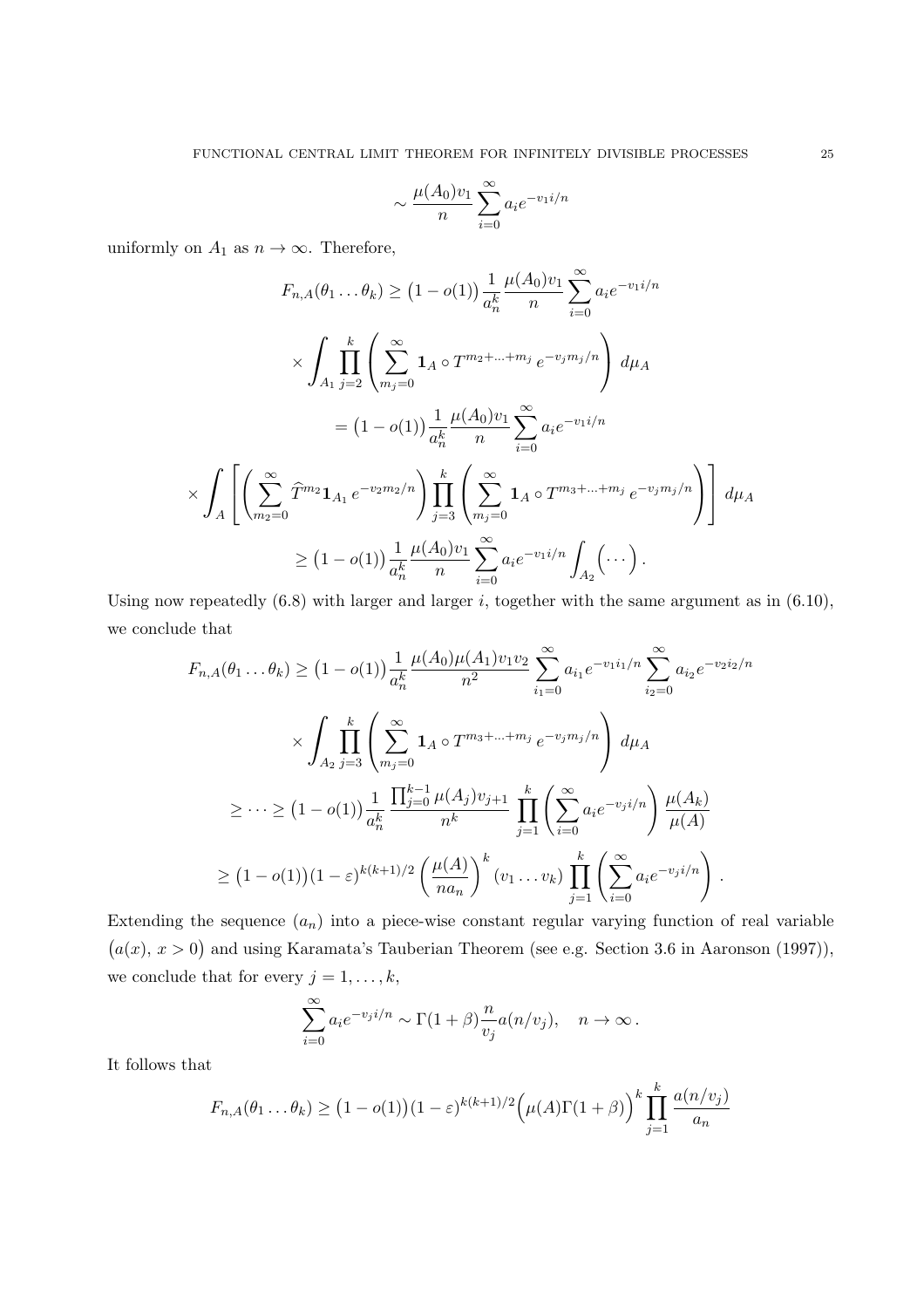$$\sim \frac{\mu(A_0)v_1}{n}\sum_{i=0}^\infty a_i e^{-v_1 i/n}$$

uniformly on $A_1$ as $n\to\infty$. Therefore,

$$F_{n,A}(\theta_1\ldots\theta_k) \geq \big(1-o(1)\big)\frac{1}{a_n^k}\frac{\mu(A_0)v_1}{n}\sum_{i=0}^\infty a_i e^{-v_1 i/n}$$

$$\times \int_{A_1}\prod_{j=2}^k\left(\sum_{m_j=0}^\infty \mathbf{1}_A\circ T^{m_2+\ldots+m_j}\, e^{-v_j m_j/n}\right)\, d\mu_A$$

$$= \big(1-o(1)\big)\frac{1}{a_n^k}\frac{\mu(A_0)v_1}{n}\sum_{i=0}^\infty a_i e^{-v_1 i/n}$$

$$\times \int_A\left[\left(\sum_{m_2=0}^\infty \widehat{T}^{m_2}\mathbf{1}_{A_1}\, e^{-v_2 m_2/n}\right)\prod_{j=3}^k\left(\sum_{m_j=0}^\infty \mathbf{1}_A\circ T^{m_3+\ldots+m_j}\, e^{-v_j m_j/n}\right)\right]\, d\mu_A$$

$$\geq \big(1-o(1)\big)\frac{1}{a_n^k}\frac{\mu(A_0)v_1}{n}\sum_{i=0}^\infty a_i e^{-v_1 i/n}\int_{A_2}\Big(\cdots\Big)\,.$$

Using now repeatedly (6.8) with larger and larger $i$, together with the same argument as in (6.10), we conclude that

$$F_{n,A}(\theta_1\ldots\theta_k) \geq \big(1-o(1)\big)\frac{1}{a_n^k}\frac{\mu(A_0)\mu(A_1)v_1v_2}{n^2}\sum_{i_1=0}^\infty a_{i_1}e^{-v_1 i_1/n}\sum_{i_2=0}^\infty a_{i_2}e^{-v_2 i_2/n}$$

$$\times\int_{A_2}\prod_{j=3}^k\left(\sum_{m_j=0}^\infty \mathbf{1}_A\circ T^{m_3+\ldots+m_j}\, e^{-v_j m_j/n}\right)\, d\mu_A$$

$$\geq\cdots\geq \big(1-o(1)\big)\frac{1}{a_n^k}\frac{\prod_{j=0}^{k-1}\mu(A_j)v_{j+1}}{n^k}\prod_{j=1}^k\left(\sum_{i=0}^\infty a_i e^{-v_j i/n}\right)\frac{\mu(A_k)}{\mu(A)}$$

$$\geq \big(1-o(1)\big)(1-\varepsilon)^{k(k+1)/2}\left(\frac{\mu(A)}{na_n}\right)^k(v_1\ldots v_k)\prod_{j=1}^k\left(\sum_{i=0}^\infty a_i e^{-v_j i/n}\right).$$

Extending the sequence $(a_n)$ into a piece-wise constant regular varying function of real variable $\big(a(x),\, x>0\big)$ and using Karamata's Tauberian Theorem (see e.g. Section 3.6 in Aaronson (1997)), we conclude that for every $j=1,\ldots,k$,

$$\sum_{i=0}^\infty a_i e^{-v_j i/n}\sim \Gamma(1+\beta)\frac{n}{v_j}a(n/v_j),\quad n\to\infty\,.$$

It follows that

$$F_{n,A}(\theta_1\ldots\theta_k)\geq \big(1-o(1)\big)(1-\varepsilon)^{k(k+1)/2}\Big(\mu(A)\Gamma(1+\beta)\Big)^k\prod_{j=1}^k\frac{a(n/v_j)}{a_n}$$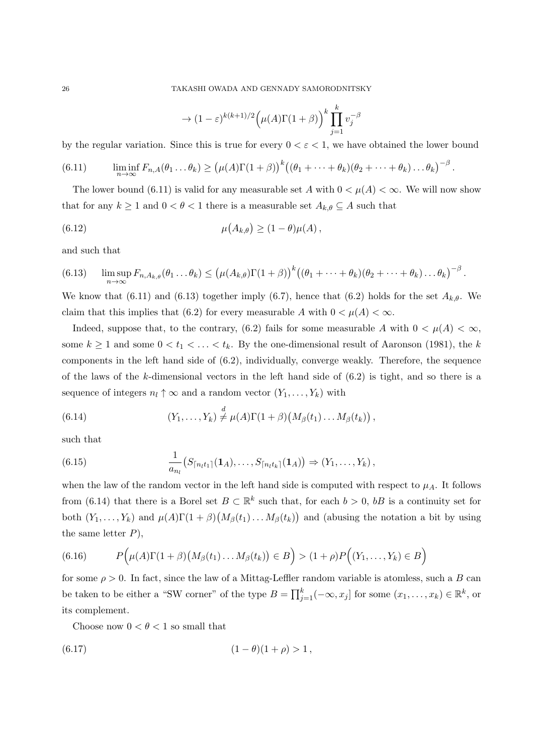$$\to (1-\varepsilon)^{k(k+1)/2}\Big(\mu(A)\Gamma(1+\beta)\Big)^k \prod_{j=1}^k v_j^{-\beta}$$

by the regular variation. Since this is true for every $0<\varepsilon<1$, we have obtained the lower bound

$$\liminf_{n\to\infty} F_{n,A}(\theta_1\dots\theta_k) \geq \big(\mu(A)\Gamma(1+\beta)\big)^k\big((\theta_1+\cdots+\theta_k)(\theta_2+\cdots+\theta_k)\dots\theta_k\big)^{-\beta}. \tag{6.11}$$

The lower bound (6.11) is valid for any measurable set $A$ with $0<\mu(A)<\infty$. We will now show that for any $k\geq 1$ and $0<\theta<1$ there is a measurable set $A_{k,\theta}\subseteq A$ such that

$$\mu\big(A_{k,\theta}\big) \geq (1-\theta)\mu(A)\,, \tag{6.12}$$

and such that

$$\limsup_{n\to\infty} F_{n,A_{k,\theta}}(\theta_1\dots\theta_k) \leq \big(\mu(A_{k,\theta})\Gamma(1+\beta)\big)^k\big((\theta_1+\cdots+\theta_k)(\theta_2+\cdots+\theta_k)\dots\theta_k\big)^{-\beta}. \tag{6.13}$$

We know that (6.11) and (6.13) together imply (6.7), hence that (6.2) holds for the set $A_{k,\theta}$. We claim that this implies that (6.2) for every measurable $A$ with $0<\mu(A)<\infty$.

Indeed, suppose that, to the contrary, (6.2) fails for some measurable $A$ with $0<\mu(A)<\infty$, some $k\geq 1$ and some $0<t_1<\ldots<t_k$. By the one-dimensional result of Aaronson (1981), the $k$ components in the left hand side of (6.2), individually, converge weakly. Therefore, the sequence of the laws of the $k$-dimensional vectors in the left hand side of (6.2) is tight, and so there is a sequence of integers $n_l\uparrow\infty$ and a random vector $(Y_1,\dots,Y_k)$ with

$$(Y_1,\dots,Y_k) \overset{d}{\neq} \mu(A)\Gamma(1+\beta)\big(M_\beta(t_1)\dots M_\beta(t_k)\big)\,, \tag{6.14}$$

such that

$$\frac{1}{a_{n_l}}\big(S_{\lceil n_l t_1\rceil}(\mathbf{1}_A),\dots,S_{\lceil n_l t_k\rceil}(\mathbf{1}_A)\big) \Rightarrow (Y_1,\dots,Y_k)\,, \tag{6.15}$$

when the law of the random vector in the left hand side is computed with respect to $\mu_A$. It follows from (6.14) that there is a Borel set $B\subset\mathbb{R}^k$ such that, for each $b>0$, $bB$ is a continuity set for both $(Y_1,\dots,Y_k)$ and $\mu(A)\Gamma(1+\beta)\big(M_\beta(t_1)\dots M_\beta(t_k)\big)$ and (abusing the notation a bit by using the same letter $P$),

$$P\Big(\mu(A)\Gamma(1+\beta)\big(M_\beta(t_1)\dots M_\beta(t_k)\big)\in B\Big) > (1+\rho)P\Big((Y_1,\dots,Y_k)\in B\Big) \tag{6.16}$$

for some $\rho>0$. In fact, since the law of a Mittag-Leffler random variable is atomless, such a $B$ can be taken to be either a "SW corner" of the type $B=\prod_{j=1}^k(-\infty,x_j]$ for some $(x_1,\dots,x_k)\in\mathbb{R}^k$, or its complement.

Choose now $0<\theta<1$ so small that

$$(1-\theta)(1+\rho) > 1\,, \tag{6.17}$$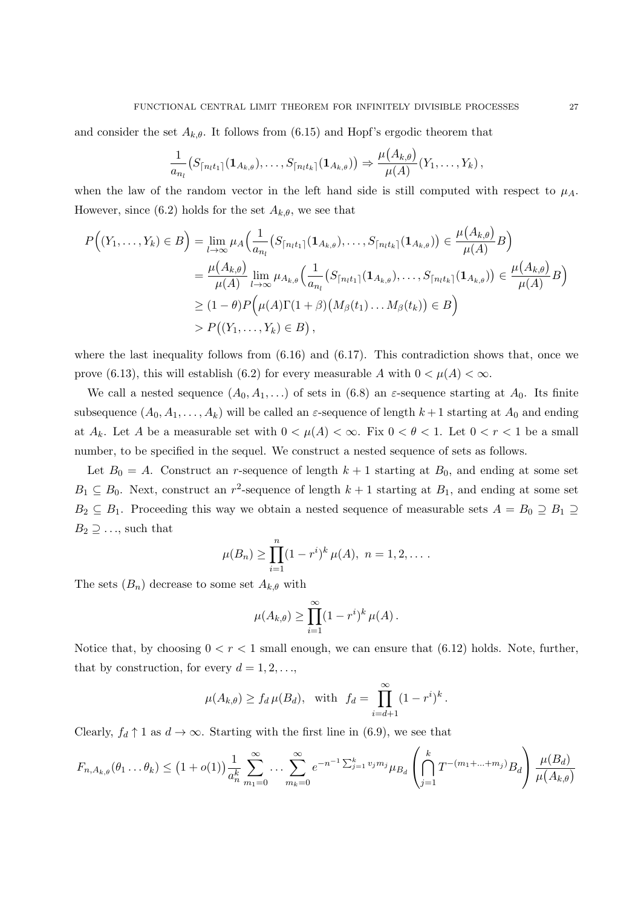and consider the set $A_{k,\theta}$. It follows from (6.15) and Hopf's ergodic theorem that

$$
\frac{1}{a_{n_l}}\big(S_{\lceil n_l t_1\rceil}(\mathbf{1}_{A_{k,\theta}}),\ldots,S_{\lceil n_l t_k\rceil}(\mathbf{1}_{A_{k,\theta}})\big)\Rightarrow \frac{\mu\big(A_{k,\theta}\big)}{\mu(A)}(Y_1,\ldots,Y_k)\,,
$$

when the law of the random vector in the left hand side is still computed with respect to $\mu_A$. However, since (6.2) holds for the set $A_{k,\theta}$, we see that

$$
\begin{aligned}
P\Big((Y_1,\ldots,Y_k)\in B\Big) &= \lim_{l\to\infty}\mu_A\Big(\frac{1}{a_{n_l}}\big(S_{\lceil n_l t_1\rceil}(\mathbf{1}_{A_{k,\theta}}),\ldots,S_{\lceil n_l t_k\rceil}(\mathbf{1}_{A_{k,\theta}})\big)\in \frac{\mu\big(A_{k,\theta}\big)}{\mu(A)}B\Big)\\
&= \frac{\mu\big(A_{k,\theta}\big)}{\mu(A)}\lim_{l\to\infty}\mu_{A_{k,\theta}}\Big(\frac{1}{a_{n_l}}\big(S_{\lceil n_l t_1\rceil}(\mathbf{1}_{A_{k,\theta}}),\ldots,S_{\lceil n_l t_k\rceil}(\mathbf{1}_{A_{k,\theta}})\big)\in \frac{\mu\big(A_{k,\theta}\big)}{\mu(A)}B\Big)\\
&\geq (1-\theta)P\Big(\mu(A)\Gamma(1+\beta)\big(M_\beta(t_1)\ldots M_\beta(t_k)\big)\in B\Big)\\
&> P\big((Y_1,\ldots,Y_k)\in B\big)\,,
\end{aligned}
$$

where the last inequality follows from (6.16) and (6.17). This contradiction shows that, once we prove (6.13), this will establish (6.2) for every measurable $A$ with $0<\mu(A)<\infty$.

We call a nested sequence $(A_0,A_1,\ldots)$ of sets in (6.8) an $\varepsilon$-sequence starting at $A_0$. Its finite subsequence $(A_0,A_1,\ldots,A_k)$ will be called an $\varepsilon$-sequence of length $k+1$ starting at $A_0$ and ending at $A_k$. Let $A$ be a measurable set with $0<\mu(A)<\infty$. Fix $0<\theta<1$. Let $0<r<1$ be a small number, to be specified in the sequel. We construct a nested sequence of sets as follows.

Let $B_0=A$. Construct an $r$-sequence of length $k+1$ starting at $B_0$, and ending at some set $B_1\subseteq B_0$. Next, construct an $r^2$-sequence of length $k+1$ starting at $B_1$, and ending at some set $B_2\subseteq B_1$. Proceeding this way we obtain a nested sequence of measurable sets $A=B_0\supseteq B_1\supseteq B_2\supseteq\ldots$, such that

$$
\mu(B_n)\geq\prod_{i=1}^n(1-r^i)^k\,\mu(A),\ \ n=1,2,\ldots\,.
$$

The sets $(B_n)$ decrease to some set $A_{k,\theta}$ with

$$
\mu(A_{k,\theta})\geq\prod_{i=1}^\infty(1-r^i)^k\,\mu(A)\,.
$$

Notice that, by choosing $0<r<1$ small enough, we can ensure that (6.12) holds. Note, further, that by construction, for every $d=1,2,\ldots$,

$$
\mu(A_{k,\theta})\geq f_d\,\mu(B_d),\ \ \text{with}\ \ f_d=\prod_{i=d+1}^\infty(1-r^i)^k\,.
$$

Clearly, $f_d\uparrow 1$ as $d\to\infty$. Starting with the first line in (6.9), we see that

$$
F_{n,A_{k,\theta}}(\theta_1\ldots\theta_k)\leq\big(1+o(1)\big)\frac{1}{a_n^k}\sum_{m_1=0}^\infty\ldots\sum_{m_k=0}^\infty e^{-n^{-1}\sum_{j=1}^k v_jm_j}\mu_{B_d}\left(\bigcap_{j=1}^k T^{-(m_1+\ldots+m_j)}B_d\right)\frac{\mu(B_d)}{\mu\big(A_{k,\theta}\big)}
$$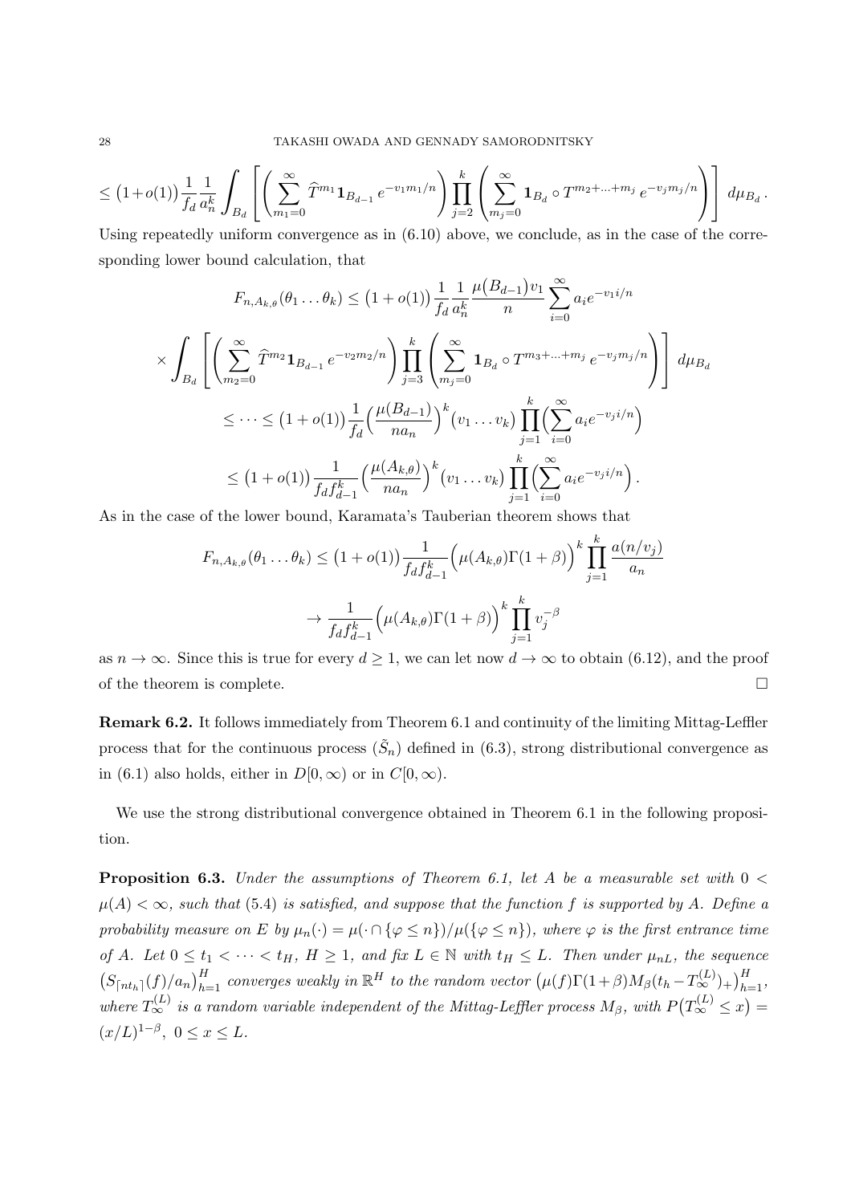$$
\leq \big(1+o(1)\big)\frac{1}{f_d}\frac{1}{a_n^k}\int_{B_d}\left[\left(\sum_{m_1=0}^{\infty}\widehat{T}^{m_1}\mathbf{1}_{B_{d-1}}\,e^{-v_1m_1/n}\right)\prod_{j=2}^{k}\left(\sum_{m_j=0}^{\infty}\mathbf{1}_{B_d}\circ T^{m_2+\ldots+m_j}\,e^{-v_jm_j/n}\right)\right]\,d\mu_{B_d}\,.
$$

Using repeatedly uniform convergence as in (6.10) above, we conclude, as in the case of the corresponding lower bound calculation, that

$$
F_{n,A_{k,\theta}}(\theta_1\ldots\theta_k) \leq \big(1+o(1)\big)\frac{1}{f_d}\frac{1}{a_n^k}\frac{\mu\big(B_{d-1}\big)v_1}{n}\sum_{i=0}^{\infty}a_ie^{-v_1i/n}
$$

$$
\times\int_{B_d}\left[\left(\sum_{m_2=0}^{\infty}\widehat{T}^{m_2}\mathbf{1}_{B_{d-1}}\,e^{-v_2m_2/n}\right)\prod_{j=3}^{k}\left(\sum_{m_j=0}^{\infty}\mathbf{1}_{B_d}\circ T^{m_3+\ldots+m_j}\,e^{-v_jm_j/n}\right)\right]\,d\mu_{B_d}
$$

$$
\leq \cdots \leq \big(1+o(1)\big)\frac{1}{f_d}\Big(\frac{\mu(B_{d-1})}{na_n}\Big)^k\big(v_1\ldots v_k\big)\prod_{j=1}^{k}\Big(\sum_{i=0}^{\infty}a_ie^{-v_ji/n}\Big)
$$

$$
\leq \big(1+o(1)\big)\frac{1}{f_df_{d-1}^k}\Big(\frac{\mu(A_{k,\theta})}{na_n}\Big)^k\big(v_1\ldots v_k\big)\prod_{j=1}^{k}\Big(\sum_{i=0}^{\infty}a_ie^{-v_ji/n}\Big)\,.
$$

As in the case of the lower bound, Karamata's Tauberian theorem shows that

$$
F_{n,A_{k,\theta}}(\theta_1\ldots\theta_k) \leq \big(1+o(1)\big)\frac{1}{f_df_{d-1}^k}\Big(\mu(A_{k,\theta})\Gamma(1+\beta)\Big)^k\prod_{j=1}^{k}\frac{a(n/v_j)}{a_n}
$$

$$
\to \frac{1}{f_df_{d-1}^k}\Big(\mu(A_{k,\theta})\Gamma(1+\beta)\Big)^k\prod_{j=1}^{k}v_j^{-\beta}
$$

as $n\to\infty$. Since this is true for every $d\geq 1$, we can let now $d\to\infty$ to obtain (6.12), and the proof of the theorem is complete. □

**Remark 6.2.** It follows immediately from Theorem 6.1 and continuity of the limiting Mittag-Leffler process that for the continuous process $(\tilde{S}_n)$ defined in (6.3), strong distributional convergence as in (6.1) also holds, either in $D[0,\infty)$ or in $C[0,\infty)$.

We use the strong distributional convergence obtained in Theorem 6.1 in the following proposition.

**Proposition 6.3.** *Under the assumptions of Theorem 6.1, let $A$ be a measurable set with $0 < \mu(A) < \infty$, such that (5.4) is satisfied, and suppose that the function $f$ is supported by $A$. Define a probability measure on $E$ by $\mu_n(\cdot) = \mu(\cdot\cap\{\varphi\leq n\})/\mu(\{\varphi\leq n\})$, where $\varphi$ is the first entrance time of $A$. Let $0\leq t_1<\cdots<t_H$, $H\geq 1$, and fix $L\in\mathbb{N}$ with $t_H\leq L$. Then under $\mu_{nL}$, the sequence $\big(S_{\lceil nt_h\rceil}(f)/a_n\big)_{h=1}^H$ converges weakly in $\mathbb{R}^H$ to the random vector $\big(\mu(f)\Gamma(1+\beta)M_\beta(t_h-T_\infty^{(L)})_+\big)_{h=1}^H$, where $T_\infty^{(L)}$ is a random variable independent of the Mittag-Leffler process $M_\beta$, with $P\big(T_\infty^{(L)}\leq x\big) = (x/L)^{1-\beta}$, $0\leq x\leq L$.*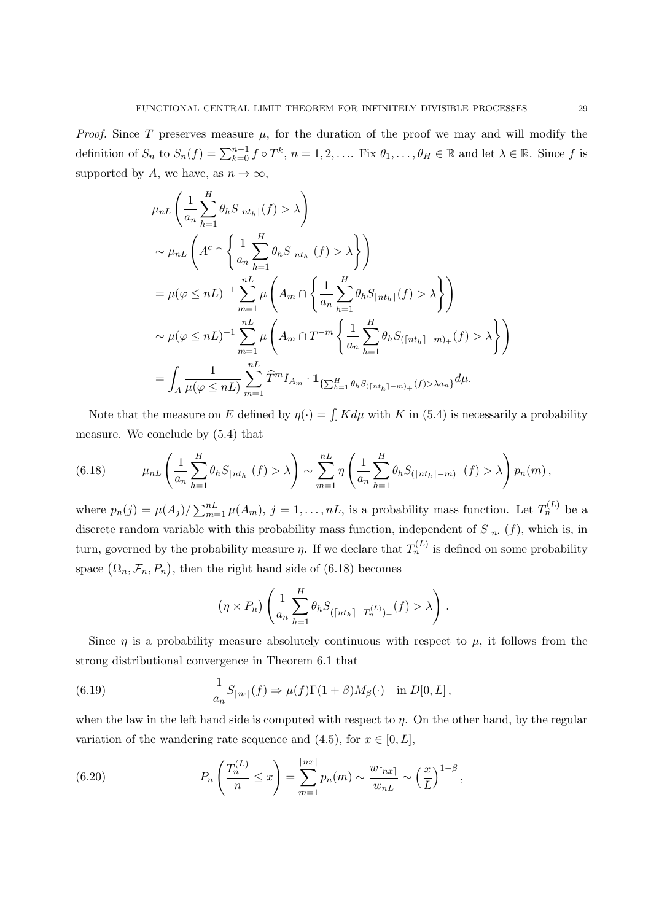*Proof.* Since $T$ preserves measure $\mu$, for the duration of the proof we may and will modify the definition of $S_n$ to $S_n(f) = \sum_{k=0}^{n-1} f \circ T^k$, $n = 1, 2, \ldots$. Fix $\theta_1, \ldots, \theta_H \in \mathbb{R}$ and let $\lambda \in \mathbb{R}$. Since $f$ is supported by $A$, we have, as $n \to \infty$,

$$
\begin{aligned}
&\mu_{nL}\left(\frac{1}{a_n}\sum_{h=1}^{H}\theta_h S_{\lceil nt_h\rceil}(f) > \lambda\right) \\
&\sim \mu_{nL}\left(A^c \cap \left\{\frac{1}{a_n}\sum_{h=1}^{H}\theta_h S_{\lceil nt_h\rceil}(f) > \lambda\right\}\right) \\
&= \mu(\varphi \le nL)^{-1}\sum_{m=1}^{nL}\mu\left(A_m \cap \left\{\frac{1}{a_n}\sum_{h=1}^{H}\theta_h S_{\lceil nt_h\rceil}(f) > \lambda\right\}\right) \\
&\sim \mu(\varphi \le nL)^{-1}\sum_{m=1}^{nL}\mu\left(A_m \cap T^{-m}\left\{\frac{1}{a_n}\sum_{h=1}^{H}\theta_h S_{(\lceil nt_h\rceil - m)_+}(f) > \lambda\right\}\right) \\
&= \int_A \frac{1}{\mu(\varphi \le nL)}\sum_{m=1}^{nL}\widehat{T}^m I_{A_m}\cdot \mathbf{1}_{\left\{\sum_{h=1}^{H}\theta_h S_{(\lceil nt_h\rceil - m)_+}(f) > \lambda a_n\right\}} d\mu.
\end{aligned}
$$

Note that the measure on $E$ defined by $\eta(\cdot) = \int_\cdot K d\mu$ with $K$ in (5.4) is necessarily a probability measure. We conclude by (5.4) that

$$
\mu_{nL}\left(\frac{1}{a_n}\sum_{h=1}^{H}\theta_h S_{\lceil nt_h\rceil}(f) > \lambda\right) \sim \sum_{m=1}^{nL}\eta\left(\frac{1}{a_n}\sum_{h=1}^{H}\theta_h S_{(\lceil nt_h\rceil - m)_+}(f) > \lambda\right)p_n(m)\,, \tag{6.18}
$$

where $p_n(j) = \mu(A_j)/\sum_{m=1}^{nL}\mu(A_m)$, $j = 1, \ldots, nL$, is a probability mass function. Let $T_n^{(L)}$ be a discrete random variable with this probability mass function, independent of $S_{\lceil n\cdot\rceil}(f)$, which is, in turn, governed by the probability measure $\eta$. If we declare that $T_n^{(L)}$ is defined on some probability space $\big(\Omega_n, \mathcal{F}_n, P_n\big)$, then the right hand side of (6.18) becomes

$$
\big(\eta \times P_n\big)\left(\frac{1}{a_n}\sum_{h=1}^{H}\theta_h S_{(\lceil nt_h\rceil - T_n^{(L)})_+}(f) > \lambda\right).
$$

Since $\eta$ is a probability measure absolutely continuous with respect to $\mu$, it follows from the strong distributional convergence in Theorem 6.1 that

$$
\frac{1}{a_n}S_{\lceil n\cdot\rceil}(f) \Rightarrow \mu(f)\Gamma(1+\beta)M_\beta(\cdot) \quad \text{in } D[0, L]\,, \tag{6.19}
$$

when the law in the left hand side is computed with respect to $\eta$. On the other hand, by the regular variation of the wandering rate sequence and (4.5), for $x \in [0, L]$,

$$
P_n\left(\frac{T_n^{(L)}}{n} \le x\right) = \sum_{m=1}^{\lceil nx\rceil}p_n(m) \sim \frac{w_{\lceil nx\rceil}}{w_{nL}} \sim \left(\frac{x}{L}\right)^{1-\beta}, \tag{6.20}
$$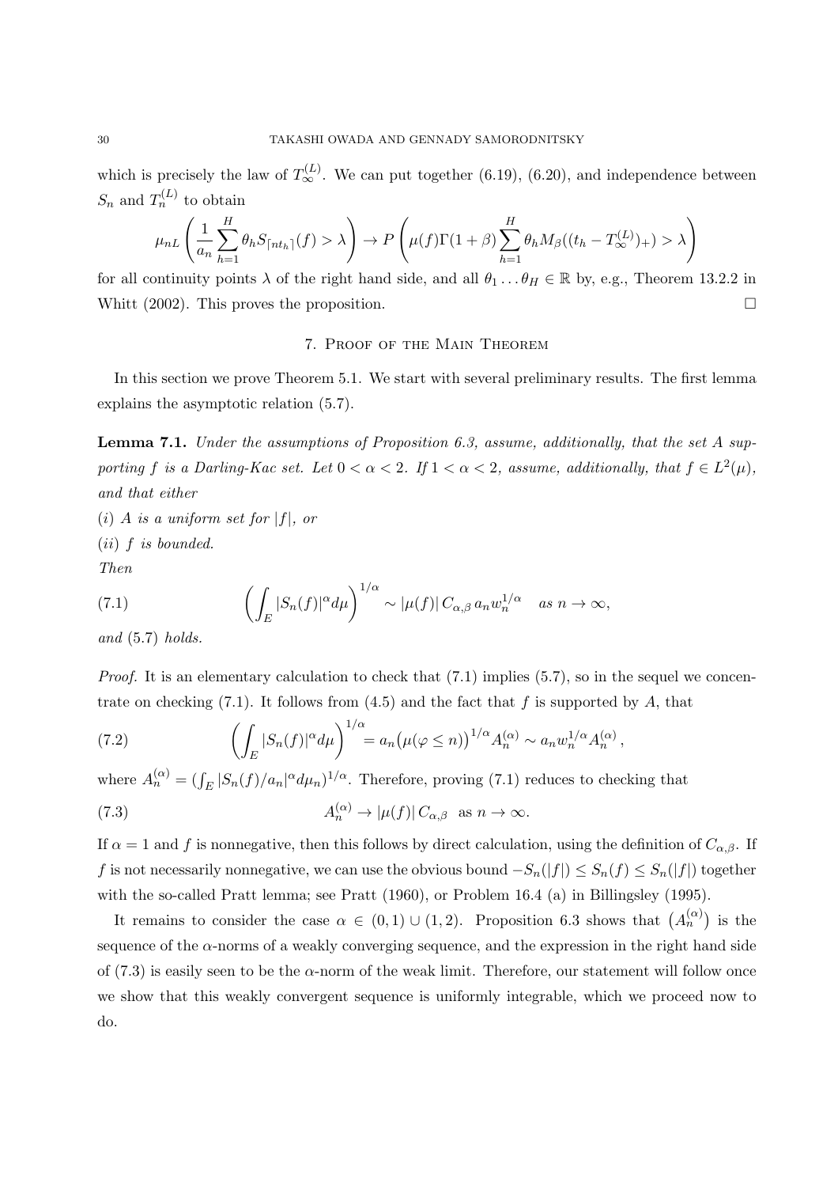which is precisely the law of $T_\infty^{(L)}$. We can put together (6.19), (6.20), and independence between $S_n$ and $T_n^{(L)}$ to obtain

$$\mu_{nL}\left(\frac{1}{a_n}\sum_{h=1}^H \theta_h S_{\lceil nt_h\rceil}(f) > \lambda\right) \to P\left(\mu(f)\Gamma(1+\beta)\sum_{h=1}^H \theta_h M_\beta((t_h - T_\infty^{(L)})_+) > \lambda\right)$$

for all continuity points $\lambda$ of the right hand side, and all $\theta_1 \dots \theta_H \in \mathbb{R}$ by, e.g., Theorem 13.2.2 in Whitt (2002). This proves the proposition. $\square$

## 7. Proof of the Main Theorem

In this section we prove Theorem 5.1. We start with several preliminary results. The first lemma explains the asymptotic relation (5.7).

**Lemma 7.1.** *Under the assumptions of Proposition 6.3, assume, additionally, that the set $A$ supporting $f$ is a Darling-Kac set. Let $0 < \alpha < 2$. If $1 < \alpha < 2$, assume, additionally, that $f \in L^2(\mu)$, and that either*

*(i) $A$ is a uniform set for $|f|$, or*

*(ii) $f$ is bounded.*

*Then*

$$\left(\int_E |S_n(f)|^\alpha d\mu\right)^{1/\alpha} \sim |\mu(f)|\, C_{\alpha,\beta}\, a_n w_n^{1/\alpha} \quad \text{as } n \to \infty, \tag{7.1}$$

*and (5.7) holds.*

*Proof.* It is an elementary calculation to check that (7.1) implies (5.7), so in the sequel we concentrate on checking (7.1). It follows from (4.5) and the fact that $f$ is supported by $A$, that

$$\left(\int_E |S_n(f)|^\alpha d\mu\right)^{1/\alpha} = a_n\big(\mu(\varphi \le n)\big)^{1/\alpha} A_n^{(\alpha)} \sim a_n w_n^{1/\alpha} A_n^{(\alpha)}\,, \tag{7.2}$$

where $A_n^{(\alpha)} = (\int_E |S_n(f)/a_n|^\alpha d\mu_n)^{1/\alpha}$. Therefore, proving (7.1) reduces to checking that

$$A_n^{(\alpha)} \to |\mu(f)|\, C_{\alpha,\beta} \quad \text{as } n \to \infty. \tag{7.3}$$

If $\alpha = 1$ and $f$ is nonnegative, then this follows by direct calculation, using the definition of $C_{\alpha,\beta}$. If $f$ is not necessarily nonnegative, we can use the obvious bound $-S_n(|f|) \le S_n(f) \le S_n(|f|)$ together with the so-called Pratt lemma; see Pratt (1960), or Problem 16.4 (a) in Billingsley (1995).

It remains to consider the case $\alpha \in (0,1) \cup (1,2)$. Proposition 6.3 shows that $\big(A_n^{(\alpha)}\big)$ is the sequence of the $\alpha$-norms of a weakly converging sequence, and the expression in the right hand side of (7.3) is easily seen to be the $\alpha$-norm of the weak limit. Therefore, our statement will follow once we show that this weakly convergent sequence is uniformly integrable, which we proceed now to do.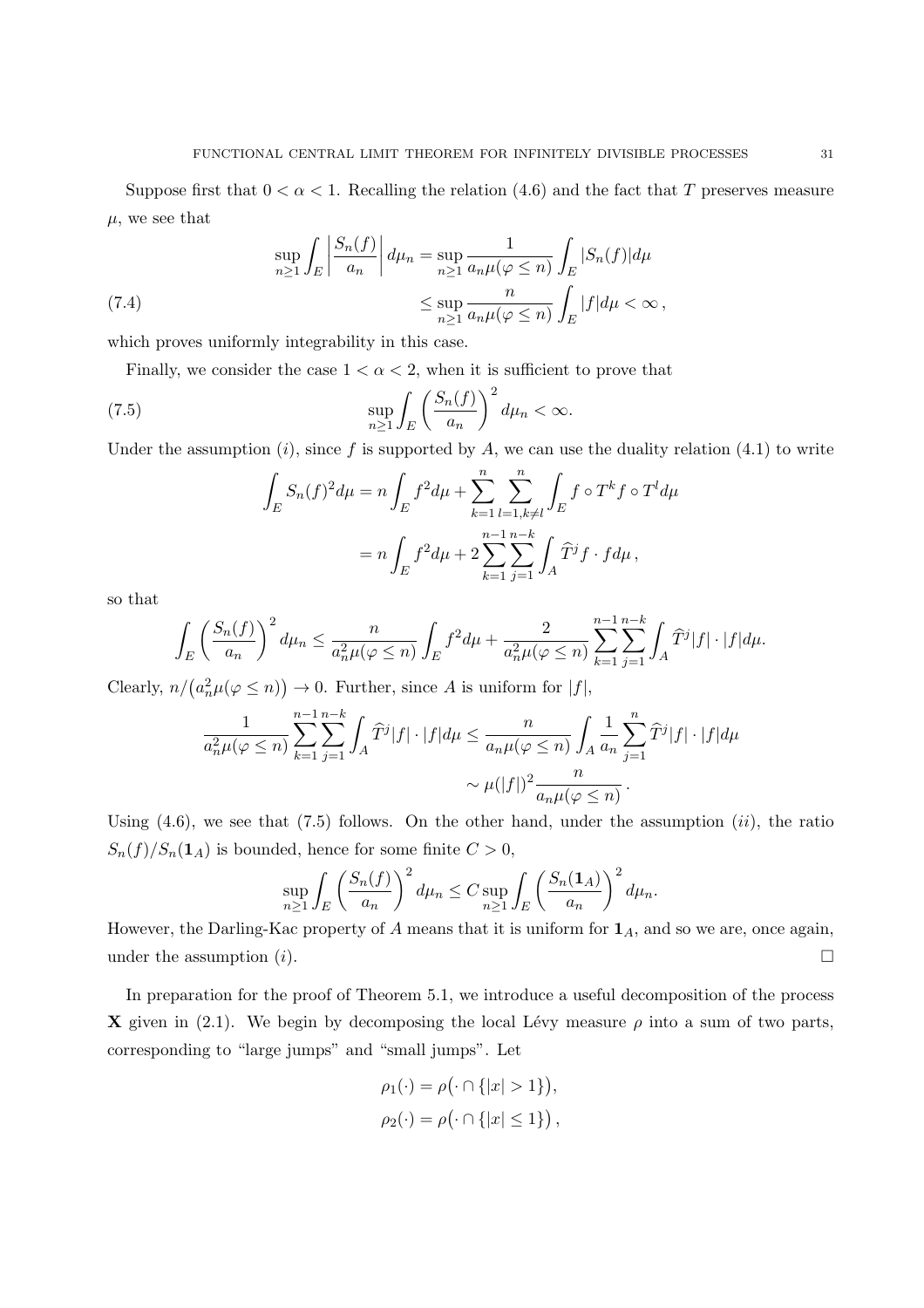Suppose first that $0 < \alpha < 1$. Recalling the relation (4.6) and the fact that $T$ preserves measure $\mu$, we see that

$$
\begin{aligned}
\sup_{n\geq 1} \int_E \left| \frac{S_n(f)}{a_n} \right| d\mu_n &= \sup_{n\geq 1} \frac{1}{a_n \mu(\varphi \leq n)} \int_E |S_n(f)| d\mu \\
&\leq \sup_{n\geq 1} \frac{n}{a_n \mu(\varphi \leq n)} \int_E |f| d\mu < \infty \,,
\end{aligned} \tag{7.4}
$$

which proves uniformly integrability in this case.

Finally, we consider the case $1 < \alpha < 2$, when it is sufficient to prove that

$$
\sup_{n\geq 1} \int_E \left( \frac{S_n(f)}{a_n} \right)^2 d\mu_n < \infty. \tag{7.5}
$$

Under the assumption $(i)$, since $f$ is supported by $A$, we can use the duality relation (4.1) to write

$$
\begin{aligned}
\int_E S_n(f)^2 d\mu &= n \int_E f^2 d\mu + \sum_{k=1}^{n} \sum_{l=1, k\neq l}^{n} \int_E f\circ T^k f \circ T^l d\mu \\
&= n \int_E f^2 d\mu + 2 \sum_{k=1}^{n-1} \sum_{j=1}^{n-k} \int_A \widehat{T}^j f \cdot f d\mu \,,
\end{aligned}
$$

so that

$$
\int_E \left( \frac{S_n(f)}{a_n} \right)^2 d\mu_n \leq \frac{n}{a_n^2 \mu(\varphi \leq n)} \int_E f^2 d\mu + \frac{2}{a_n^2 \mu(\varphi \leq n)} \sum_{k=1}^{n-1} \sum_{j=1}^{n-k} \int_A \widehat{T}^j |f| \cdot |f| d\mu.
$$

Clearly, $n/\big(a_n^2 \mu(\varphi \leq n)\big) \to 0$. Further, since $A$ is uniform for $|f|$,

$$
\begin{aligned}
\frac{1}{a_n^2 \mu(\varphi \leq n)} \sum_{k=1}^{n-1} \sum_{j=1}^{n-k} \int_A \widehat{T}^j |f| \cdot |f| d\mu &\leq \frac{n}{a_n \mu(\varphi \leq n)} \int_A \frac{1}{a_n} \sum_{j=1}^{n} \widehat{T}^j |f| \cdot |f| d\mu \\
&\sim \mu(|f|)^2 \frac{n}{a_n \mu(\varphi \leq n)} \,.
\end{aligned}
$$

Using (4.6), we see that (7.5) follows. On the other hand, under the assumption $(ii)$, the ratio $S_n(f)/S_n(\mathbf{1}_A)$ is bounded, hence for some finite $C > 0$,

$$
\sup_{n\geq 1} \int_E \left( \frac{S_n(f)}{a_n} \right)^2 d\mu_n \leq C \sup_{n\geq 1} \int_E \left( \frac{S_n(\mathbf{1}_A)}{a_n} \right)^2 d\mu_n.
$$

However, the Darling-Kac property of $A$ means that it is uniform for $\mathbf{1}_A$, and so we are, once again, under the assumption $(i)$. $\square$

In preparation for the proof of Theorem 5.1, we introduce a useful decomposition of the process $\mathbf{X}$ given in (2.1). We begin by decomposing the local Lévy measure $\rho$ into a sum of two parts, corresponding to "large jumps" and "small jumps". Let

$$
\begin{aligned}
\rho_1(\cdot) &= \rho\big(\cdot \cap \{|x| > 1\}\big), \\
\rho_2(\cdot) &= \rho\big(\cdot \cap \{|x| \leq 1\}\big) \,,
\end{aligned}
$$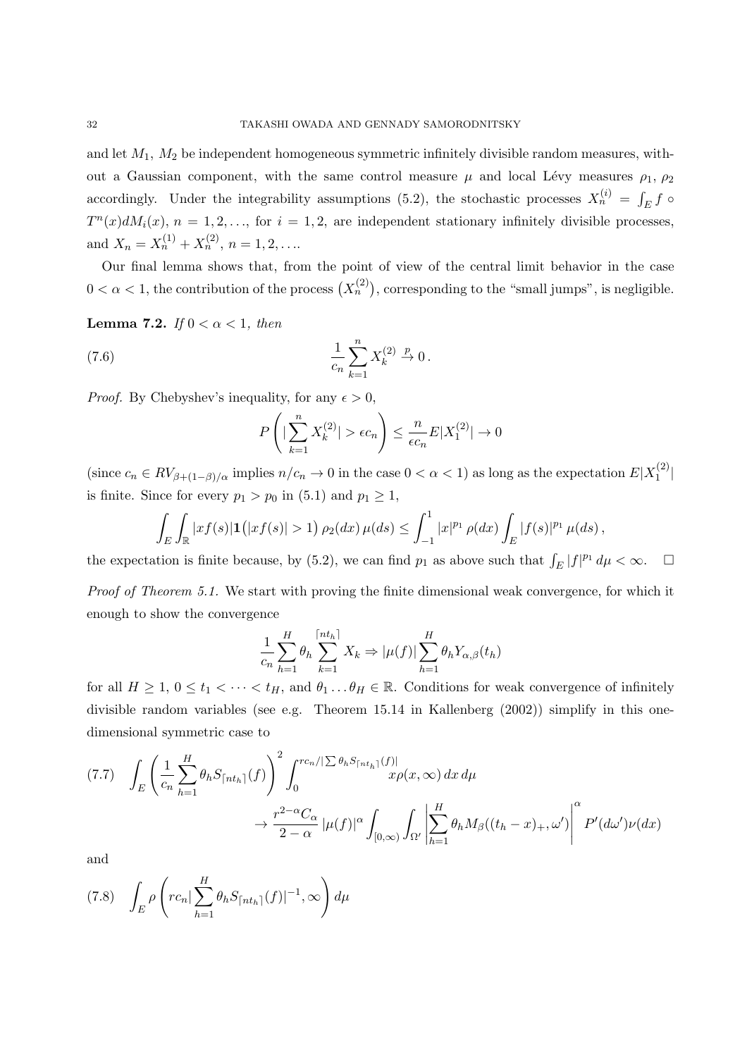and let $M_1$, $M_2$ be independent homogeneous symmetric infinitely divisible random measures, without a Gaussian component, with the same control measure $\mu$ and local Lévy measures $\rho_1$, $\rho_2$ accordingly. Under the integrability assumptions (5.2), the stochastic processes $X_n^{(i)} = \int_E f \circ T^n(x) dM_i(x)$, $n = 1, 2, \ldots$, for $i = 1, 2$, are independent stationary infinitely divisible processes, and $X_n = X_n^{(1)} + X_n^{(2)}$, $n = 1, 2, \ldots$.

Our final lemma shows that, from the point of view of the central limit behavior in the case $0 < \alpha < 1$, the contribution of the process $\big(X_n^{(2)}\big)$, corresponding to the "small jumps", is negligible.

**Lemma 7.2.** *If* $0 < \alpha < 1$*, then*

$$
\frac{1}{c_n} \sum_{k=1}^{n} X_k^{(2)} \overset{p}{\to} 0 \,. \tag{7.6}
$$

*Proof.* By Chebyshev's inequality, for any $\epsilon > 0$,

$$
P\left( \Big|\sum_{k=1}^{n} X_k^{(2)}\Big| > \epsilon c_n \right) \leq \frac{n}{\epsilon c_n} E|X_1^{(2)}| \to 0
$$

(since $c_n \in RV_{\beta + (1-\beta)/\alpha}$ implies $n/c_n \to 0$ in the case $0 < \alpha < 1$) as long as the expectation $E|X_1^{(2)}|$ is finite. Since for every $p_1 > p_0$ in (5.1) and $p_1 \geq 1$,

$$
\int_E \int_{\mathbb{R}} |xf(s)| \mathbf{1}\big(|xf(s)| > 1\big)\, \rho_2(dx)\, \mu(ds) \leq \int_{-1}^{1} |x|^{p_1}\, \rho(dx) \int_E |f(s)|^{p_1}\, \mu(ds)\,,
$$

the expectation is finite because, by (5.2), we can find $p_1$ as above such that $\int_E |f|^{p_1}\, d\mu < \infty$. $\square$

*Proof of Theorem 5.1.* We start with proving the finite dimensional weak convergence, for which it enough to show the convergence

$$
\frac{1}{c_n} \sum_{h=1}^{H} \theta_h \sum_{k=1}^{\lceil nt_h \rceil} X_k \Rightarrow |\mu(f)| \sum_{h=1}^{H} \theta_h Y_{\alpha,\beta}(t_h)
$$

for all $H \geq 1$, $0 \leq t_1 < \cdots < t_H$, and $\theta_1 \ldots \theta_H \in \mathbb{R}$. Conditions for weak convergence of infinitely divisible random variables (see e.g. Theorem 15.14 in Kallenberg (2002)) simplify in this one-dimensional symmetric case to

$$
\begin{aligned}
&\int_E \left( \frac{1}{c_n} \sum_{h=1}^{H} \theta_h S_{\lceil nt_h \rceil}(f) \right)^2 \int_0^{rc_n / |\sum \theta_h S_{\lceil nt_h \rceil}(f)|} x \rho(x, \infty)\, dx\, d\mu \\
&\qquad\qquad \to \frac{r^{2-\alpha} C_\alpha}{2 - \alpha} \, |\mu(f)|^\alpha \int_{[0,\infty)} \int_{\Omega'} \left| \sum_{h=1}^{H} \theta_h M_\beta((t_h - x)_+, \omega') \right|^\alpha P'(d\omega') \nu(dx)
\end{aligned}
\tag{7.7}
$$

and

$$
\int_E \rho\left( rc_n \Big|\sum_{h=1}^{H} \theta_h S_{\lceil nt_h \rceil}(f)\Big|^{-1}, \infty \right) d\mu \tag{7.8}
$$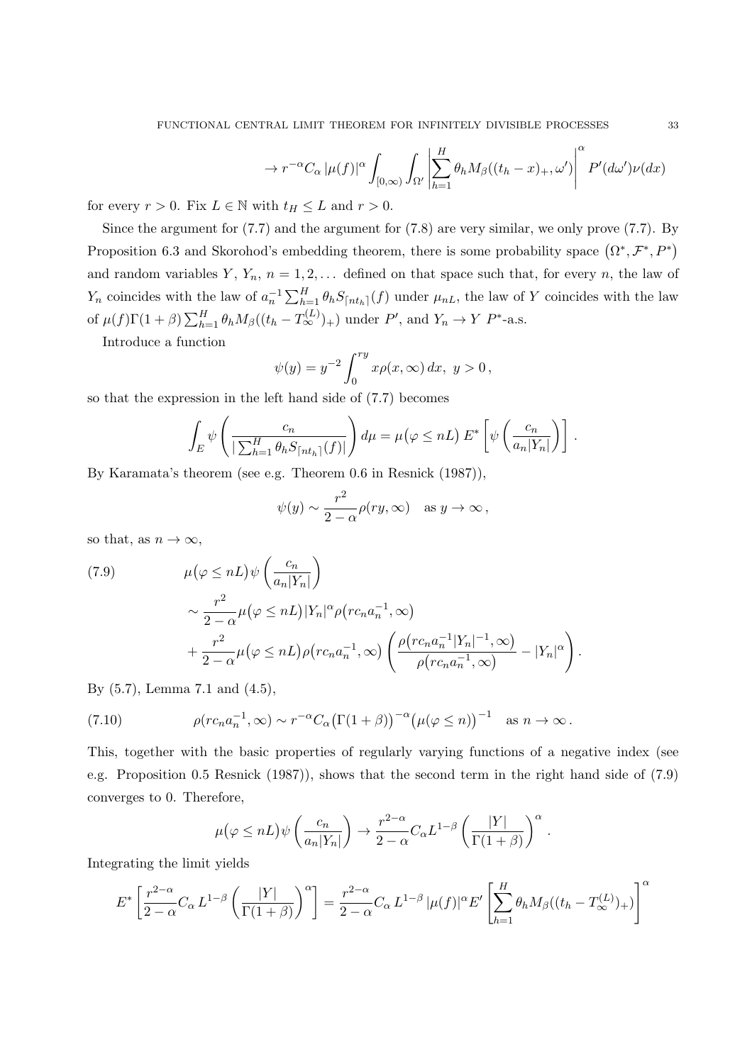$$\to r^{-\alpha} C_\alpha \, |\mu(f)|^\alpha \int_{[0,\infty)} \int_{\Omega'} \left| \sum_{h=1}^H \theta_h M_\beta((t_h - x)_+, \omega') \right|^\alpha P'(d\omega') \nu(dx)$$

for every $r > 0$. Fix $L \in \mathbb{N}$ with $t_H \le L$ and $r > 0$.

Since the argument for (7.7) and the argument for (7.8) are very similar, we only prove (7.7). By Proposition 6.3 and Skorohod's embedding theorem, there is some probability space $(\Omega^*, \mathcal{F}^*, P^*)$ and random variables $Y$, $Y_n$, $n = 1, 2, \ldots$ defined on that space such that, for every $n$, the law of $Y_n$ coincides with the law of $a_n^{-1} \sum_{h=1}^H \theta_h S_{\lceil nt_h \rceil}(f)$ under $\mu_{nL}$, the law of $Y$ coincides with the law of $\mu(f)\Gamma(1+\beta) \sum_{h=1}^H \theta_h M_\beta((t_h - T_\infty^{(L)})_+)$ under $P'$, and $Y_n \to Y$ $P^*$-a.s.

Introduce a function

$$\psi(y) = y^{-2} \int_0^{ry} x \rho(x, \infty) \, dx, \ y > 0 \,,$$

so that the expression in the left hand side of (7.7) becomes

$$\int_E \psi \left( \frac{c_n}{|\sum_{h=1}^H \theta_h S_{\lceil nt_h \rceil}(f)|} \right) d\mu = \mu\big(\varphi \le nL\big) \, E^* \left[ \psi \left( \frac{c_n}{a_n |Y_n|} \right) \right] .$$

By Karamata's theorem (see e.g. Theorem 0.6 in Resnick (1987)),

$$\psi(y) \sim \frac{r^2}{2-\alpha} \rho(ry, \infty) \quad \text{as } y \to \infty \,,$$

so that, as $n \to \infty$,

$$\begin{aligned}
&\mu\big(\varphi \le nL\big) \psi \left( \frac{c_n}{a_n |Y_n|} \right) \\
&\sim \frac{r^2}{2-\alpha} \mu\big(\varphi \le nL\big) |Y_n|^\alpha \rho\big(rc_n a_n^{-1}, \infty\big) \\
&+ \frac{r^2}{2-\alpha} \mu\big(\varphi \le nL\big) \rho\big(rc_n a_n^{-1}, \infty\big) \left( \frac{\rho\big(rc_n a_n^{-1} |Y_n|^{-1}, \infty\big)}{\rho\big(rc_n a_n^{-1}, \infty\big)} - |Y_n|^\alpha \right) .
\end{aligned} \tag{7.9}$$

By (5.7), Lemma 7.1 and (4.5),

$$\rho(rc_n a_n^{-1}, \infty) \sim r^{-\alpha} C_\alpha \big(\Gamma(1+\beta)\big)^{-\alpha} \big(\mu(\varphi \le n)\big)^{-1} \quad \text{as } n \to \infty \,. \tag{7.10}$$

This, together with the basic properties of regularly varying functions of a negative index (see e.g. Proposition 0.5 Resnick (1987)), shows that the second term in the right hand side of (7.9) converges to 0. Therefore,

$$\mu\big(\varphi \le nL\big) \psi \left( \frac{c_n}{a_n |Y_n|} \right) \to \frac{r^{2-\alpha}}{2-\alpha} C_\alpha L^{1-\beta} \left( \frac{|Y|}{\Gamma(1+\beta)} \right)^\alpha .$$

Integrating the limit yields

$$E^* \left[ \frac{r^{2-\alpha}}{2-\alpha} C_\alpha \, L^{1-\beta} \left( \frac{|Y|}{\Gamma(1+\beta)} \right)^\alpha \right] = \frac{r^{2-\alpha}}{2-\alpha} C_\alpha \, L^{1-\beta} \, |\mu(f)|^\alpha E' \left[ \sum_{h=1}^H \theta_h M_\beta((t_h - T_\infty^{(L)})_+) \right]^\alpha$$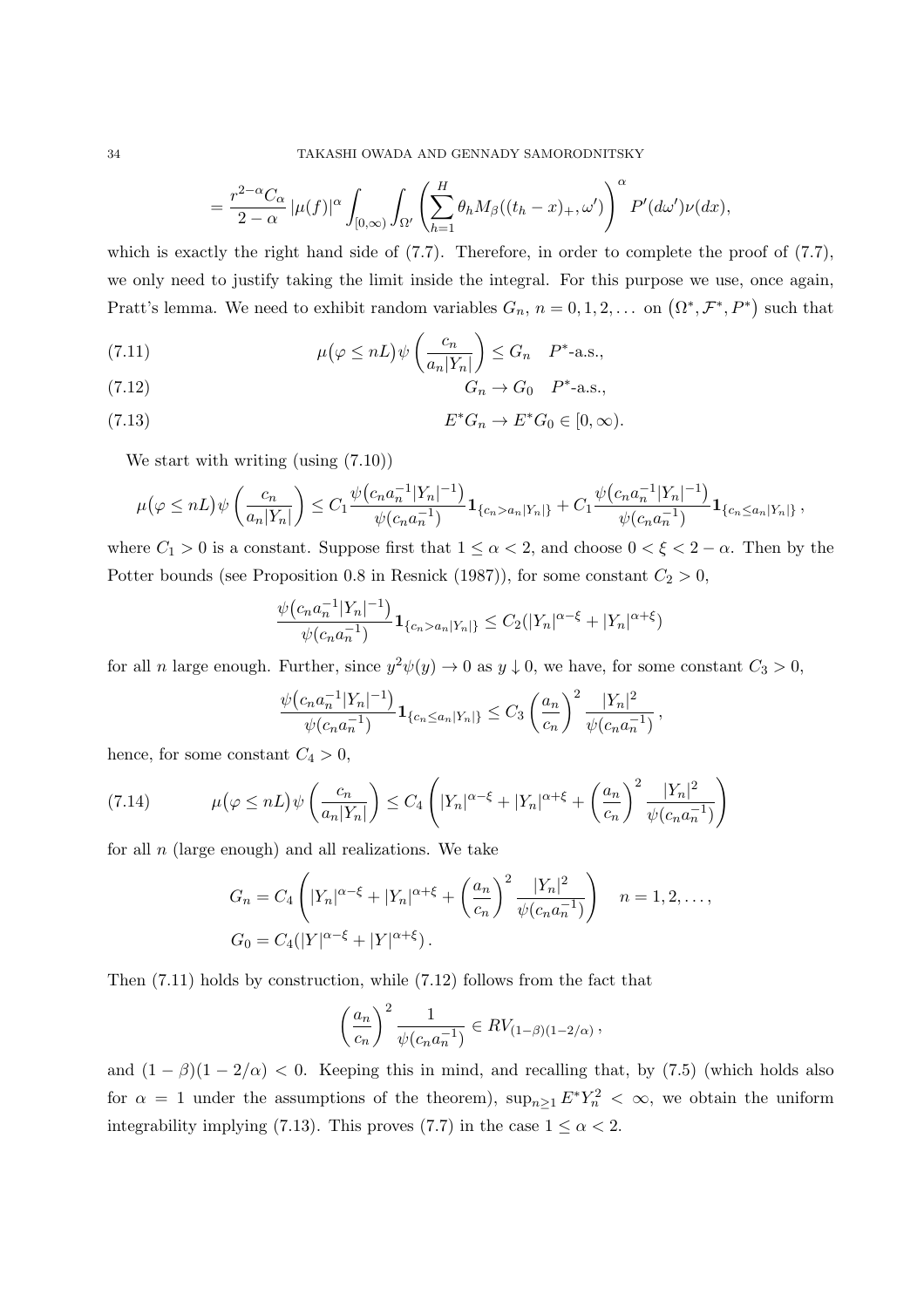$$= \frac{r^{2-\alpha}C_\alpha}{2-\alpha}\,|\mu(f)|^\alpha \int_{[0,\infty)}\int_{\Omega'}\left(\sum_{h=1}^H \theta_h M_\beta((t_h-x)_+,\omega')\right)^\alpha P'(d\omega')\nu(dx),$$

which is exactly the right hand side of (7.7). Therefore, in order to complete the proof of (7.7), we only need to justify taking the limit inside the integral. For this purpose we use, once again, Pratt's lemma. We need to exhibit random variables $G_n$, $n=0,1,2,\ldots$ on $(\Omega^*,\mathcal{F}^*,P^*)$ such that

$$\mu\big(\varphi \le nL\big)\psi\left(\frac{c_n}{a_n|Y_n|}\right) \le G_n \quad P^*\text{-a.s.,} \tag{7.11}$$

$$G_n \to G_0 \quad P^*\text{-a.s.,} \tag{7.12}$$

$$E^*G_n \to E^*G_0 \in [0,\infty). \tag{7.13}$$

We start with writing (using (7.10))

$$\mu\big(\varphi \le nL\big)\psi\left(\frac{c_n}{a_n|Y_n|}\right) \le C_1\frac{\psi\big(c_na_n^{-1}|Y_n|^{-1}\big)}{\psi(c_na_n^{-1})}\mathbf{1}_{\{c_n>a_n|Y_n|\}} + C_1\frac{\psi\big(c_na_n^{-1}|Y_n|^{-1}\big)}{\psi(c_na_n^{-1})}\mathbf{1}_{\{c_n\le a_n|Y_n|\}}\,,$$

where $C_1>0$ is a constant. Suppose first that $1\le\alpha<2$, and choose $0<\xi<2-\alpha$. Then by the Potter bounds (see Proposition 0.8 in Resnick (1987)), for some constant $C_2>0$,

$$\frac{\psi\big(c_na_n^{-1}|Y_n|^{-1}\big)}{\psi(c_na_n^{-1})}\mathbf{1}_{\{c_n>a_n|Y_n|\}} \le C_2(|Y_n|^{\alpha-\xi}+|Y_n|^{\alpha+\xi})$$

for all $n$ large enough. Further, since $y^2\psi(y)\to 0$ as $y\downarrow 0$, we have, for some constant $C_3>0$,

$$\frac{\psi\big(c_na_n^{-1}|Y_n|^{-1}\big)}{\psi(c_na_n^{-1})}\mathbf{1}_{\{c_n\le a_n|Y_n|\}} \le C_3\left(\frac{a_n}{c_n}\right)^2\frac{|Y_n|^2}{\psi(c_na_n^{-1})}\,,$$

hence, for some constant $C_4>0$,

$$\mu\big(\varphi \le nL\big)\psi\left(\frac{c_n}{a_n|Y_n|}\right) \le C_4\left(|Y_n|^{\alpha-\xi}+|Y_n|^{\alpha+\xi}+\left(\frac{a_n}{c_n}\right)^2\frac{|Y_n|^2}{\psi(c_na_n^{-1})}\right) \tag{7.14}$$

for all $n$ (large enough) and all realizations. We take

$$G_n = C_4\left(|Y_n|^{\alpha-\xi}+|Y_n|^{\alpha+\xi}+\left(\frac{a_n}{c_n}\right)^2\frac{|Y_n|^2}{\psi(c_na_n^{-1})}\right) \quad n=1,2,\ldots,$$
$$G_0 = C_4(|Y|^{\alpha-\xi}+|Y|^{\alpha+\xi})\,.$$

Then (7.11) holds by construction, while (7.12) follows from the fact that

$$\left(\frac{a_n}{c_n}\right)^2\frac{1}{\psi(c_na_n^{-1})} \in RV_{(1-\beta)(1-2/\alpha)}\,,$$

and $(1-\beta)(1-2/\alpha)<0$. Keeping this in mind, and recalling that, by (7.5) (which holds also for $\alpha=1$ under the assumptions of the theorem), $\sup_{n\ge1}E^*Y_n^2<\infty$, we obtain the uniform integrability implying (7.13). This proves (7.7) in the case $1\le\alpha<2$.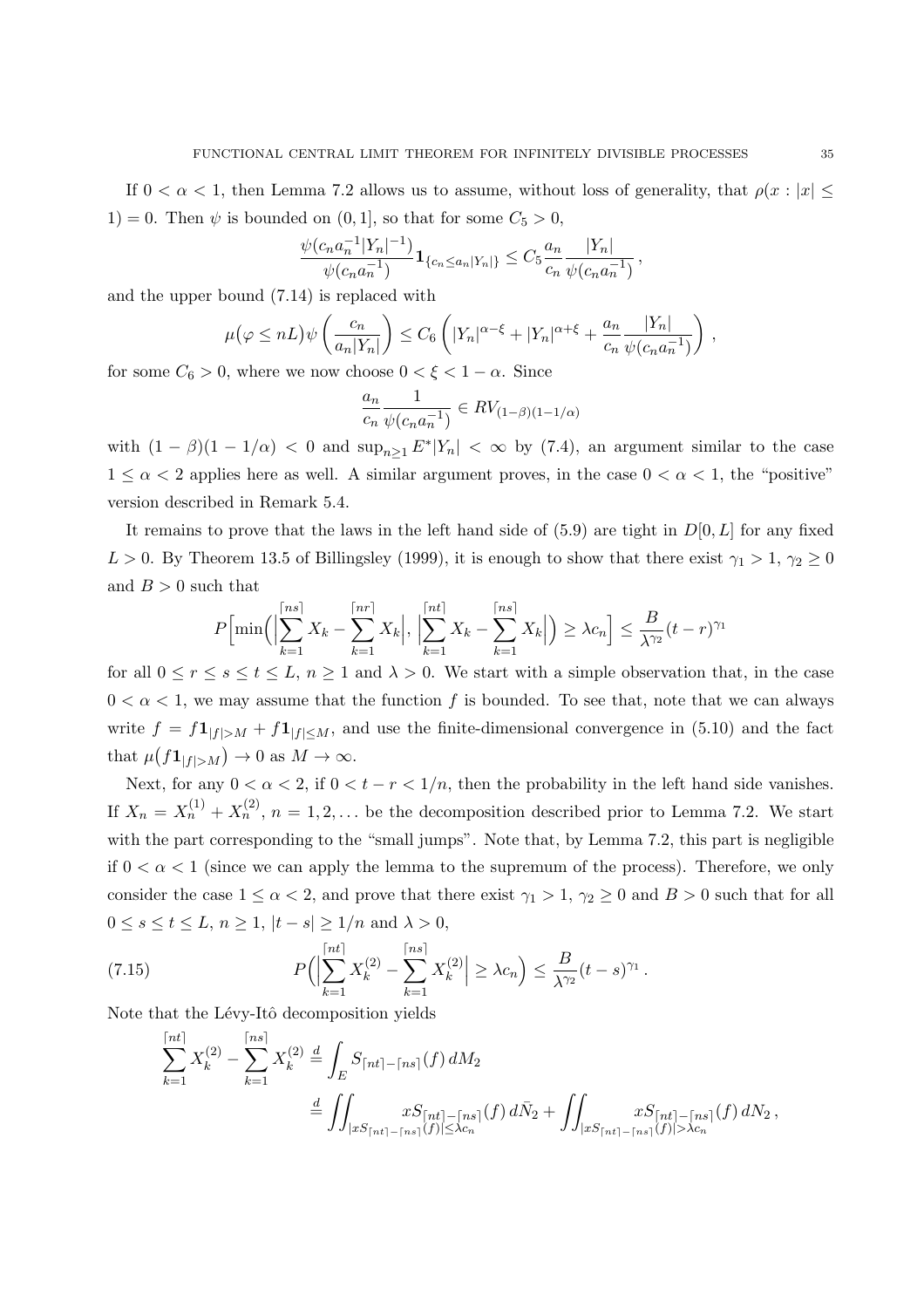If $0 < \alpha < 1$, then Lemma 7.2 allows us to assume, without loss of generality, that $\rho(x : |x| \leq 1) = 0$. Then $\psi$ is bounded on $(0, 1]$, so that for some $C_5 > 0$,

$$\frac{\psi(c_n a_n^{-1}|Y_n|^{-1})}{\psi(c_n a_n^{-1})} \mathbf{1}_{\{c_n \leq a_n |Y_n|\}} \leq C_5 \frac{a_n}{c_n} \frac{|Y_n|}{\psi(c_n a_n^{-1})} ,$$

and the upper bound (7.14) is replaced with

$$\mu\big(\varphi \leq nL\big)\psi\left(\frac{c_n}{a_n|Y_n|}\right) \leq C_6 \left(|Y_n|^{\alpha-\xi} + |Y_n|^{\alpha+\xi} + \frac{a_n}{c_n}\frac{|Y_n|}{\psi(c_n a_n^{-1})}\right) ,$$

for some $C_6 > 0$, where we now choose $0 < \xi < 1 - \alpha$. Since

$$\frac{a_n}{c_n} \frac{1}{\psi(c_n a_n^{-1})} \in RV_{(1-\beta)(1-1/\alpha)}$$

with $(1 - \beta)(1 - 1/\alpha) < 0$ and $\sup_{n\geq 1} E^*|Y_n| < \infty$ by (7.4), an argument similar to the case $1 \leq \alpha < 2$ applies here as well. A similar argument proves, in the case $0 < \alpha < 1$, the "positive" version described in Remark 5.4.

It remains to prove that the laws in the left hand side of (5.9) are tight in $D[0, L]$ for any fixed $L > 0$. By Theorem 13.5 of Billingsley (1999), it is enough to show that there exist $\gamma_1 > 1$, $\gamma_2 \geq 0$ and $B > 0$ such that

$$P\Big[\min\Big(\Big|\sum_{k=1}^{\lceil ns\rceil} X_k - \sum_{k=1}^{\lceil nr\rceil} X_k\Big|, \Big|\sum_{k=1}^{\lceil nt\rceil} X_k - \sum_{k=1}^{\lceil ns\rceil} X_k\Big|\Big) \geq \lambda c_n\Big] \leq \frac{B}{\lambda^{\gamma_2}}(t - r)^{\gamma_1}$$

for all $0 \leq r \leq s \leq t \leq L$, $n \geq 1$ and $\lambda > 0$. We start with a simple observation that, in the case $0 < \alpha < 1$, we may assume that the function $f$ is bounded. To see that, note that we can always write $f = f\mathbf{1}_{|f|>M} + f\mathbf{1}_{|f|\leq M}$, and use the finite-dimensional convergence in (5.10) and the fact that $\mu\big(f\mathbf{1}_{|f|>M}\big) \to 0$ as $M \to \infty$.

Next, for any $0 < \alpha < 2$, if $0 < t - r < 1/n$, then the probability in the left hand side vanishes. If $X_n = X_n^{(1)} + X_n^{(2)}$, $n = 1, 2, \ldots$ be the decomposition described prior to Lemma 7.2. We start with the part corresponding to the "small jumps". Note that, by Lemma 7.2, this part is negligible if $0 < \alpha < 1$ (since we can apply the lemma to the supremum of the process). Therefore, we only consider the case $1 \leq \alpha < 2$, and prove that there exist $\gamma_1 > 1$, $\gamma_2 \geq 0$ and $B > 0$ such that for all $0 \leq s \leq t \leq L$, $n \geq 1$, $|t - s| \geq 1/n$ and $\lambda > 0$,

$$P\Big(\Big|\sum_{k=1}^{\lceil nt\rceil} X_k^{(2)} - \sum_{k=1}^{\lceil ns\rceil} X_k^{(2)}\Big| \geq \lambda c_n\Big) \leq \frac{B}{\lambda^{\gamma_2}}(t - s)^{\gamma_1} . \tag{7.15}$$

Note that the Lévy-Itô decomposition yields

$$\begin{aligned}
\sum_{k=1}^{\lceil nt\rceil} X_k^{(2)} - \sum_{k=1}^{\lceil ns\rceil} X_k^{(2)} &\stackrel{d}{=} \int_E S_{\lceil nt\rceil - \lceil ns\rceil}(f)\, dM_2 \\
&\stackrel{d}{=} \iint_{|xS_{\lceil nt\rceil-\lceil ns\rceil}(f)|\leq\lambda c_n} xS_{\lceil nt\rceil-\lceil ns\rceil}(f)\, d\bar{N}_2 + \iint_{|xS_{\lceil nt\rceil-\lceil ns\rceil}(f)|>\lambda c_n} xS_{\lceil nt\rceil-\lceil ns\rceil}(f)\, dN_2 \,,
\end{aligned}$$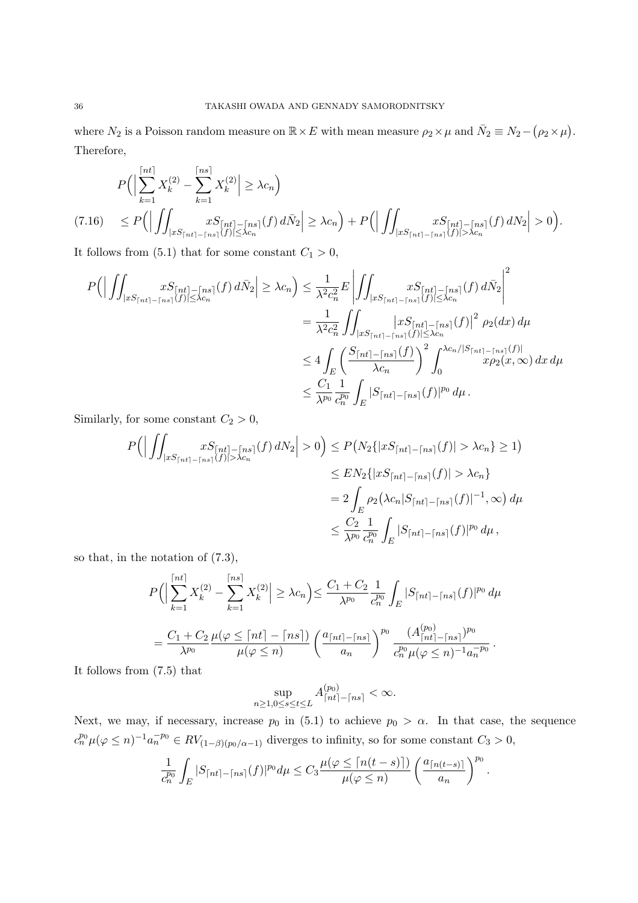where $N_2$ is a Poisson random measure on $\mathbb{R}\times E$ with mean measure $\rho_2 \times \mu$ and $\bar{N}_2 \equiv N_2 - \big(\rho_2 \times \mu\big)$. Therefore,

$$
\begin{aligned}
& P\Big(\Big|\sum_{k=1}^{\lceil nt\rceil} X_k^{(2)} - \sum_{k=1}^{\lceil ns\rceil} X_k^{(2)}\Big| \geq \lambda c_n\Big) \\
(7.16)\quad & \leq P\Big(\Big|\iint_{|xS_{\lceil nt\rceil - \lceil ns\rceil}(f)|\leq \lambda c_n} xS_{\lceil nt\rceil - \lceil ns\rceil}(f)\, d\bar{N}_2\Big| \geq \lambda c_n\Big) + P\Big(\Big|\iint_{|xS_{\lceil nt\rceil - \lceil ns\rceil}(f)|> \lambda c_n} xS_{\lceil nt\rceil - \lceil ns\rceil}(f)\, dN_2\Big| > 0\Big).
\end{aligned}
$$

It follows from (5.1) that for some constant $C_1 > 0$,

$$
\begin{aligned}
P\Big(\Big|\iint_{|xS_{\lceil nt\rceil - \lceil ns\rceil}(f)|\leq \lambda c_n} xS_{\lceil nt\rceil - \lceil ns\rceil}(f)\, d\bar{N}_2\Big| \geq \lambda c_n\Big) &\leq \frac{1}{\lambda^2 c_n^2} E\left|\iint_{|xS_{\lceil nt\rceil - \lceil ns\rceil}(f)|\leq \lambda c_n} xS_{\lceil nt\rceil - \lceil ns\rceil}(f)\, d\bar{N}_2\right|^2 \\
&= \frac{1}{\lambda^2 c_n^2}\iint_{|xS_{\lceil nt\rceil - \lceil ns\rceil}(f)|\leq \lambda c_n} \big|xS_{\lceil nt\rceil - \lceil ns\rceil}(f)\big|^2\, \rho_2(dx)\, d\mu \\
&\leq 4\int_E \left(\frac{S_{\lceil nt\rceil - \lceil ns\rceil}(f)}{\lambda c_n}\right)^2 \int_0^{\lambda c_n/|S_{\lceil nt\rceil - \lceil ns\rceil}(f)|} x\rho_2(x,\infty)\, dx\, d\mu \\
&\leq \frac{C_1}{\lambda^{p_0}}\frac{1}{c_n^{p_0}}\int_E |S_{\lceil nt\rceil - \lceil ns\rceil}(f)|^{p_0}\, d\mu\,.
\end{aligned}
$$

Similarly, for some constant $C_2 > 0$,

$$
\begin{aligned}
P\Big(\Big|\iint_{|xS_{\lceil nt\rceil - \lceil ns\rceil}(f)|> \lambda c_n} xS_{\lceil nt\rceil - \lceil ns\rceil}(f)\, dN_2\Big| > 0\Big) &\leq P\big(N_2\{|xS_{\lceil nt\rceil - \lceil ns\rceil}(f)| > \lambda c_n\} \geq 1\big) \\
&\leq EN_2\{|xS_{\lceil nt\rceil - \lceil ns\rceil}(f)| > \lambda c_n\} \\
&= 2\int_E \rho_2\big(\lambda c_n |S_{\lceil nt\rceil - \lceil ns\rceil}(f)|^{-1}, \infty\big)\, d\mu \\
&\leq \frac{C_2}{\lambda^{p_0}}\frac{1}{c_n^{p_0}}\int_E |S_{\lceil nt\rceil - \lceil ns\rceil}(f)|^{p_0}\, d\mu\,,
\end{aligned}
$$

so that, in the notation of (7.3),

$$
\begin{aligned}
P\Big(\Big|\sum_{k=1}^{\lceil nt\rceil} X_k^{(2)} - \sum_{k=1}^{\lceil ns\rceil} X_k^{(2)}\Big| \geq \lambda c_n\Big) &\leq \frac{C_1 + C_2}{\lambda^{p_0}}\frac{1}{c_n^{p_0}}\int_E |S_{\lceil nt\rceil - \lceil ns\rceil}(f)|^{p_0}\, d\mu \\
= \frac{C_1 + C_2}{\lambda^{p_0}}\frac{\mu(\varphi \leq \lceil nt\rceil - \lceil ns\rceil)}{\mu(\varphi \leq n)}&\left(\frac{a_{\lceil nt\rceil - \lceil ns\rceil}}{a_n}\right)^{p_0}\frac{(A^{(p_0)}_{\lceil nt\rceil - \lceil ns\rceil})^{p_0}}{c_n^{p_0}\mu(\varphi\leq n)^{-1}a_n^{-p_0}}\,.
\end{aligned}
$$

It follows from (7.5) that

$$
\sup_{n\geq 1, 0\leq s\leq t\leq L} A^{(p_0)}_{\lceil nt\rceil - \lceil ns\rceil} < \infty.
$$

Next, we may, if necessary, increase $p_0$ in (5.1) to achieve $p_0 > \alpha$. In that case, the sequence $c_n^{p_0}\mu(\varphi \leq n)^{-1}a_n^{-p_0} \in RV_{(1-\beta)(p_0/\alpha - 1)}$ diverges to infinity, so for some constant $C_3 > 0$,

$$
\frac{1}{c_n^{p_0}}\int_E |S_{\lceil nt\rceil - \lceil ns\rceil}(f)|^{p_0} d\mu \leq C_3\frac{\mu(\varphi \leq \lceil n(t-s)\rceil)}{\mu(\varphi\leq n)}\left(\frac{a_{\lceil n(t-s)\rceil}}{a_n}\right)^{p_0}.
$$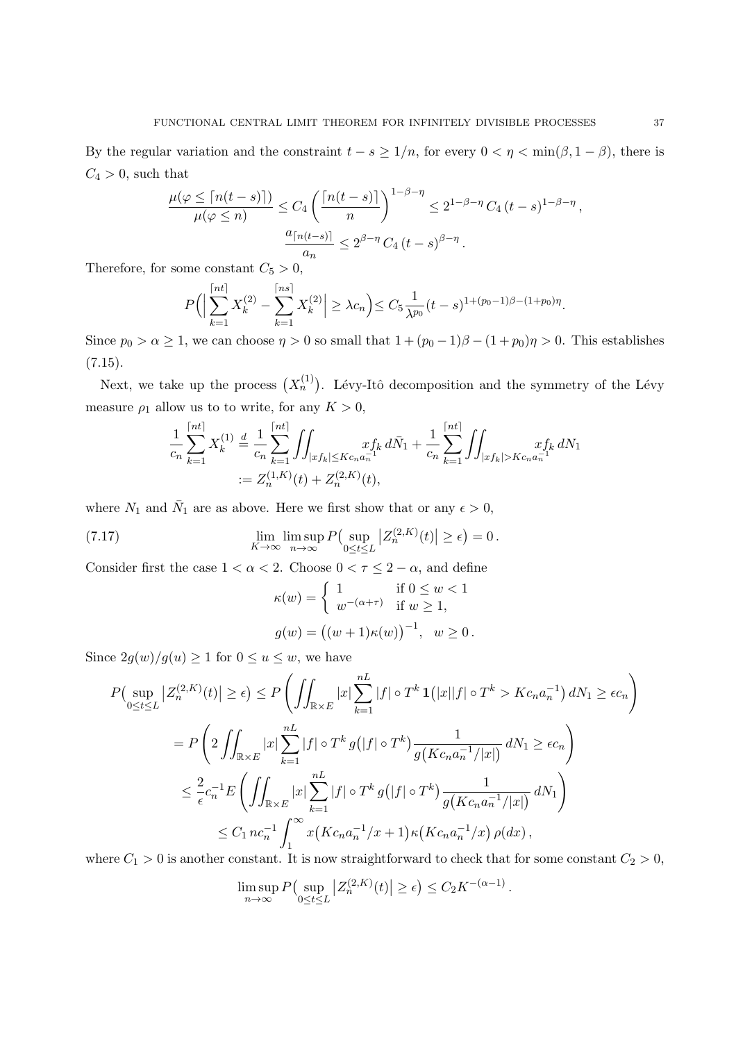By the regular variation and the constraint $t-s \geq 1/n$, for every $0<\eta<\min(\beta, 1-\beta)$, there is $C_4>0$, such that

$$
\frac{\mu(\varphi \leq \lceil n(t-s)\rceil)}{\mu(\varphi \leq n)} \leq C_4 \left(\frac{\lceil n(t-s)\rceil}{n}\right)^{1-\beta-\eta} \leq 2^{1-\beta-\eta} C_4 \, (t-s)^{1-\beta-\eta},
$$

$$
\frac{a_{\lceil n(t-s)\rceil}}{a_n} \leq 2^{\beta-\eta} C_4 \, (t-s)^{\beta-\eta}.
$$

Therefore, for some constant $C_5>0$,

$$
P\Big(\Big|\sum_{k=1}^{\lceil nt\rceil} X_k^{(2)} - \sum_{k=1}^{\lceil ns\rceil} X_k^{(2)}\Big| \geq \lambda c_n\Big) \leq C_5 \frac{1}{\lambda^{p_0}} (t-s)^{1+(p_0-1)\beta-(1+p_0)\eta}.
$$

Since $p_0>\alpha\geq 1$, we can choose $\eta>0$ so small that $1+(p_0-1)\beta-(1+p_0)\eta>0$. This establishes (7.15).

Next, we take up the process $\big(X_n^{(1)}\big)$. Lévy-Itô decomposition and the symmetry of the Lévy measure $\rho_1$ allow us to to write, for any $K>0$,

$$
\begin{aligned}
\frac{1}{c_n}\sum_{k=1}^{\lceil nt\rceil} X_k^{(1)} &\overset{d}{=} \frac{1}{c_n}\sum_{k=1}^{\lceil nt\rceil} \iint_{|xf_k|\leq Kc_n a_n^{-1}} x f_k \, d\bar N_1 + \frac{1}{c_n}\sum_{k=1}^{\lceil nt\rceil} \iint_{|xf_k|> Kc_n a_n^{-1}} x f_k \, dN_1 \\
&:= Z_n^{(1,K)}(t) + Z_n^{(2,K)}(t),
\end{aligned}
$$

where $N_1$ and $\bar N_1$ are as above. Here we first show that or any $\epsilon>0$,

$$
\lim_{K\to\infty}\limsup_{n\to\infty} P\big(\sup_{0\leq t\leq L}\big|Z_n^{(2,K)}(t)\big|\geq \epsilon\big) = 0\,. \tag{7.17}
$$

Consider first the case $1<\alpha<2$. Choose $0<\tau\leq 2-\alpha$, and define

$$
\kappa(w) = \begin{cases} 1 & \text{if } 0\leq w<1 \\ w^{-(\alpha+\tau)} & \text{if } w\geq 1, \end{cases}
$$

$$
g(w) = \big((w+1)\kappa(w)\big)^{-1}, \quad w\geq 0\,.
$$

Since $2g(w)/g(u)\geq 1$ for $0\leq u\leq w$, we have

$$
\begin{aligned}
P\big(\sup_{0\leq t\leq L}\big|Z_n^{(2,K)}(t)\big|\geq\epsilon\big) &\leq P\left(\iint_{\mathbb{R}\times E} |x|\sum_{k=1}^{nL} |f|\circ T^k \, \mathbf{1}\big(|x||f|\circ T^k > Kc_n a_n^{-1}\big)\, dN_1 \geq \epsilon c_n\right) \\
&= P\left(2\iint_{\mathbb{R}\times E} |x|\sum_{k=1}^{nL} |f|\circ T^k \, g\big(|f|\circ T^k\big)\frac{1}{g\big(Kc_n a_n^{-1}/|x|\big)}\, dN_1 \geq \epsilon c_n\right) \\
&\leq \frac{2}{\epsilon} c_n^{-1} E\left(\iint_{\mathbb{R}\times E} |x|\sum_{k=1}^{nL} |f|\circ T^k \, g\big(|f|\circ T^k\big)\frac{1}{g\big(Kc_n a_n^{-1}/|x|\big)}\, dN_1\right) \\
&\leq C_1 \, n c_n^{-1}\int_1^\infty x\big(Kc_n a_n^{-1}/x+1\big)\kappa\big(Kc_n a_n^{-1}/x\big)\,\rho(dx)\,,
\end{aligned}
$$

where $C_1>0$ is another constant. It is now straightforward to check that for some constant $C_2>0$,

$$
\limsup_{n\to\infty} P\big(\sup_{0\leq t\leq L}\big|Z_n^{(2,K)}(t)\big|\geq\epsilon\big) \leq C_2 K^{-(\alpha-1)}\,.
$$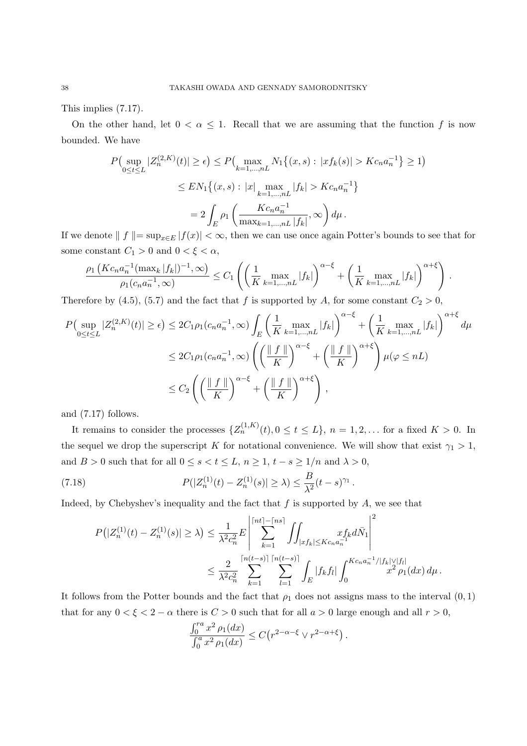This implies (7.17).

On the other hand, let $0 < \alpha \le 1$. Recall that we are assuming that the function $f$ is now bounded. We have

$$
\begin{aligned}
P\big(\sup_{0\le t\le L} |Z_n^{(2,K)}(t)| \ge \epsilon\big) &\le P\big(\max_{k=1,\dots,nL} N_1\{(x,s) : |xf_k(s)| > Kc_n a_n^{-1}\} \ge 1\big) \\
&\le EN_1\{(x,s) : |x| \max_{k=1,\dots,nL} |f_k| > Kc_n a_n^{-1}\} \\
&= 2\int_E \rho_1\left(\frac{Kc_n a_n^{-1}}{\max_{k=1,\dots,nL}|f_k|}, \infty\right) d\mu \,.
\end{aligned}
$$

If we denote $\| f \| = \sup_{x\in E}|f(x)| < \infty$, then we can use once again Potter's bounds to see that for some constant $C_1 > 0$ and $0 < \xi < \alpha$,

$$
\frac{\rho_1\left(Kc_n a_n^{-1}(\max_k|f_k|)^{-1}, \infty\right)}{\rho_1(c_n a_n^{-1}, \infty)} \le C_1\left(\left(\frac{1}{K}\max_{k=1,\dots,nL}|f_k|\right)^{\alpha-\xi} + \left(\frac{1}{K}\max_{k=1,\dots,nL}|f_k|\right)^{\alpha+\xi}\right).
$$

Therefore by (4.5), (5.7) and the fact that $f$ is supported by $A$, for some constant $C_2 > 0$,

$$
\begin{aligned}
P\big(\sup_{0\le t\le L}|Z_n^{(2,K)}(t)| \ge \epsilon\big) &\le 2C_1\rho_1(c_n a_n^{-1},\infty)\int_E \left(\frac{1}{K}\max_{k=1,\dots,nL}|f_k|\right)^{\alpha-\xi} + \left(\frac{1}{K}\max_{k=1,\dots,nL}|f_k|\right)^{\alpha+\xi} d\mu \\
&\le 2C_1\rho_1(c_n a_n^{-1},\infty)\left(\left(\frac{\| f \|}{K}\right)^{\alpha-\xi} + \left(\frac{\| f \|}{K}\right)^{\alpha+\xi}\right)\mu(\varphi \le nL) \\
&\le C_2\left(\left(\frac{\| f \|}{K}\right)^{\alpha-\xi} + \left(\frac{\| f \|}{K}\right)^{\alpha+\xi}\right),
\end{aligned}
$$

and (7.17) follows.

It remains to consider the processes $\{Z_n^{(1,K)}(t), 0 \le t \le L\}$, $n = 1, 2, \dots$ for a fixed $K > 0$. In the sequel we drop the superscript $K$ for notational convenience. We will show that exist $\gamma_1 > 1$, and $B > 0$ such that for all $0 \le s < t \le L$, $n \ge 1$, $t - s \ge 1/n$ and $\lambda > 0$,

$$
P(|Z_n^{(1)}(t) - Z_n^{(1)}(s)| \ge \lambda) \le \frac{B}{\lambda^2}(t-s)^{\gamma_1}\,. \tag{7.18}
$$

Indeed, by Chebyshev's inequality and the fact that $f$ is supported by $A$, we see that

$$
\begin{aligned}
P\big(|Z_n^{(1)}(t) - Z_n^{(1)}(s)| \ge \lambda\big) &\le \frac{1}{\lambda^2 c_n^2}E\left|\sum_{k=1}^{\lceil nt\rceil - \lceil ns\rceil}\iint_{|xf_k|\le Kc_n a_n^{-1}} xf_k d\bar{N}_1\right|^2 \\
&\le \frac{2}{\lambda^2 c_n^2}\sum_{k=1}^{\lceil n(t-s)\rceil}\sum_{l=1}^{\lceil n(t-s)\rceil}\int_E |f_k f_l|\int_0^{Kc_n a_n^{-1}/|f_k|\vee|f_l|} x^2\rho_1(dx)\,d\mu\,.
\end{aligned}
$$

It follows from the Potter bounds and the fact that $\rho_1$ does not assigns mass to the interval $(0,1)$ that for any $0 < \xi < 2 - \alpha$ there is $C > 0$ such that for all $a > 0$ large enough and all $r > 0$,

$$
\frac{\int_0^{ra} x^2\rho_1(dx)}{\int_0^a x^2\rho_1(dx)} \le C\big(r^{2-\alpha-\xi} \vee r^{2-\alpha+\xi}\big)\,.
$$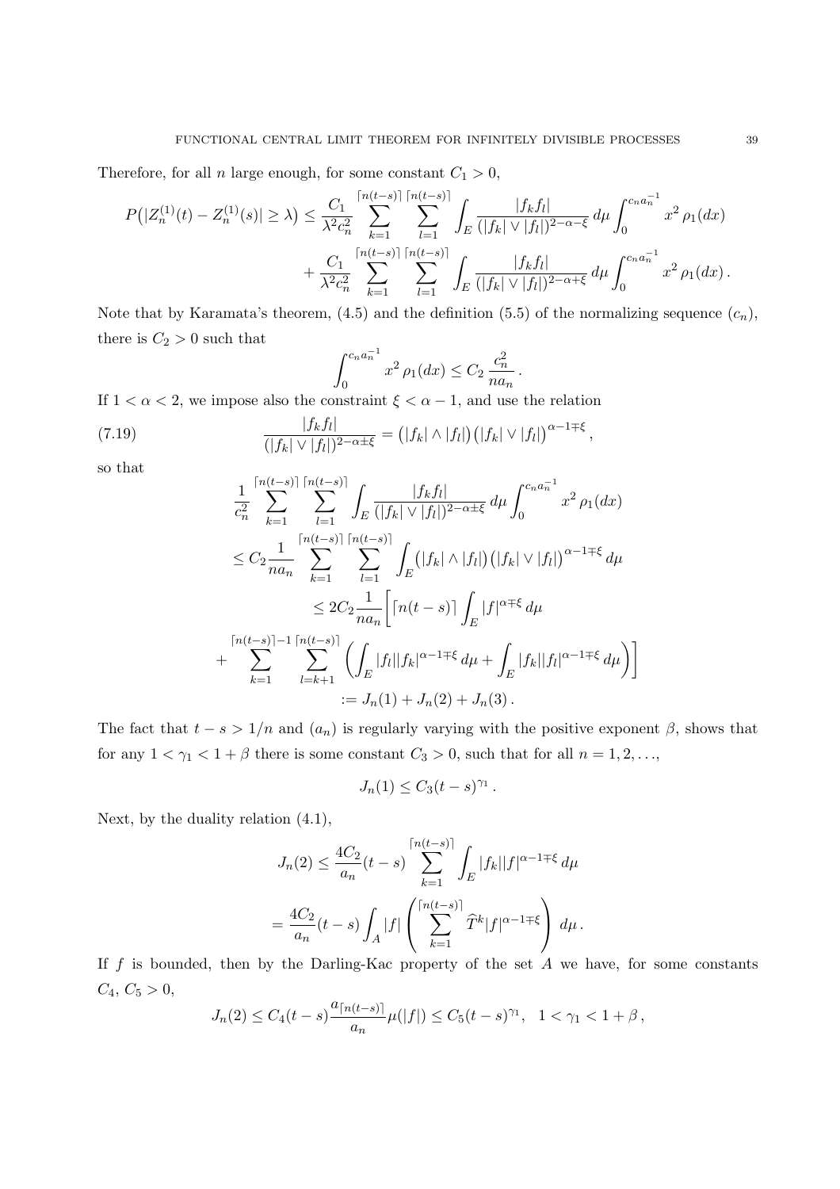Therefore, for all $n$ large enough, for some constant $C_1 > 0$,

$$
P\big(|Z_n^{(1)}(t) - Z_n^{(1)}(s)| \geq \lambda\big) \leq \frac{C_1}{\lambda^2 c_n^2} \sum_{k=1}^{\lceil n(t-s)\rceil} \sum_{l=1}^{\lceil n(t-s)\rceil} \int_E \frac{|f_k f_l|}{(|f_k| \vee |f_l|)^{2-\alpha-\xi}}\, d\mu \int_0^{c_n a_n^{-1}} x^2\, \rho_1(dx)
$$

$$
+ \frac{C_1}{\lambda^2 c_n^2} \sum_{k=1}^{\lceil n(t-s)\rceil} \sum_{l=1}^{\lceil n(t-s)\rceil} \int_E \frac{|f_k f_l|}{(|f_k| \vee |f_l|)^{2-\alpha+\xi}}\, d\mu \int_0^{c_n a_n^{-1}} x^2\, \rho_1(dx)\,.
$$

Note that by Karamata's theorem, (4.5) and the definition (5.5) of the normalizing sequence $(c_n)$, there is $C_2 > 0$ such that

$$
\int_0^{c_n a_n^{-1}} x^2\, \rho_1(dx) \leq C_2\, \frac{c_n^2}{n a_n}\,.
$$

If $1 < \alpha < 2$, we impose also the constraint $\xi < \alpha - 1$, and use the relation

$$
\frac{|f_k f_l|}{(|f_k| \vee |f_l|)^{2-\alpha\pm\xi}} = \big(|f_k| \wedge |f_l|\big)\big(|f_k| \vee |f_l|\big)^{\alpha-1\mp\xi}\,, \tag{7.19}
$$

so that

$$
\frac{1}{c_n^2} \sum_{k=1}^{\lceil n(t-s)\rceil} \sum_{l=1}^{\lceil n(t-s)\rceil} \int_E \frac{|f_k f_l|}{(|f_k| \vee |f_l|)^{2-\alpha\pm\xi}}\, d\mu \int_0^{c_n a_n^{-1}} x^2\, \rho_1(dx)
$$

$$
\leq C_2 \frac{1}{n a_n} \sum_{k=1}^{\lceil n(t-s)\rceil} \sum_{l=1}^{\lceil n(t-s)\rceil} \int_E \big(|f_k| \wedge |f_l|\big)\big(|f_k| \vee |f_l|\big)^{\alpha-1\mp\xi}\, d\mu
$$

$$
\leq 2C_2 \frac{1}{n a_n}\bigg[\lceil n(t-s)\rceil \int_E |f|^{\alpha\mp\xi}\, d\mu
$$

$$
+ \sum_{k=1}^{\lceil n(t-s)\rceil - 1} \sum_{l=k+1}^{\lceil n(t-s)\rceil} \bigg(\int_E |f_l||f_k|^{\alpha-1\mp\xi}\, d\mu + \int_E |f_k||f_l|^{\alpha-1\mp\xi}\, d\mu\bigg)\bigg]
$$

$$
:= J_n(1) + J_n(2) + J_n(3)\,.
$$

The fact that $t - s > 1/n$ and $(a_n)$ is regularly varying with the positive exponent $\beta$, shows that for any $1 < \gamma_1 < 1 + \beta$ there is some constant $C_3 > 0$, such that for all $n = 1, 2, \ldots$,

$$
J_n(1) \leq C_3 (t-s)^{\gamma_1}\,.
$$

Next, by the duality relation (4.1),

$$
J_n(2) \leq \frac{4C_2}{a_n}(t-s) \sum_{k=1}^{\lceil n(t-s)\rceil} \int_E |f_k||f|^{\alpha-1\mp\xi}\, d\mu
$$

$$
= \frac{4C_2}{a_n}(t-s) \int_A |f| \left(\sum_{k=1}^{\lceil n(t-s)\rceil} \widehat{T}^k |f|^{\alpha-1\mp\xi}\right) d\mu\,.
$$

If $f$ is bounded, then by the Darling-Kac property of the set $A$ we have, for some constants $C_4$, $C_5 > 0$,

$$
J_n(2) \leq C_4 (t-s) \frac{a_{\lceil n(t-s)\rceil}}{a_n} \mu(|f|) \leq C_5 (t-s)^{\gamma_1}, \quad 1 < \gamma_1 < 1 + \beta\,,
$$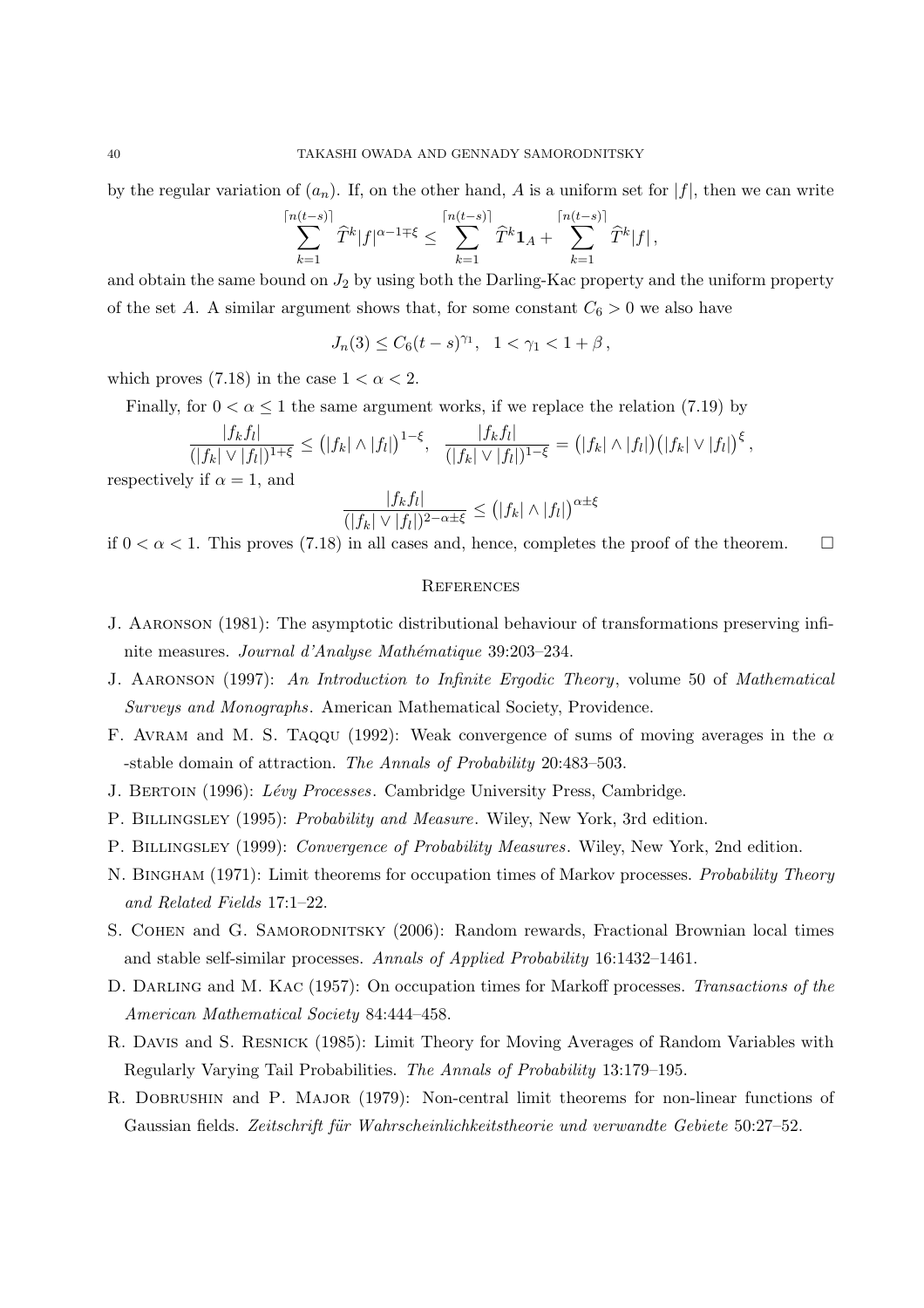by the regular variation of $(a_n)$. If, on the other hand, $A$ is a uniform set for $|f|$, then we can write

$$\sum_{k=1}^{\lceil n(t-s)\rceil} \widehat{T}^k |f|^{\alpha-1\mp\xi} \leq \sum_{k=1}^{\lceil n(t-s)\rceil} \widehat{T}^k \mathbf{1}_A + \sum_{k=1}^{\lceil n(t-s)\rceil} \widehat{T}^k |f|\,,$$

and obtain the same bound on $J_2$ by using both the Darling-Kac property and the uniform property of the set $A$. A similar argument shows that, for some constant $C_6 > 0$ we also have

$$J_n(3) \leq C_6 (t-s)^{\gamma_1}, \quad 1 < \gamma_1 < 1+\beta\,,$$

which proves (7.18) in the case $1 < \alpha < 2$.

Finally, for $0 < \alpha \leq 1$ the same argument works, if we replace the relation (7.19) by

$$\frac{|f_k f_l|}{(|f_k| \vee |f_l|)^{1+\xi}} \leq \big(|f_k| \wedge |f_l|\big)^{1-\xi}, \quad \frac{|f_k f_l|}{(|f_k| \vee |f_l|)^{1-\xi}} = \big(|f_k| \wedge |f_l|\big)\big(|f_k| \vee |f_l|\big)^{\xi}\,,$$

respectively if $\alpha = 1$, and

$$\frac{|f_k f_l|}{(|f_k| \vee |f_l|)^{2-\alpha\pm\xi}} \leq \big(|f_k| \wedge |f_l|\big)^{\alpha\pm\xi}$$

if $0 < \alpha < 1$. This proves (7.18) in all cases and, hence, completes the proof of the theorem. □

## References

J. Aaronson (1981): The asymptotic distributional behaviour of transformations preserving infinite measures. *Journal d'Analyse Mathématique* 39:203–234.

J. Aaronson (1997): *An Introduction to Infinite Ergodic Theory*, volume 50 of *Mathematical Surveys and Monographs*. American Mathematical Society, Providence.

F. Avram and M. S. Taqqu (1992): Weak convergence of sums of moving averages in the $\alpha$ -stable domain of attraction. *The Annals of Probability* 20:483–503.

J. Bertoin (1996): *Lévy Processes*. Cambridge University Press, Cambridge.

P. Billingsley (1995): *Probability and Measure*. Wiley, New York, 3rd edition.

P. Billingsley (1999): *Convergence of Probability Measures*. Wiley, New York, 2nd edition.

N. Bingham (1971): Limit theorems for occupation times of Markov processes. *Probability Theory and Related Fields* 17:1–22.

S. Cohen and G. Samorodnitsky (2006): Random rewards, Fractional Brownian local times and stable self-similar processes. *Annals of Applied Probability* 16:1432–1461.

D. Darling and M. Kac (1957): On occupation times for Markoff processes. *Transactions of the American Mathematical Society* 84:444–458.

R. Davis and S. Resnick (1985): Limit Theory for Moving Averages of Random Variables with Regularly Varying Tail Probabilities. *The Annals of Probability* 13:179–195.

R. Dobrushin and P. Major (1979): Non-central limit theorems for non-linear functions of Gaussian fields. *Zeitschrift für Wahrscheinlichkeitstheorie und verwandte Gebiete* 50:27–52.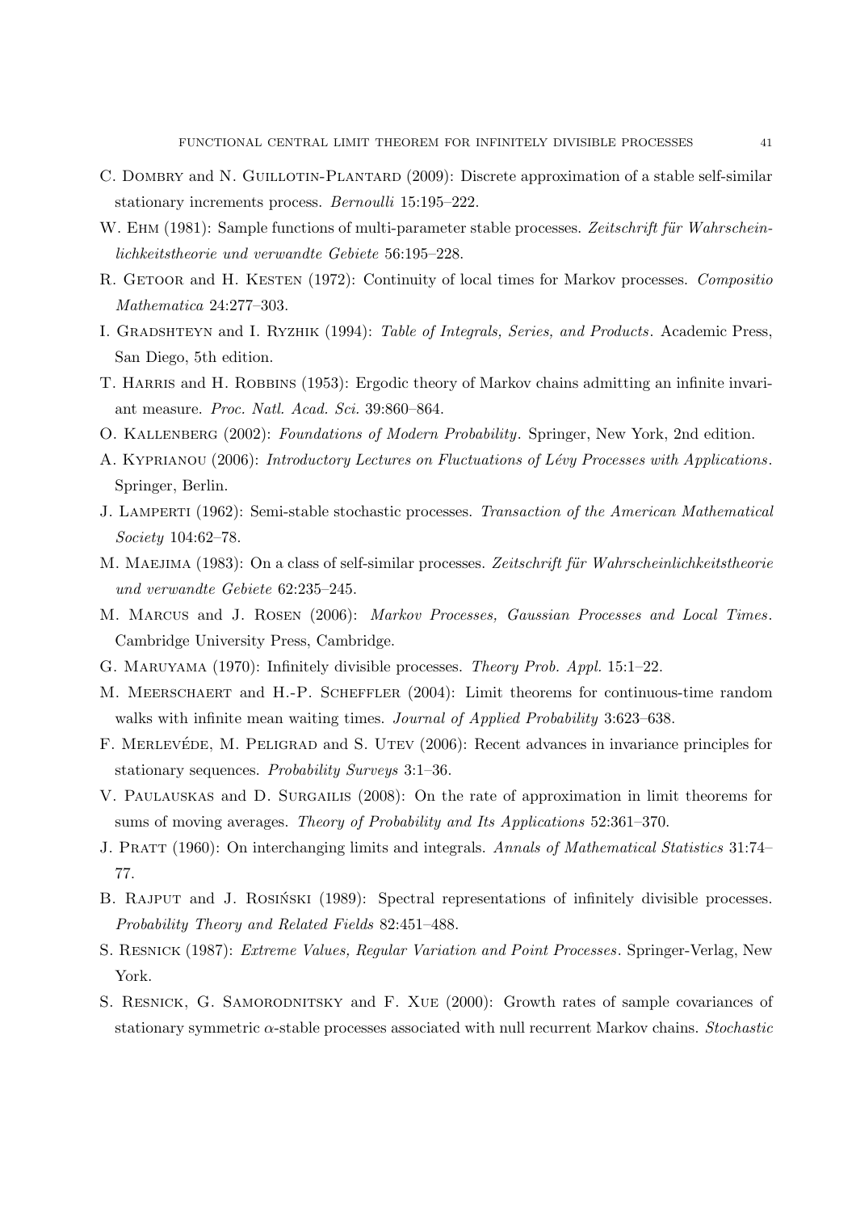C. Dombry and N. Guillotin-Plantard (2009): Discrete approximation of a stable self-similar stationary increments process. *Bernoulli* 15:195–222.

W. Ehm (1981): Sample functions of multi-parameter stable processes. *Zeitschrift für Wahrscheinlichkeitstheorie und verwandte Gebiete* 56:195–228.

R. Getoor and H. Kesten (1972): Continuity of local times for Markov processes. *Compositio Mathematica* 24:277–303.

I. Gradshteyn and I. Ryzhik (1994): *Table of Integrals, Series, and Products*. Academic Press, San Diego, 5th edition.

T. Harris and H. Robbins (1953): Ergodic theory of Markov chains admitting an infinite invariant measure. *Proc. Natl. Acad. Sci.* 39:860–864.

O. Kallenberg (2002): *Foundations of Modern Probability*. Springer, New York, 2nd edition.

A. Kyprianou (2006): *Introductory Lectures on Fluctuations of Lévy Processes with Applications*. Springer, Berlin.

J. Lamperti (1962): Semi-stable stochastic processes. *Transaction of the American Mathematical Society* 104:62–78.

M. Maejima (1983): On a class of self-similar processes. *Zeitschrift für Wahrscheinlichkeitstheorie und verwandte Gebiete* 62:235–245.

M. Marcus and J. Rosen (2006): *Markov Processes, Gaussian Processes and Local Times*. Cambridge University Press, Cambridge.

G. Maruyama (1970): Infinitely divisible processes. *Theory Prob. Appl.* 15:1–22.

M. Meerschaert and H.-P. Scheffler (2004): Limit theorems for continuous-time random walks with infinite mean waiting times. *Journal of Applied Probability* 3:623–638.

F. Merlevéde, M. Peligrad and S. Utev (2006): Recent advances in invariance principles for stationary sequences. *Probability Surveys* 3:1–36.

V. Paulauskas and D. Surgailis (2008): On the rate of approximation in limit theorems for sums of moving averages. *Theory of Probability and Its Applications* 52:361–370.

J. Pratt (1960): On interchanging limits and integrals. *Annals of Mathematical Statistics* 31:74–77.

B. Rajput and J. Rosiński (1989): Spectral representations of infinitely divisible processes. *Probability Theory and Related Fields* 82:451–488.

S. Resnick (1987): *Extreme Values, Regular Variation and Point Processes*. Springer-Verlag, New York.

S. Resnick, G. Samorodnitsky and F. Xue (2000): Growth rates of sample covariances of stationary symmetric $\alpha$-stable processes associated with null recurrent Markov chains. *Stochastic*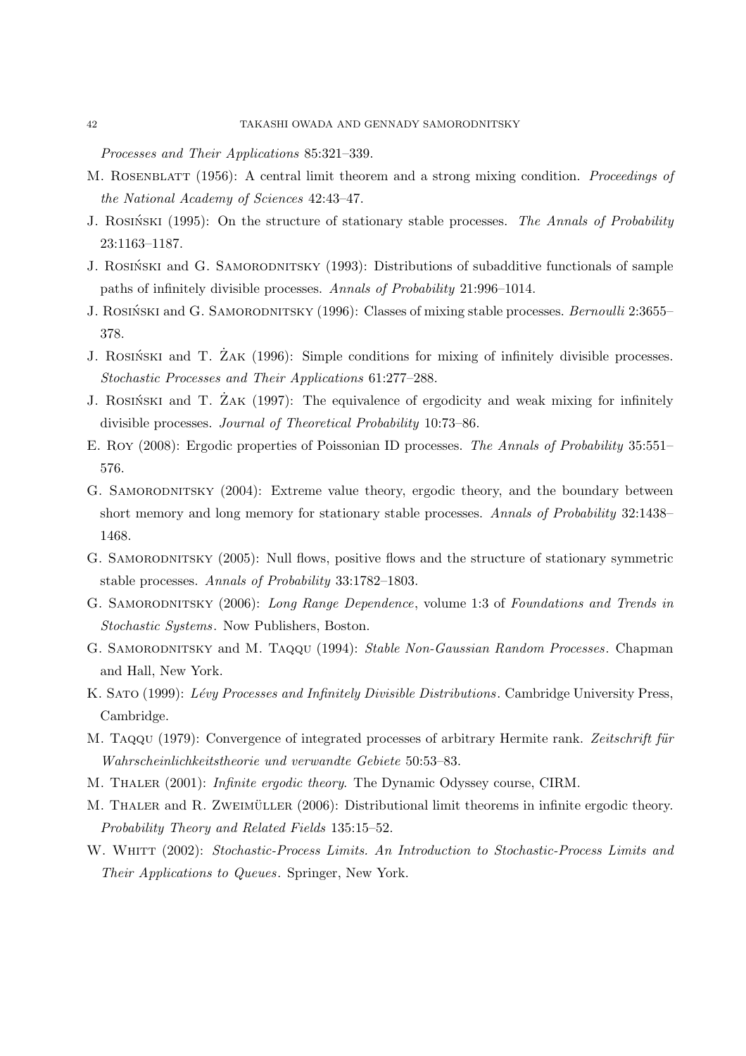*Processes and Their Applications* 85:321–339.

M. Rosenblatt (1956): A central limit theorem and a strong mixing condition. *Proceedings of the National Academy of Sciences* 42:43–47.

J. Rosiński (1995): On the structure of stationary stable processes. *The Annals of Probability* 23:1163–1187.

J. Rosiński and G. Samorodnitsky (1993): Distributions of subadditive functionals of sample paths of infinitely divisible processes. *Annals of Probability* 21:996–1014.

J. Rosiński and G. Samorodnitsky (1996): Classes of mixing stable processes. *Bernoulli* 2:3655–378.

J. Rosiński and T. Żak (1996): Simple conditions for mixing of infinitely divisible processes. *Stochastic Processes and Their Applications* 61:277–288.

J. Rosiński and T. Żak (1997): The equivalence of ergodicity and weak mixing for infinitely divisible processes. *Journal of Theoretical Probability* 10:73–86.

E. Roy (2008): Ergodic properties of Poissonian ID processes. *The Annals of Probability* 35:551–576.

G. Samorodnitsky (2004): Extreme value theory, ergodic theory, and the boundary between short memory and long memory for stationary stable processes. *Annals of Probability* 32:1438–1468.

G. Samorodnitsky (2005): Null flows, positive flows and the structure of stationary symmetric stable processes. *Annals of Probability* 33:1782–1803.

G. Samorodnitsky (2006): *Long Range Dependence*, volume 1:3 of *Foundations and Trends in Stochastic Systems*. Now Publishers, Boston.

G. Samorodnitsky and M. Taqqu (1994): *Stable Non-Gaussian Random Processes*. Chapman and Hall, New York.

K. Sato (1999): *Lévy Processes and Infinitely Divisible Distributions*. Cambridge University Press, Cambridge.

M. Taqqu (1979): Convergence of integrated processes of arbitrary Hermite rank. *Zeitschrift für Wahrscheinlichkeitstheorie und verwandte Gebiete* 50:53–83.

M. Thaler (2001): *Infinite ergodic theory*. The Dynamic Odyssey course, CIRM.

M. Thaler and R. Zweimüller (2006): Distributional limit theorems in infinite ergodic theory. *Probability Theory and Related Fields* 135:15–52.

W. Whitt (2002): *Stochastic-Process Limits. An Introduction to Stochastic-Process Limits and Their Applications to Queues*. Springer, New York.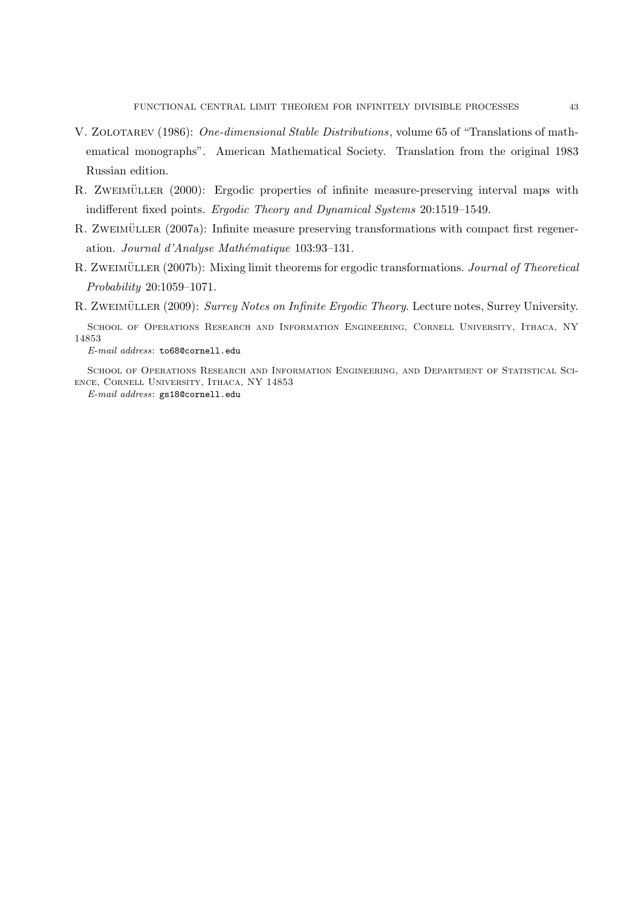V. Zolotarev (1986): *One-dimensional Stable Distributions*, volume 65 of "Translations of mathematical monographs". American Mathematical Society. Translation from the original 1983 Russian edition.

R. Zweimüller (2000): Ergodic properties of infinite measure-preserving interval maps with indifferent fixed points. *Ergodic Theory and Dynamical Systems* 20:1519–1549.

R. Zweimüller (2007a): Infinite measure preserving transformations with compact first regeneration. *Journal d'Analyse Mathématique* 103:93–131.

R. Zweimüller (2007b): Mixing limit theorems for ergodic transformations. *Journal of Theoretical Probability* 20:1059–1071.

R. Zweimüller (2009): *Surrey Notes on Infinite Ergodic Theory*. Lecture notes, Surrey University.

School of Operations Research and Information Engineering, Cornell University, Ithaca, NY 14853

*E-mail address*: to68@cornell.edu

School of Operations Research and Information Engineering, and Department of Statistical Science, Cornell University, Ithaca, NY 14853

*E-mail address*: gs18@cornell.edu